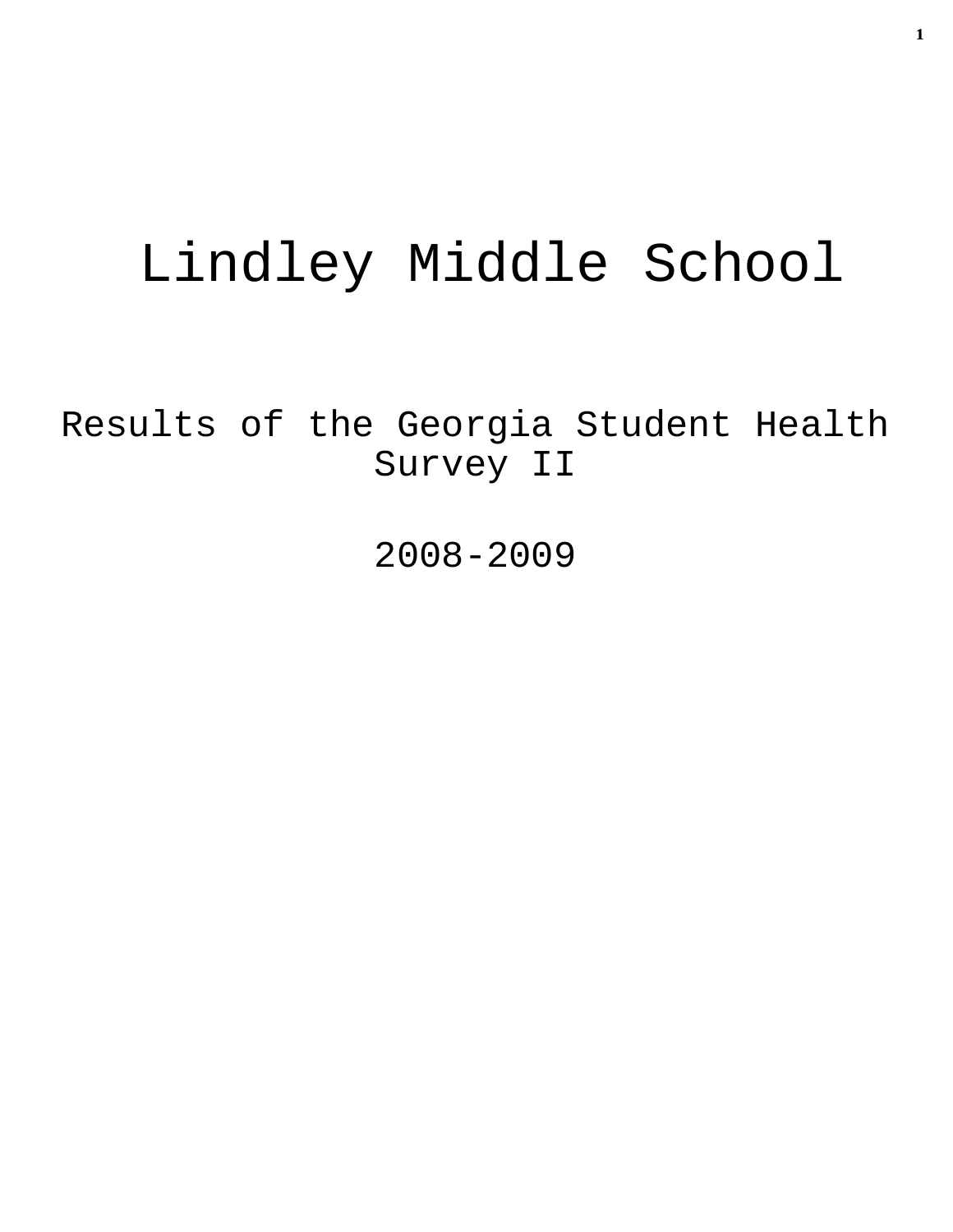# Lindley Middle School

## Results of the Georgia Student Health Survey II

## 2008-2009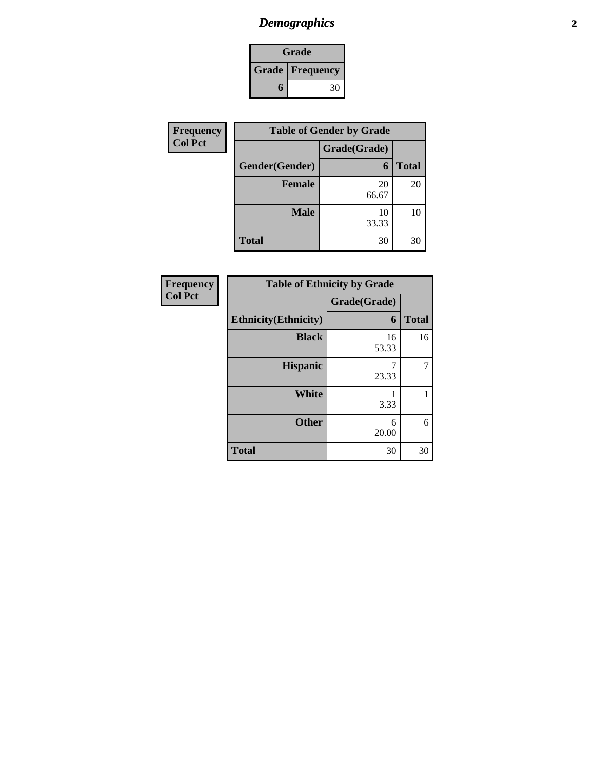# Demographics

| Grade | |
|---|---|
| **Grade** | **Frequency** |
| **6** | 30 |

| Frequency<br>Col Pct |
|---|

| Table of Gender by Grade | | |
|---|---|---|
| | Grade(Grade) | |
| Gender(Gender) | 6 | Total |
| **Female** | 20<br>66.67 | 20 |
| **Male** | 10<br>33.33 | 10 |
| **Total** | 30 | 30 |

| Frequency<br>Col Pct |
|---|

| Table of Ethnicity by Grade | | |
|---|---|---|
| | Grade(Grade) | |
| Ethnicity(Ethnicity) | 6 | Total |
| **Black** | 16<br>53.33 | 16 |
| **Hispanic** | 7<br>23.33 | 7 |
| **White** | 1<br>3.33 | 1 |
| **Other** | 6<br>20.00 | 6 |
| **Total** | 30 | 30 |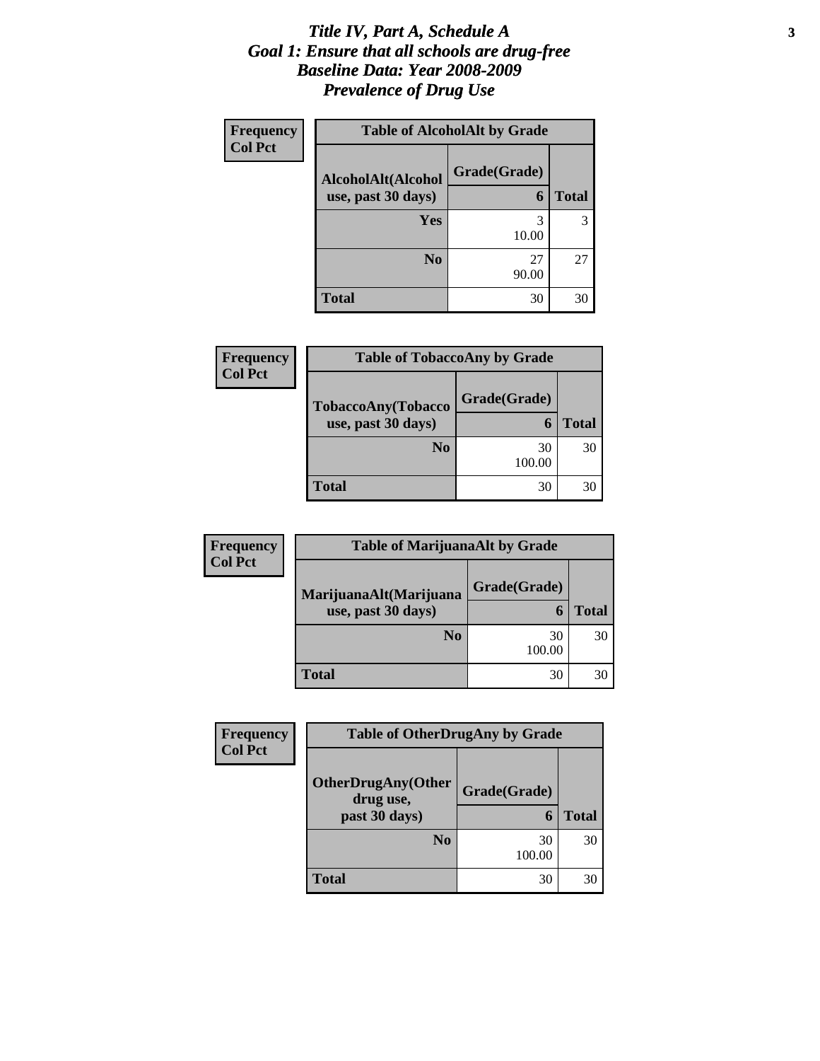# *Title IV, Part A, Schedule A*
# *Goal 1: Ensure that all schools are drug-free*
# *Baseline Data: Year 2008-2009*
# *Prevalence of Drug Use*

**Frequency**
**Col Pct**

**Table of AlcoholAlt by Grade**

| AlcoholAlt(Alcohol use, past 30 days) | Grade(Grade) 6 | Total |
|---|---|---|
| **Yes** | 3<br>10.00 | 3 |
| **No** | 27<br>90.00 | 27 |
| **Total** | 30 | 30 |

**Frequency**
**Col Pct**

**Table of TobaccoAny by Grade**

| TobaccoAny(Tobacco use, past 30 days) | Grade(Grade) 6 | Total |
|---|---|---|
| **No** | 30<br>100.00 | 30 |
| **Total** | 30 | 30 |

**Frequency**
**Col Pct**

**Table of MarijuanaAlt by Grade**

| MarijuanaAlt(Marijuana use, past 30 days) | Grade(Grade) 6 | Total |
|---|---|---|
| **No** | 30<br>100.00 | 30 |
| **Total** | 30 | 30 |

**Frequency**
**Col Pct**

**Table of OtherDrugAny by Grade**

| OtherDrugAny(Other drug use, past 30 days) | Grade(Grade) 6 | Total |
|---|---|---|
| **No** | 30<br>100.00 | 30 |
| **Total** | 30 | 30 |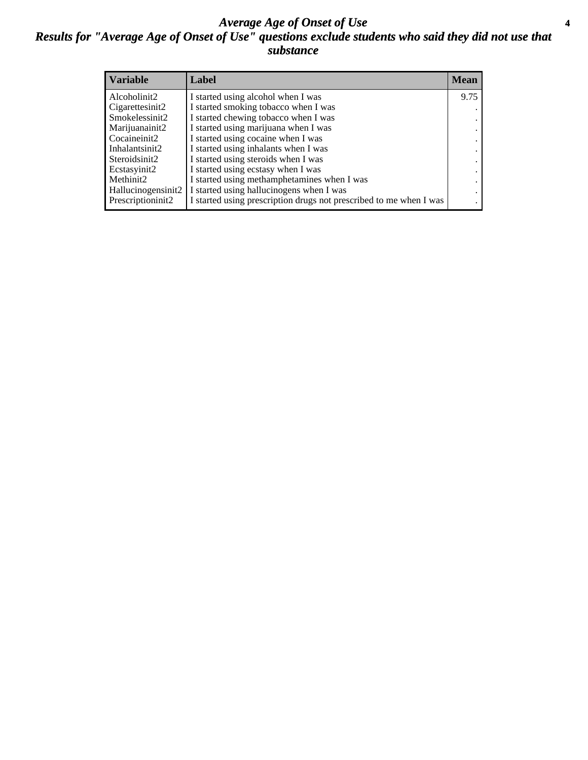# *Average Age of Onset of Use*

## *Results for "Average Age of Onset of Use" questions exclude students who said they did not use that substance*

| Variable | Label | Mean |
|---|---|---|
| Alcoholinit2 | I started using alcohol when I was | 9.75 |
| Cigarettesinit2 | I started smoking tobacco when I was | . |
| Smokelessinit2 | I started chewing tobacco when I was | . |
| Marijuanainit2 | I started using marijuana when I was | . |
| Cocaineinit2 | I started using cocaine when I was | . |
| Inhalantsinit2 | I started using inhalants when I was | . |
| Steroidsinit2 | I started using steroids when I was | . |
| Ecstasyinit2 | I started using ecstasy when I was | . |
| Methinit2 | I started using methamphetamines when I was | . |
| Hallucinogensinit2 | I started using hallucinogens when I was | . |
| Prescriptioninit2 | I started using prescription drugs not prescribed to me when I was | . |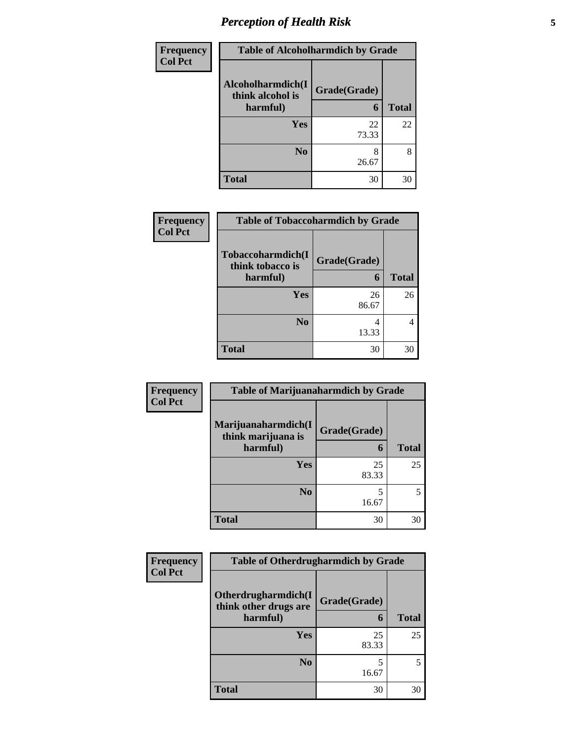# Perception of Health Risk

| Frequency Col Pct | Table of Alcoholharmdich by Grade | |
|---|---|---|
| Alcoholharmdich(I think alcohol is harmful) | Grade(Grade) 6 | Total |
| Yes | 22<br>73.33 | 22 |
| No | 8<br>26.67 | 8 |
| Total | 30 | 30 |

| Frequency Col Pct | Table of Tobaccoharmdich by Grade | |
|---|---|---|
| Tobaccoharmdich(I think tobacco is harmful) | Grade(Grade) 6 | Total |
| Yes | 26<br>86.67 | 26 |
| No | 4<br>13.33 | 4 |
| Total | 30 | 30 |

| Frequency Col Pct | Table of Marijuanaharmdich by Grade | |
|---|---|---|
| Marijuanaharmdich(I think marijuana is harmful) | Grade(Grade) 6 | Total |
| Yes | 25<br>83.33 | 25 |
| No | 5<br>16.67 | 5 |
| Total | 30 | 30 |

| Frequency Col Pct | Table of Otherdrugharmdich by Grade | |
|---|---|---|
| Otherdrugharmdich(I think other drugs are harmful) | Grade(Grade) 6 | Total |
| Yes | 25<br>83.33 | 25 |
| No | 5<br>16.67 | 5 |
| Total | 30 | 30 |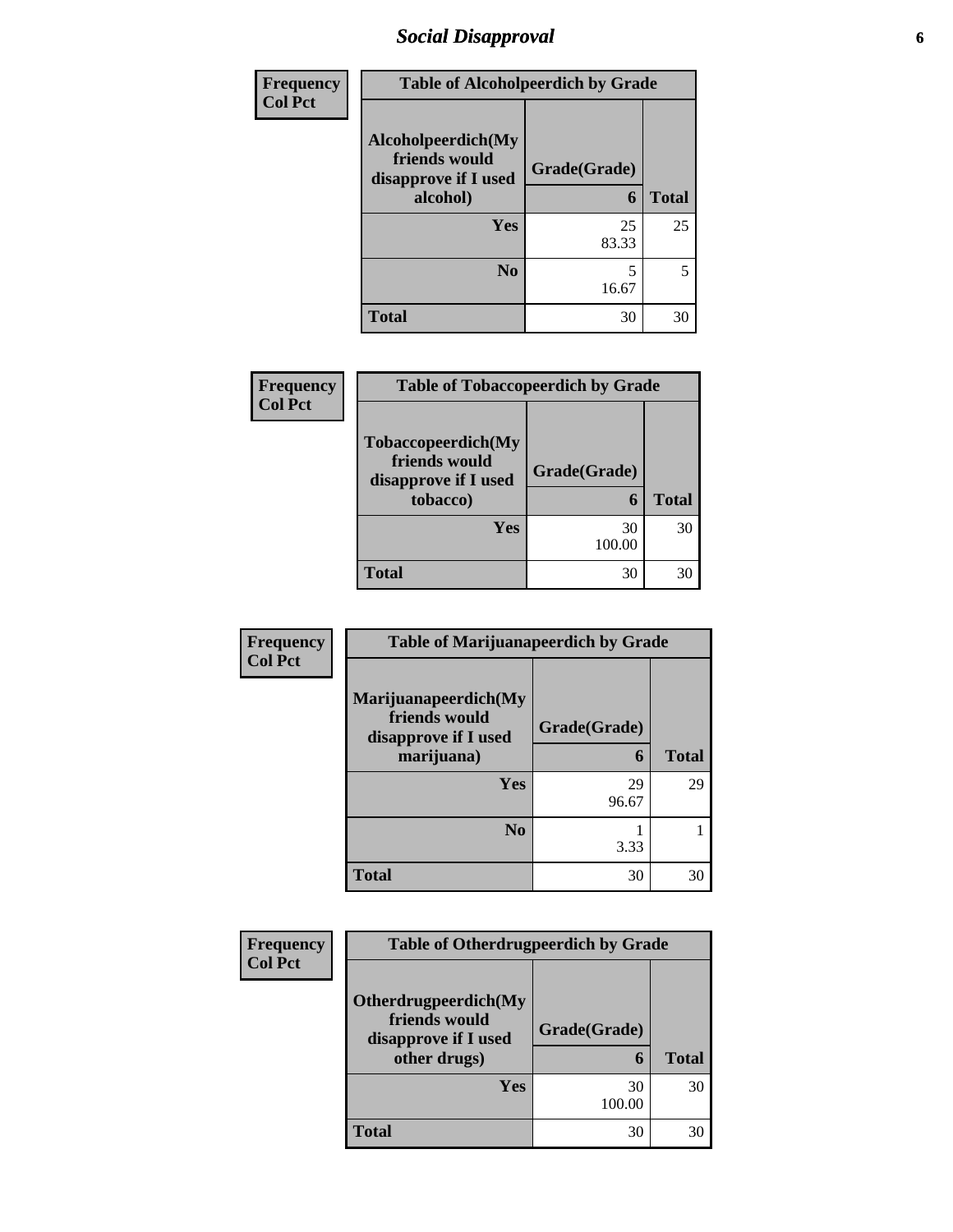## Social Disapproval

| Frequency<br>Col Pct | Table of Alcoholpeerdich by Grade | |
|---|---|---|
| Alcoholpeerdich(My friends would disapprove if I used alcohol) | Grade(Grade)<br>6 | Total |
| Yes | 25<br>83.33 | 25 |
| No | 5<br>16.67 | 5 |
| Total | 30 | 30 |

| Frequency<br>Col Pct | Table of Tobaccopeerdich by Grade | |
|---|---|---|
| Tobaccopeerdich(My friends would disapprove if I used tobacco) | Grade(Grade)<br>6 | Total |
| Yes | 30<br>100.00 | 30 |
| Total | 30 | 30 |

| Frequency<br>Col Pct | Table of Marijuanapeerdich by Grade | |
|---|---|---|
| Marijuanapeerdich(My friends would disapprove if I used marijuana) | Grade(Grade)<br>6 | Total |
| Yes | 29<br>96.67 | 29 |
| No | 1<br>3.33 | 1 |
| Total | 30 | 30 |

| Frequency<br>Col Pct | Table of Otherdrugpeerdich by Grade | |
|---|---|---|
| Otherdrugpeerdich(My friends would disapprove if I used other drugs) | Grade(Grade)<br>6 | Total |
| Yes | 30<br>100.00 | 30 |
| Total | 30 | 30 |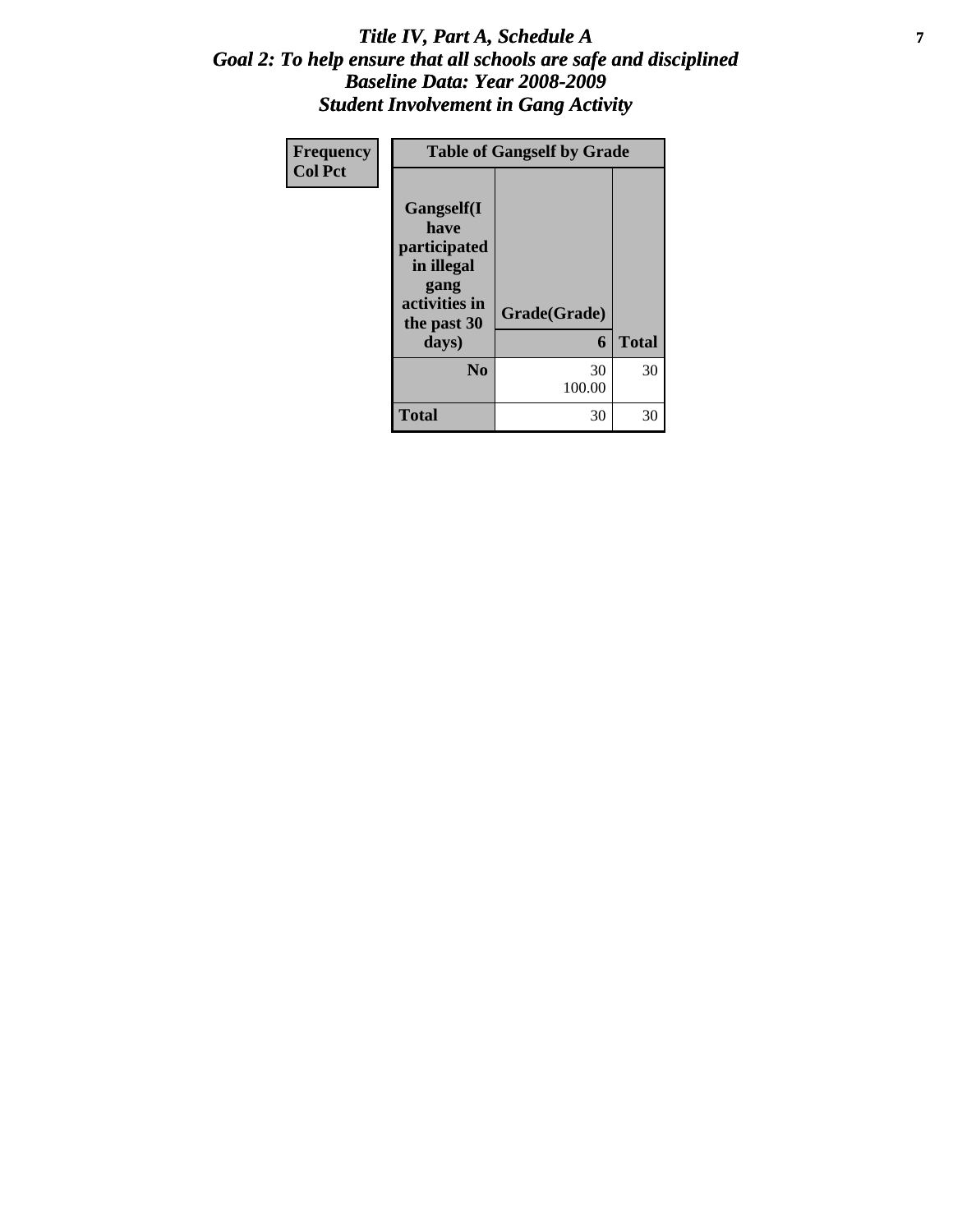# *Title IV, Part A, Schedule A*
## *Goal 2: To help ensure that all schools are safe and disciplined*
## *Baseline Data: Year 2008-2009*
## *Student Involvement in Gang Activity*

| Frequency<br>Col Pct | Table of Gangself by Grade | |
|---|---|---|
| **Gangself(I have participated in illegal gang activities in the past 30 days)** | **Grade(Grade)**<br>**6** | **Total** |
| **No** | 30<br>100.00 | 30 |
| **Total** | 30 | 30 |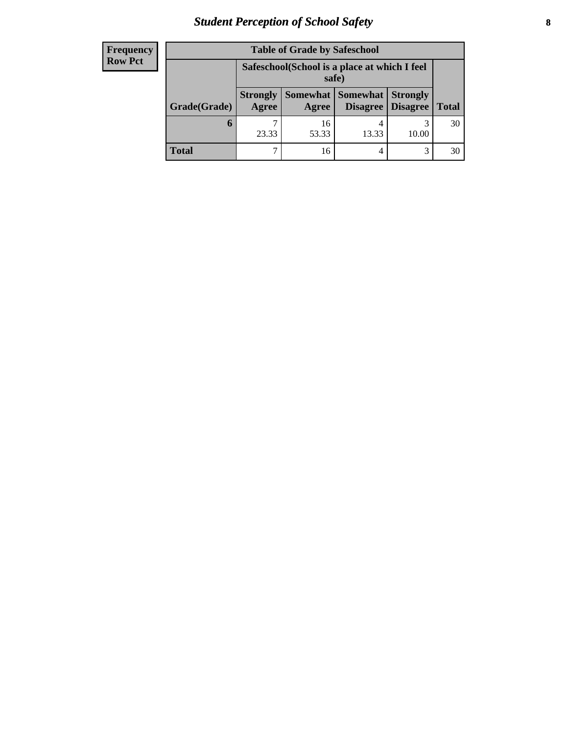| Frequency |
|---|
| Row Pct |

| Table of Grade by Safeschool | | | | | |
|---|---|---|---|---|---|
| | Safeschool(School is a place at which I feel safe) | | | | |
| Grade(Grade) | Strongly Agree | Somewhat Agree | Somewhat Disagree | Strongly Disagree | Total |
| 6 | 7<br>23.33 | 16<br>53.33 | 4<br>13.33 | 3<br>10.00 | 30 |
| Total | 7 | 16 | 4 | 3 | 30 |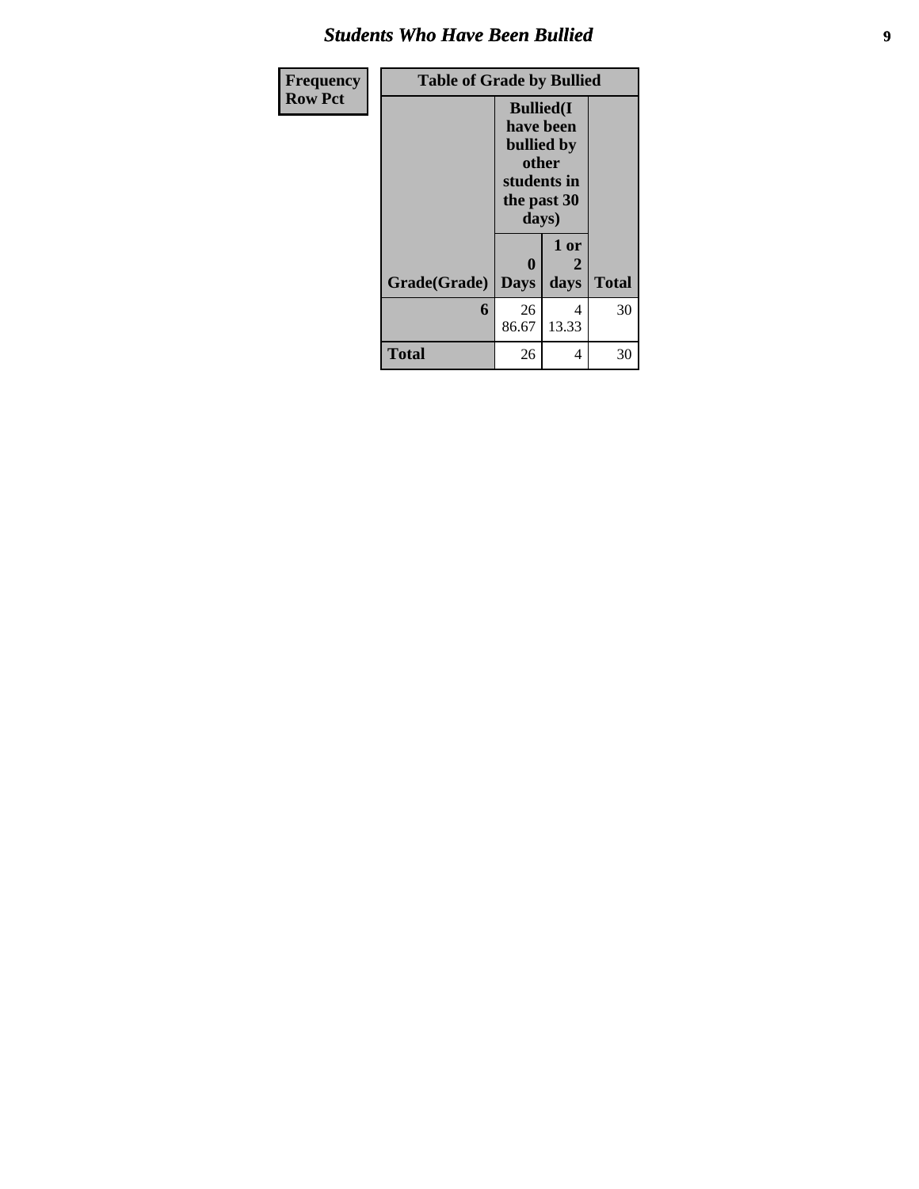# Students Who Have Been Bullied

| Frequency<br>Row Pct |
|---|

| Table of Grade by Bullied | | | |
|---|---|---|---|
| | Bullied(I have been bullied by other students in the past 30 days) | | |
| Grade(Grade) | 0 Days | 1 or 2 days | Total |
| 6 | 26<br>86.67 | 4<br>13.33 | 30 |
| Total | 26 | 4 | 30 |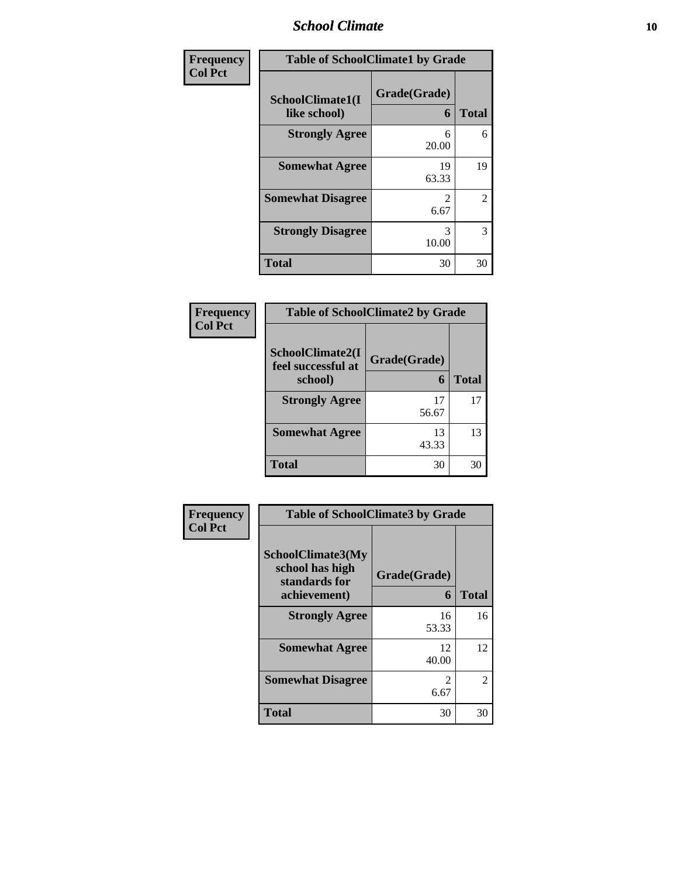## School Climate

**Frequency**
**Col Pct**

| Table of SchoolClimate1 by Grade | | |
|---|---|---|
| SchoolClimate1(I like school) | Grade(Grade) 6 | Total |
| **Strongly Agree** | 6<br>20.00 | 6 |
| **Somewhat Agree** | 19<br>63.33 | 19 |
| **Somewhat Disagree** | 2<br>6.67 | 2 |
| **Strongly Disagree** | 3<br>10.00 | 3 |
| **Total** | 30 | 30 |

**Frequency**
**Col Pct**

| Table of SchoolClimate2 by Grade | | |
|---|---|---|
| SchoolClimate2(I feel successful at school) | Grade(Grade) 6 | Total |
| **Strongly Agree** | 17<br>56.67 | 17 |
| **Somewhat Agree** | 13<br>43.33 | 13 |
| **Total** | 30 | 30 |

**Frequency**
**Col Pct**

| Table of SchoolClimate3 by Grade | | |
|---|---|---|
| SchoolClimate3(My school has high standards for achievement) | Grade(Grade) 6 | Total |
| **Strongly Agree** | 16<br>53.33 | 16 |
| **Somewhat Agree** | 12<br>40.00 | 12 |
| **Somewhat Disagree** | 2<br>6.67 | 2 |
| **Total** | 30 | 30 |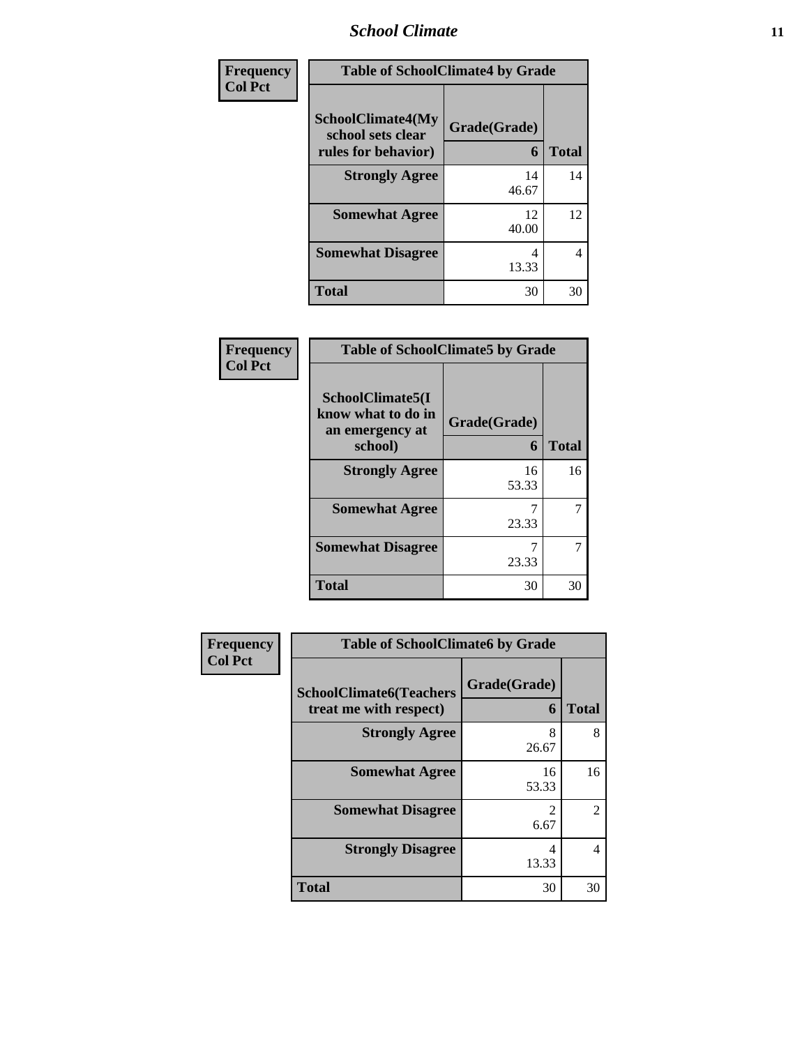**Frequency**
**Col Pct**

| Table of SchoolClimate4 by Grade | | |
|---|---|---|
| **SchoolClimate4(My school sets clear rules for behavior)** | **Grade(Grade)** **6** | **Total** |
| **Strongly Agree** | 14<br>46.67 | 14 |
| **Somewhat Agree** | 12<br>40.00 | 12 |
| **Somewhat Disagree** | 4<br>13.33 | 4 |
| **Total** | 30 | 30 |

**Frequency**
**Col Pct**

| Table of SchoolClimate5 by Grade | | |
|---|---|---|
| **SchoolClimate5(I know what to do in an emergency at school)** | **Grade(Grade)** **6** | **Total** |
| **Strongly Agree** | 16<br>53.33 | 16 |
| **Somewhat Agree** | 7<br>23.33 | 7 |
| **Somewhat Disagree** | 7<br>23.33 | 7 |
| **Total** | 30 | 30 |

**Frequency**
**Col Pct**

| Table of SchoolClimate6 by Grade | | |
|---|---|---|
| **SchoolClimate6(Teachers treat me with respect)** | **Grade(Grade)** **6** | **Total** |
| **Strongly Agree** | 8<br>26.67 | 8 |
| **Somewhat Agree** | 16<br>53.33 | 16 |
| **Somewhat Disagree** | 2<br>6.67 | 2 |
| **Strongly Disagree** | 4<br>13.33 | 4 |
| **Total** | 30 | 30 |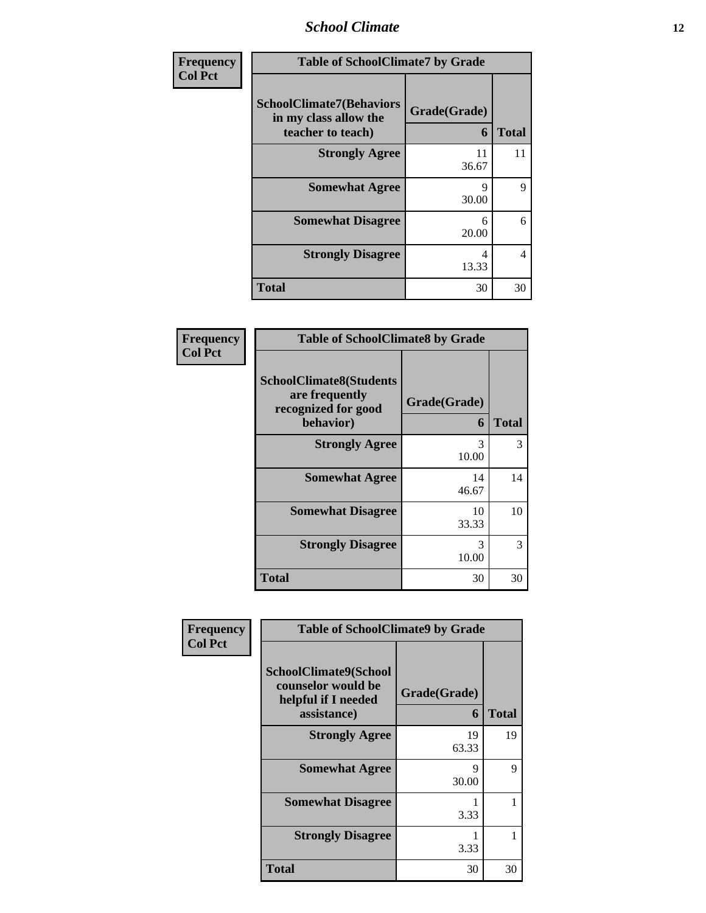| Frequency Col Pct | Table of SchoolClimate7 by Grade | |
|---|---|---|
| SchoolClimate7(Behaviors in my class allow the teacher to teach) | Grade(Grade) 6 | Total |
| Strongly Agree | 11<br>36.67 | 11 |
| Somewhat Agree | 9<br>30.00 | 9 |
| Somewhat Disagree | 6<br>20.00 | 6 |
| Strongly Disagree | 4<br>13.33 | 4 |
| Total | 30 | 30 |

| Frequency Col Pct | Table of SchoolClimate8 by Grade | |
|---|---|---|
| SchoolClimate8(Students are frequently recognized for good behavior) | Grade(Grade) 6 | Total |
| Strongly Agree | 3<br>10.00 | 3 |
| Somewhat Agree | 14<br>46.67 | 14 |
| Somewhat Disagree | 10<br>33.33 | 10 |
| Strongly Disagree | 3<br>10.00 | 3 |
| Total | 30 | 30 |

| Frequency Col Pct | Table of SchoolClimate9 by Grade | |
|---|---|---|
| SchoolClimate9(School counselor would be helpful if I needed assistance) | Grade(Grade) 6 | Total |
| Strongly Agree | 19<br>63.33 | 19 |
| Somewhat Agree | 9<br>30.00 | 9 |
| Somewhat Disagree | 1<br>3.33 | 1 |
| Strongly Disagree | 1<br>3.33 | 1 |
| Total | 30 | 30 |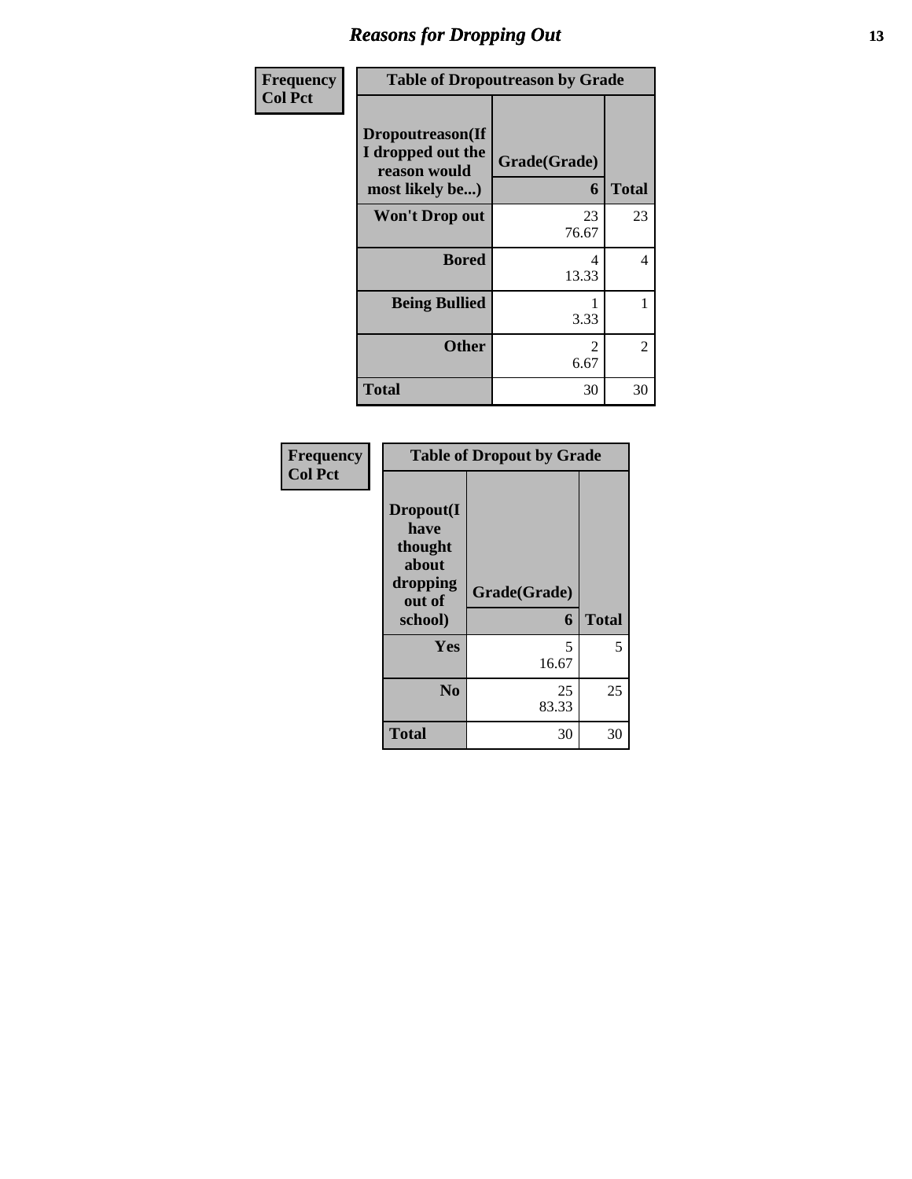## Reasons for Dropping Out

**Frequency**
**Col Pct**

| Table of Dropoutreason by Grade | | |
|---|---|---|
| **Dropoutreason(If I dropped out the reason would most likely be...)** | **Grade(Grade)** | |
| | **6** | **Total** |
| **Won't Drop out** | 23<br>76.67 | 23 |
| **Bored** | 4<br>13.33 | 4 |
| **Being Bullied** | 1<br>3.33 | 1 |
| **Other** | 2<br>6.67 | 2 |
| **Total** | 30 | 30 |

**Frequency**
**Col Pct**

| Table of Dropout by Grade | | |
|---|---|---|
| **Dropout(I have thought about dropping out of school)** | **Grade(Grade)** | |
| | **6** | **Total** |
| **Yes** | 5<br>16.67 | 5 |
| **No** | 25<br>83.33 | 25 |
| **Total** | 30 | 30 |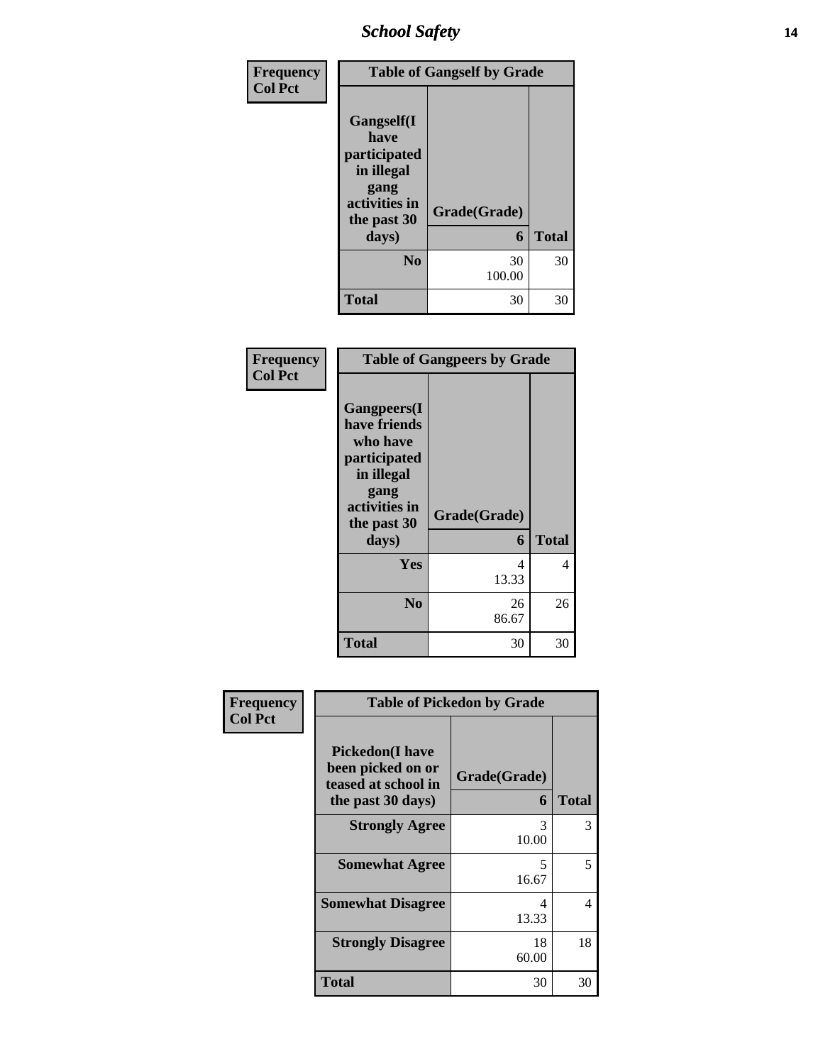| Frequency<br>Col Pct | Table of Gangself by Grade | |
|---|---|---|
| **Gangself(I have participated in illegal gang activities in the past 30 days)** | **Grade(Grade)**<br>**6** | **Total** |
| **No** | 30<br>100.00 | 30 |
| **Total** | 30 | 30 |

| Frequency<br>Col Pct | Table of Gangpeers by Grade | |
|---|---|---|
| **Gangpeers(I have friends who have participated in illegal gang activities in the past 30 days)** | **Grade(Grade)**<br>**6** | **Total** |
| **Yes** | 4<br>13.33 | 4 |
| **No** | 26<br>86.67 | 26 |
| **Total** | 30 | 30 |

| Frequency<br>Col Pct | Table of Pickedon by Grade | |
|---|---|---|
| **Pickedon(I have been picked on or teased at school in the past 30 days)** | **Grade(Grade)**<br>**6** | **Total** |
| **Strongly Agree** | 3<br>10.00 | 3 |
| **Somewhat Agree** | 5<br>16.67 | 5 |
| **Somewhat Disagree** | 4<br>13.33 | 4 |
| **Strongly Disagree** | 18<br>60.00 | 18 |
| **Total** | 30 | 30 |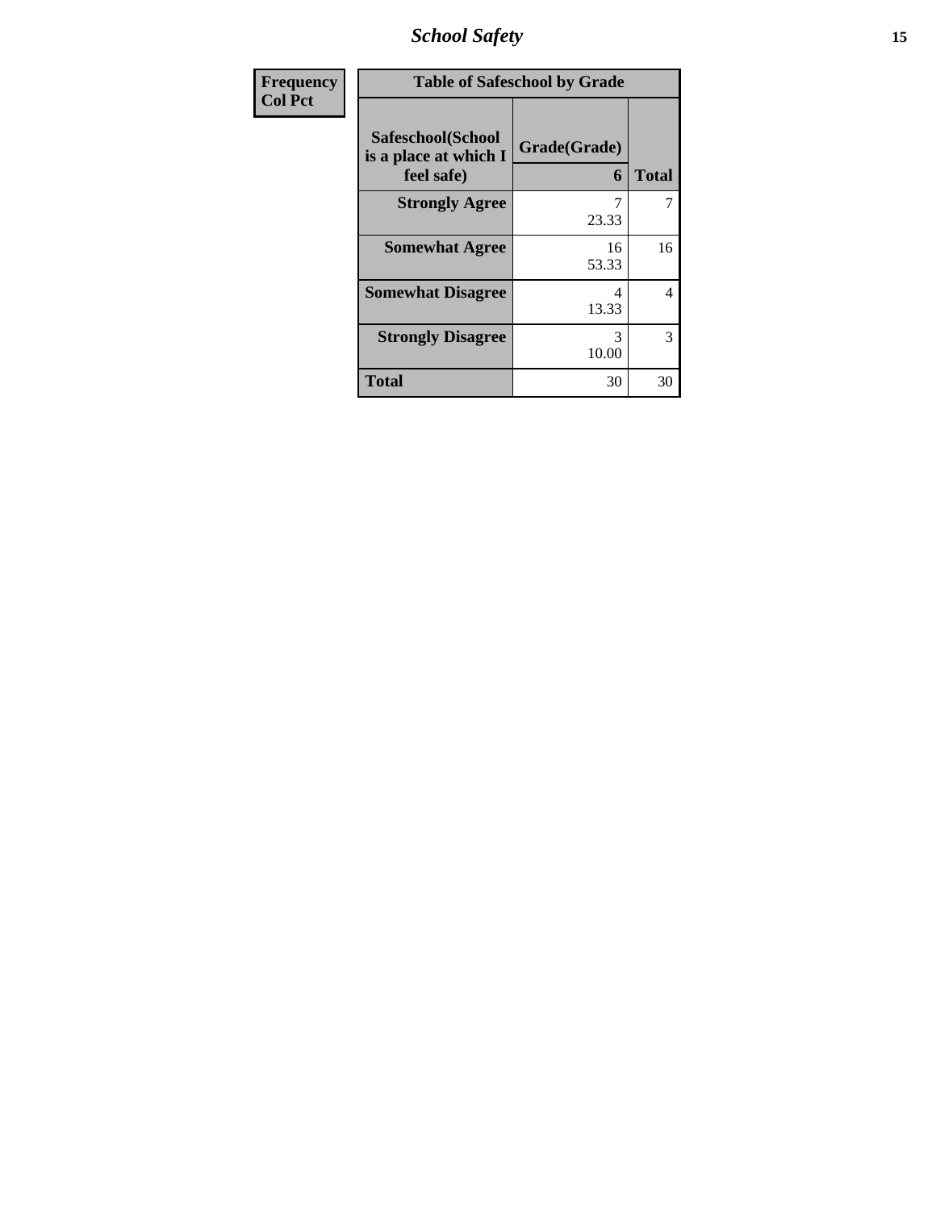| Frequency<br>Col Pct | Table of Safeschool by Grade | | |
|---|---|---|---|
| | Safeschool(School is a place at which I feel safe) | Grade(Grade)<br>6 | Total |
| | Strongly Agree | 7<br>23.33 | 7 |
| | Somewhat Agree | 16<br>53.33 | 16 |
| | Somewhat Disagree | 4<br>13.33 | 4 |
| | Strongly Disagree | 3<br>10.00 | 3 |
| | Total | 30 | 30 |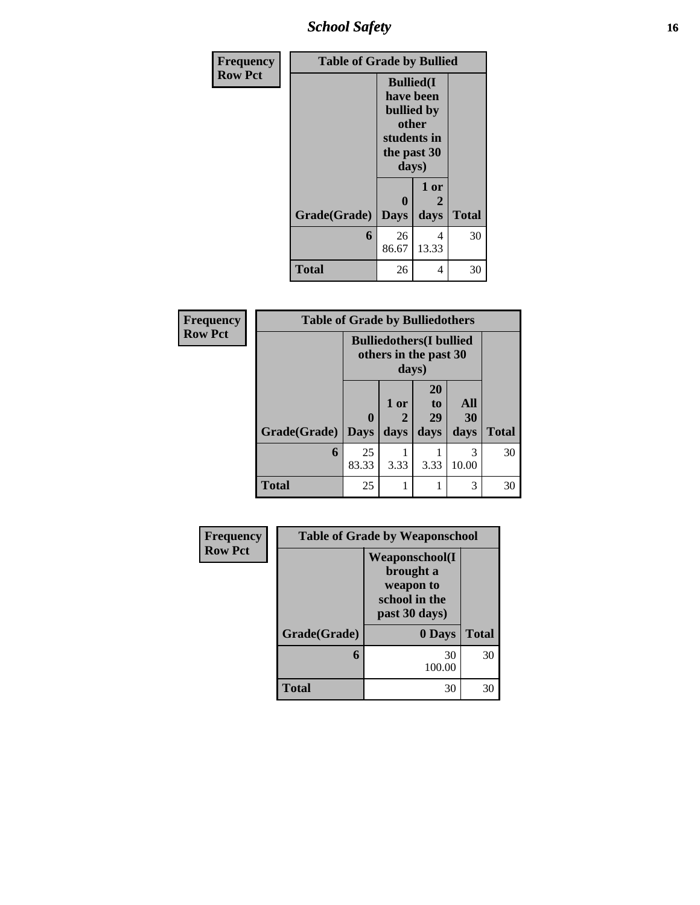# School Safety

| Frequency<br>Row Pct |
|---|

| Table of Grade by Bullied | | | |
|---|---|---|---|
| | Bullied(I have been bullied by other students in the past 30 days) | | |
| Grade(Grade) | 0 Days | 1 or 2 days | Total |
| 6 | 26<br>86.67 | 4<br>13.33 | 30 |
| Total | 26 | 4 | 30 |

| Frequency<br>Row Pct |
|---|

| Table of Grade by Bulliedothers | | | | | |
|---|---|---|---|---|---|
| | Bulliedothers(I bullied others in the past 30 days) | | | | |
| Grade(Grade) | 0 Days | 1 or 2 days | 20 to 29 days | All 30 days | Total |
| 6 | 25<br>83.33 | 1<br>3.33 | 1<br>3.33 | 3<br>10.00 | 30 |
| Total | 25 | 1 | 1 | 3 | 30 |

| Frequency<br>Row Pct |
|---|

| Table of Grade by Weaponschool | | |
|---|---|---|
| | Weaponschool(I brought a weapon to school in the past 30 days) | |
| Grade(Grade) | 0 Days | Total |
| 6 | 30<br>100.00 | 30 |
| Total | 30 | 30 |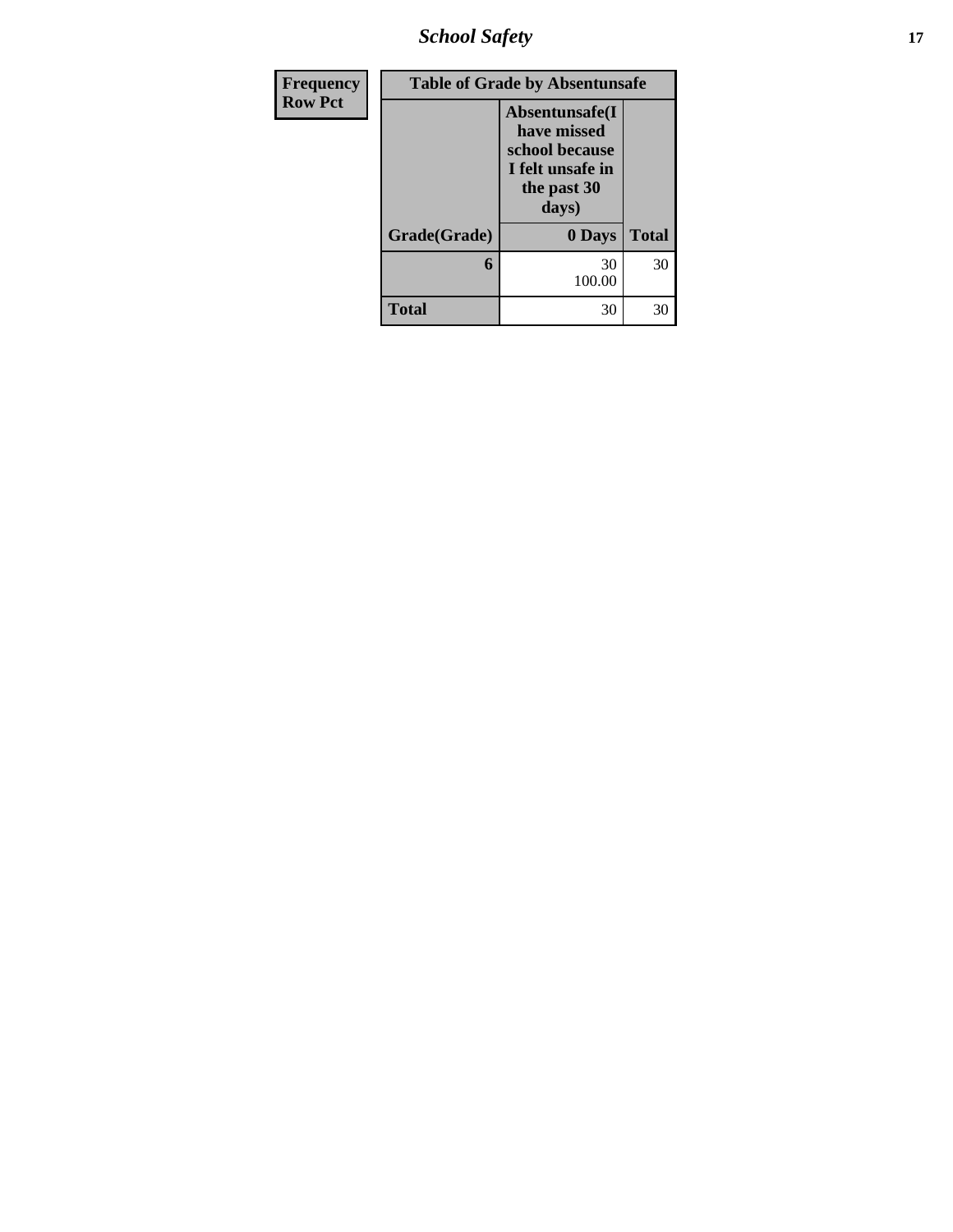| Frequency Row Pct | Table of Grade by Absentunsafe | |
|---|---|---|
| | Absentunsafe(I have missed school because I felt unsafe in the past 30 days) | |
| Grade(Grade) | 0 Days | Total |
| 6 | 30<br>100.00 | 30 |
| Total | 30 | 30 |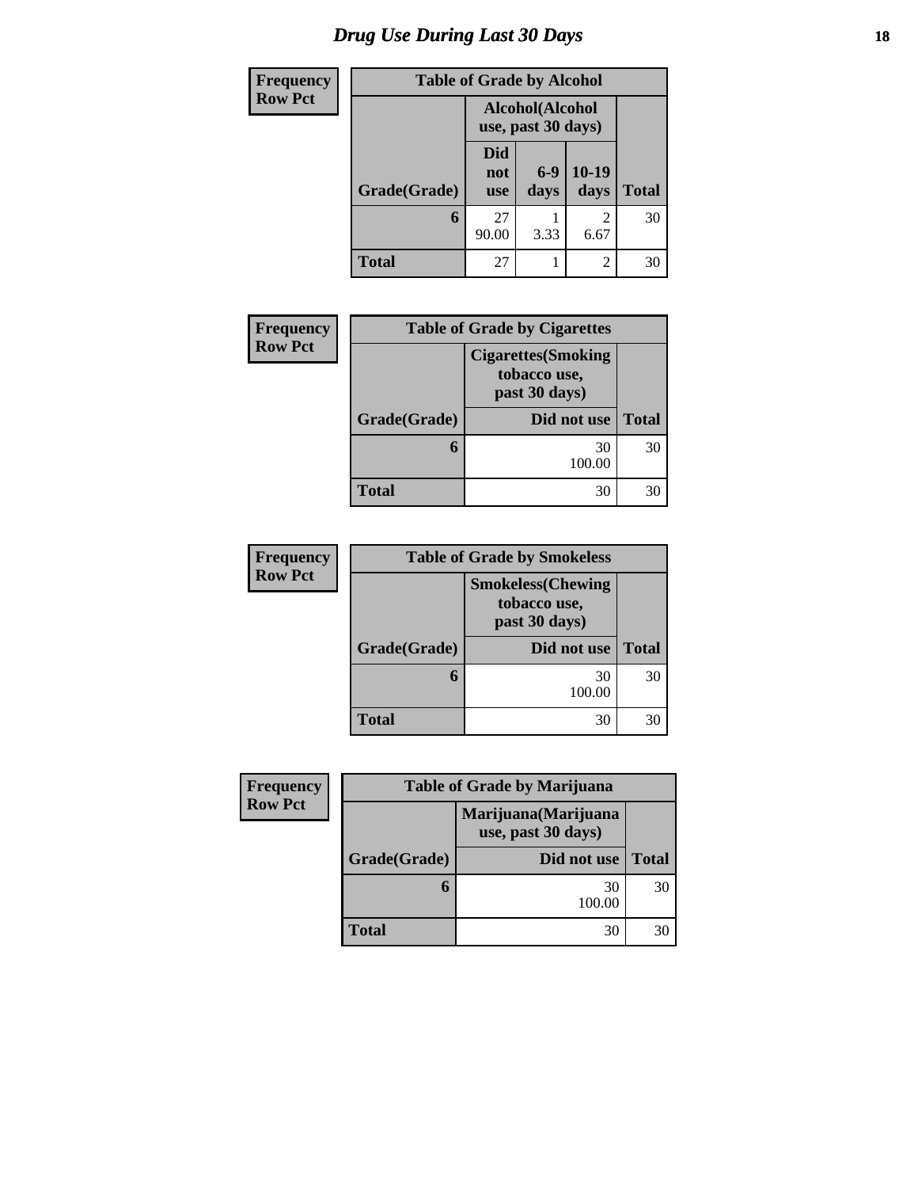# Drug Use During Last 30 Days

| Frequency<br>Row Pct |
|---|

**Table of Grade by Alcohol**

| Grade(Grade) | Alcohol(Alcohol use, past 30 days) | | | Total |
|---|---|---|---|---|
| | Did not use | 6-9 days | 10-19 days | |
| 6 | 27<br>90.00 | 1<br>3.33 | 2<br>6.67 | 30 |
| Total | 27 | 1 | 2 | 30 |

| Frequency<br>Row Pct |
|---|

**Table of Grade by Cigarettes**

| Grade(Grade) | Cigarettes(Smoking tobacco use, past 30 days) | Total |
|---|---|---|
| | Did not use | |
| 6 | 30<br>100.00 | 30 |
| Total | 30 | 30 |

| Frequency<br>Row Pct |
|---|

**Table of Grade by Smokeless**

| Grade(Grade) | Smokeless(Chewing tobacco use, past 30 days) | Total |
|---|---|---|
| | Did not use | |
| 6 | 30<br>100.00 | 30 |
| Total | 30 | 30 |

| Frequency<br>Row Pct |
|---|

**Table of Grade by Marijuana**

| Grade(Grade) | Marijuana(Marijuana use, past 30 days) | Total |
|---|---|---|
| | Did not use | |
| 6 | 30<br>100.00 | 30 |
| Total | 30 | 30 |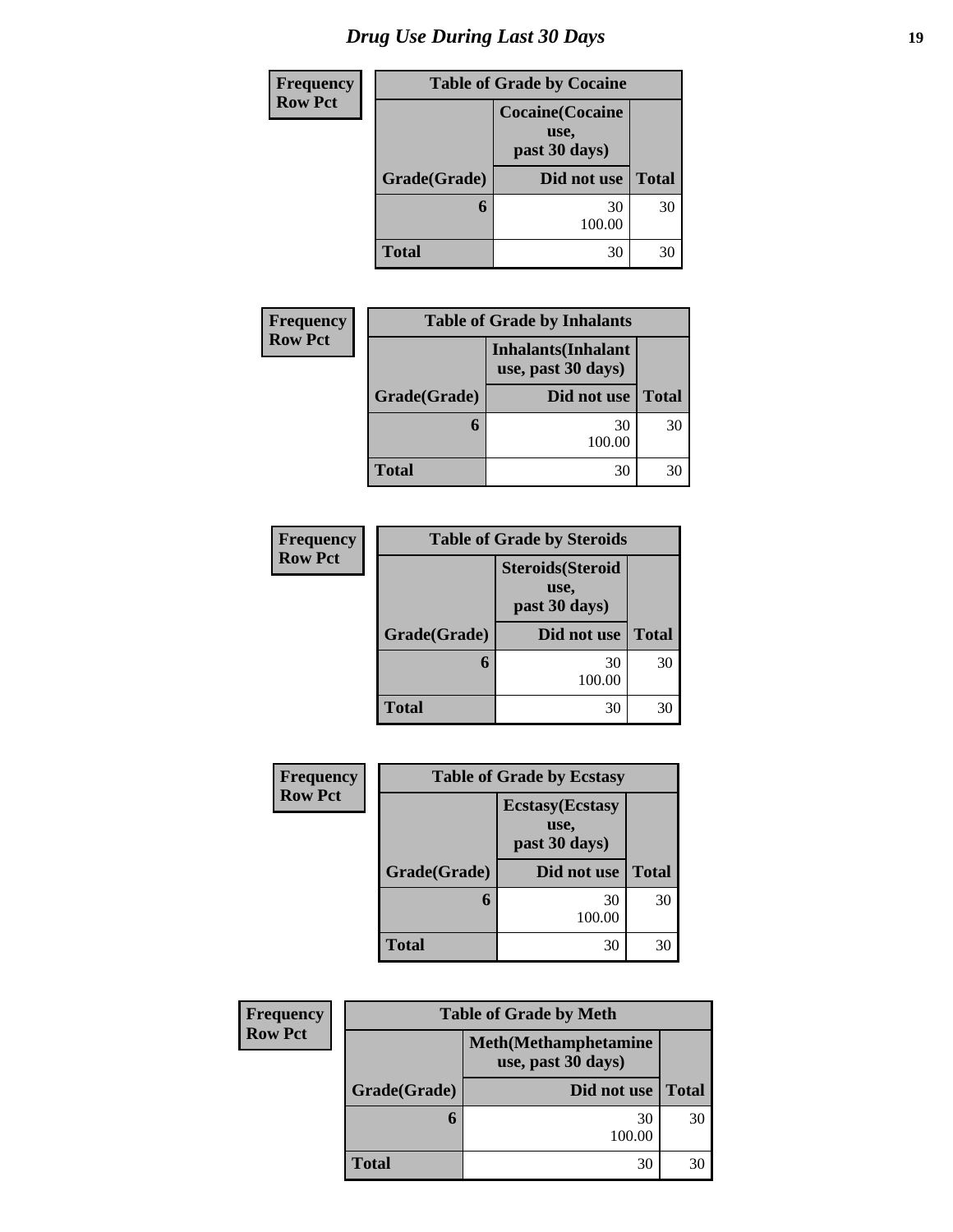# Drug Use During Last 30 Days

Frequency
Row Pct

| Table of Grade by Cocaine | | |
|---|---|---|
| | Cocaine(Cocaine use, past 30 days) | |
| Grade(Grade) | Did not use | Total |
| 6 | 30<br>100.00 | 30 |
| Total | 30 | 30 |

Frequency
Row Pct

| Table of Grade by Inhalants | | |
|---|---|---|
| | Inhalants(Inhalant use, past 30 days) | |
| Grade(Grade) | Did not use | Total |
| 6 | 30<br>100.00 | 30 |
| Total | 30 | 30 |

Frequency
Row Pct

| Table of Grade by Steroids | | |
|---|---|---|
| | Steroids(Steroid use, past 30 days) | |
| Grade(Grade) | Did not use | Total |
| 6 | 30<br>100.00 | 30 |
| Total | 30 | 30 |

Frequency
Row Pct

| Table of Grade by Ecstasy | | |
|---|---|---|
| | Ecstasy(Ecstasy use, past 30 days) | |
| Grade(Grade) | Did not use | Total |
| 6 | 30<br>100.00 | 30 |
| Total | 30 | 30 |

Frequency
Row Pct

| Table of Grade by Meth | | |
|---|---|---|
| | Meth(Methamphetamine use, past 30 days) | |
| Grade(Grade) | Did not use | Total |
| 6 | 30<br>100.00 | 30 |
| Total | 30 | 30 |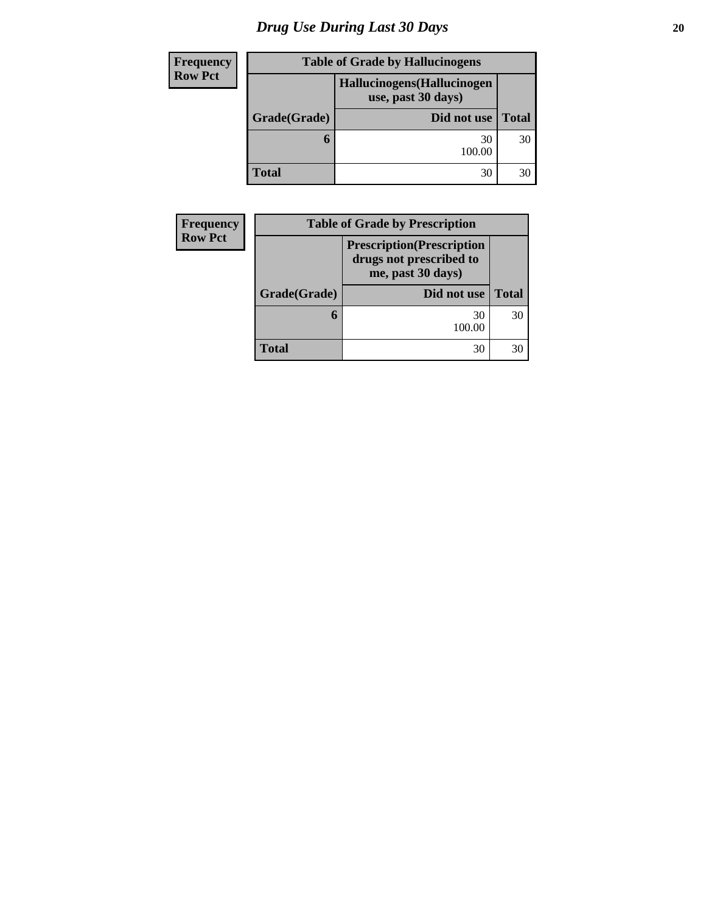# Drug Use During Last 30 Days

| Frequency<br>Row Pct | Table of Grade by Hallucinogens | |
|---|---|---|
| | Hallucinogens(Hallucinogen use, past 30 days) | |
| Grade(Grade) | Did not use | Total |
| 6 | 30<br>100.00 | 30 |
| Total | 30 | 30 |

| Frequency<br>Row Pct | Table of Grade by Prescription | |
|---|---|---|
| | Prescription(Prescription drugs not prescribed to me, past 30 days) | |
| Grade(Grade) | Did not use | Total |
| 6 | 30<br>100.00 | 30 |
| Total | 30 | 30 |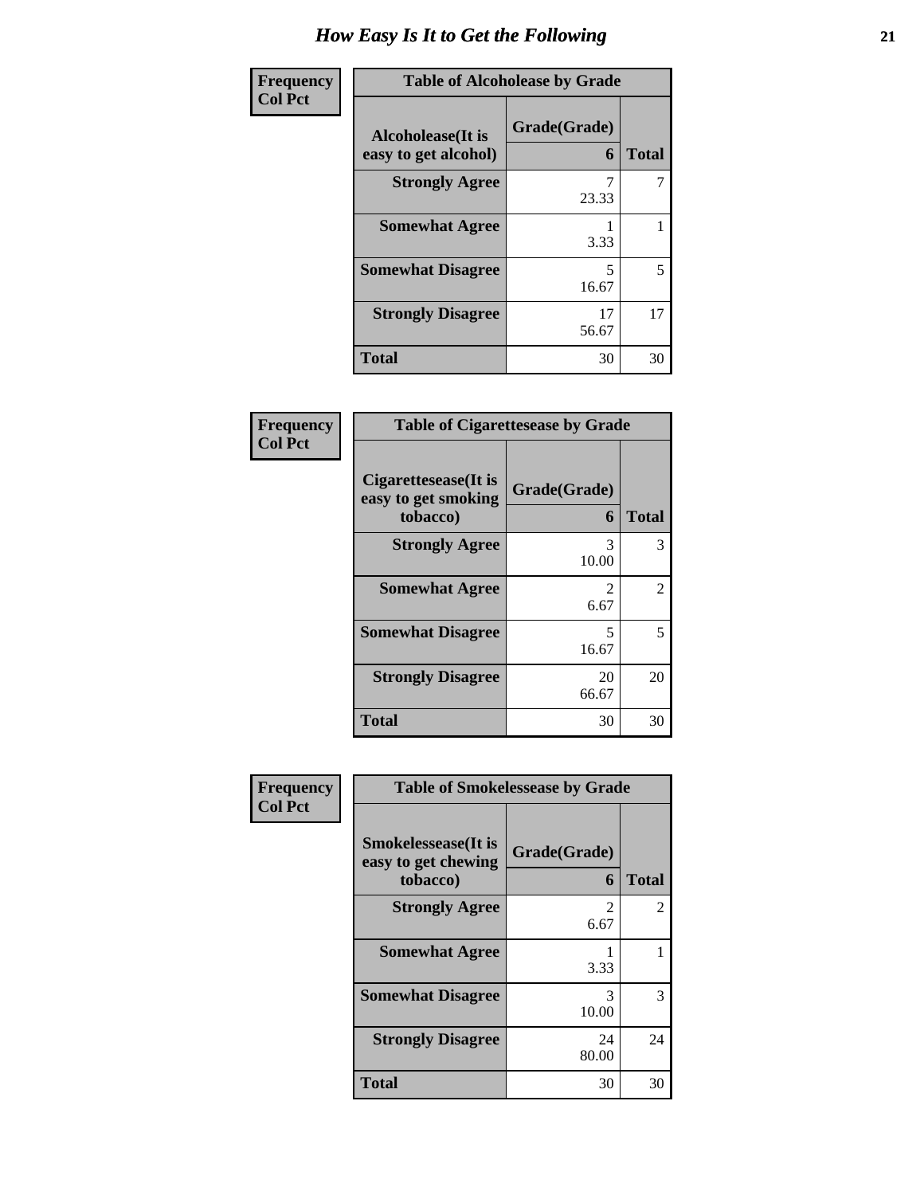# How Easy Is It to Get the Following

**Frequency / Col Pct**

| Table of Alcoholease by Grade | | |
|---|---|---|
| **Alcoholease(It is easy to get alcohol)** | **Grade(Grade)** | |
| | **6** | **Total** |
| **Strongly Agree** | 7<br>23.33 | 7 |
| **Somewhat Agree** | 1<br>3.33 | 1 |
| **Somewhat Disagree** | 5<br>16.67 | 5 |
| **Strongly Disagree** | 17<br>56.67 | 17 |
| **Total** | 30 | 30 |

**Frequency / Col Pct**

| Table of Cigarettesease by Grade | | |
|---|---|---|
| **Cigarettesease(It is easy to get smoking tobacco)** | **Grade(Grade)** | |
| | **6** | **Total** |
| **Strongly Agree** | 3<br>10.00 | 3 |
| **Somewhat Agree** | 2<br>6.67 | 2 |
| **Somewhat Disagree** | 5<br>16.67 | 5 |
| **Strongly Disagree** | 20<br>66.67 | 20 |
| **Total** | 30 | 30 |

**Frequency / Col Pct**

| Table of Smokelessease by Grade | | |
|---|---|---|
| **Smokelessease(It is easy to get chewing tobacco)** | **Grade(Grade)** | |
| | **6** | **Total** |
| **Strongly Agree** | 2<br>6.67 | 2 |
| **Somewhat Agree** | 1<br>3.33 | 1 |
| **Somewhat Disagree** | 3<br>10.00 | 3 |
| **Strongly Disagree** | 24<br>80.00 | 24 |
| **Total** | 30 | 30 |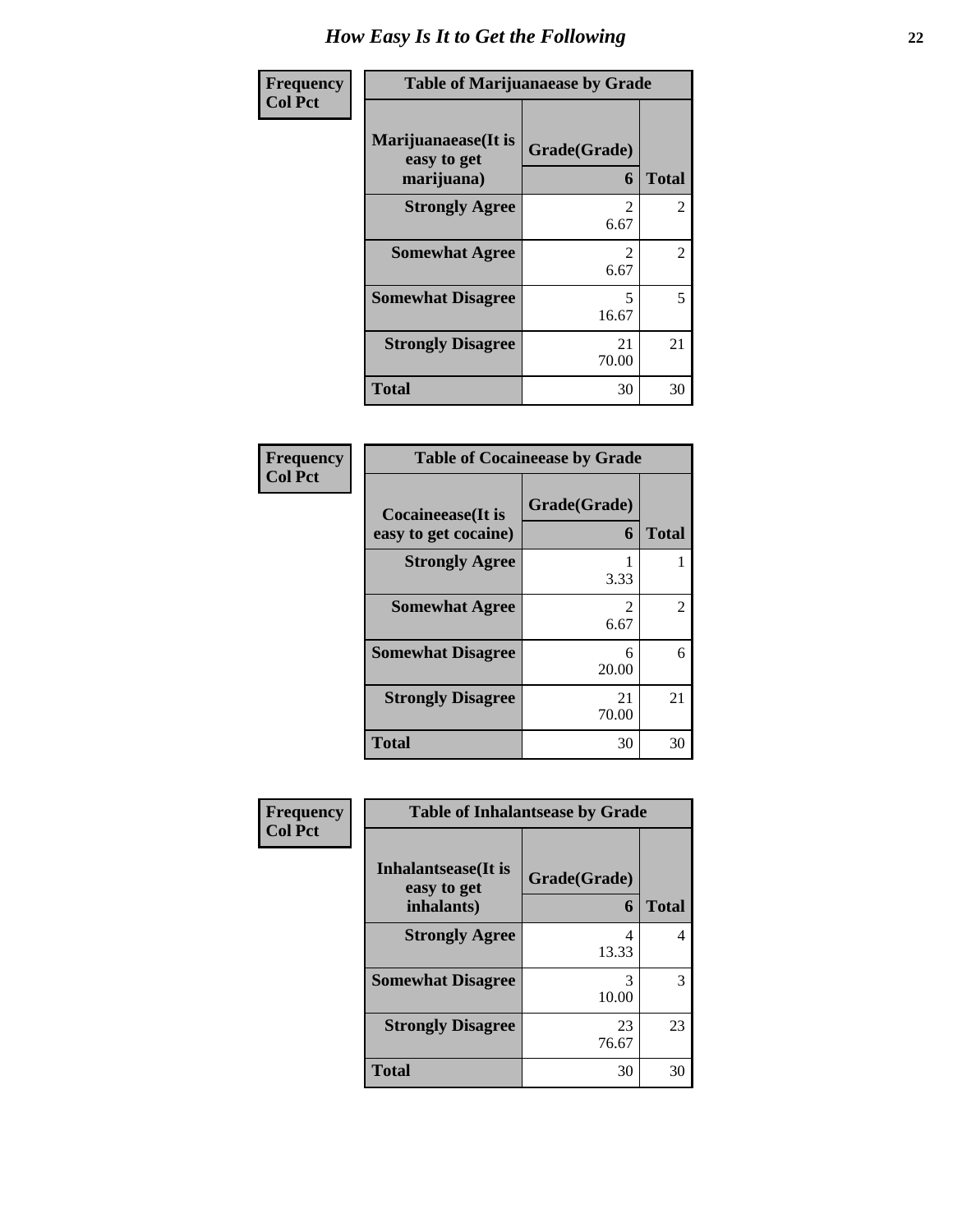# How Easy Is It to Get the Following

| Frequency<br>Col Pct | Table of Marijuanaease by Grade | |
|---|---|---|
| Marijuanaease(It is easy to get marijuana) | Grade(Grade)<br>6 | Total |
| Strongly Agree | 2<br>6.67 | 2 |
| Somewhat Agree | 2<br>6.67 | 2 |
| Somewhat Disagree | 5<br>16.67 | 5 |
| Strongly Disagree | 21<br>70.00 | 21 |
| Total | 30 | 30 |

| Frequency<br>Col Pct | Table of Cocaineease by Grade | |
|---|---|---|
| Cocaineease(It is easy to get cocaine) | Grade(Grade)<br>6 | Total |
| Strongly Agree | 1<br>3.33 | 1 |
| Somewhat Agree | 2<br>6.67 | 2 |
| Somewhat Disagree | 6<br>20.00 | 6 |
| Strongly Disagree | 21<br>70.00 | 21 |
| Total | 30 | 30 |

| Frequency<br>Col Pct | Table of Inhalantsease by Grade | |
|---|---|---|
| Inhalantsease(It is easy to get inhalants) | Grade(Grade)<br>6 | Total |
| Strongly Agree | 4<br>13.33 | 4 |
| Somewhat Disagree | 3<br>10.00 | 3 |
| Strongly Disagree | 23<br>76.67 | 23 |
| Total | 30 | 30 |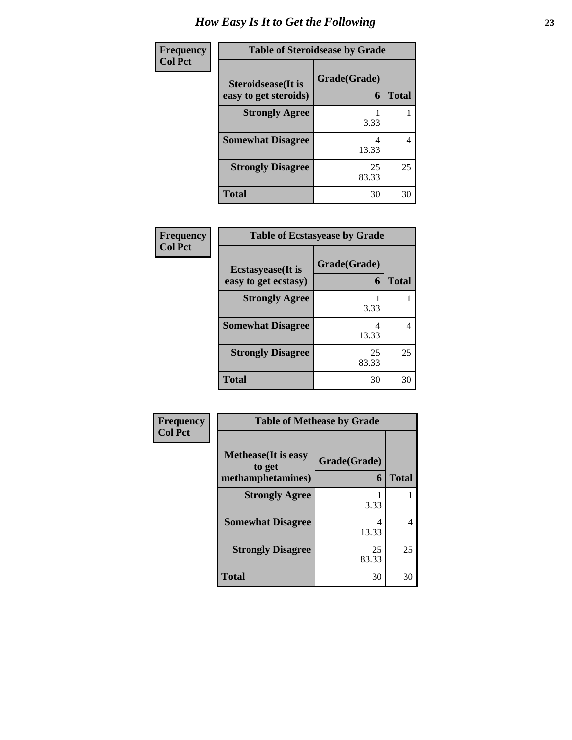# How Easy Is It to Get the Following

| Frequency<br>Col Pct | | |
|---|---|---|
| **Table of Steroidsease by Grade** | | |
| **Steroidsease(It is easy to get steroids)** | **Grade(Grade)** 6 | **Total** |
| **Strongly Agree** | 1<br>3.33 | 1 |
| **Somewhat Disagree** | 4<br>13.33 | 4 |
| **Strongly Disagree** | 25<br>83.33 | 25 |
| **Total** | 30 | 30 |

| Frequency<br>Col Pct | | |
|---|---|---|
| **Table of Ecstasyease by Grade** | | |
| **Ecstasyease(It is easy to get ecstasy)** | **Grade(Grade)** 6 | **Total** |
| **Strongly Agree** | 1<br>3.33 | 1 |
| **Somewhat Disagree** | 4<br>13.33 | 4 |
| **Strongly Disagree** | 25<br>83.33 | 25 |
| **Total** | 30 | 30 |

| Frequency<br>Col Pct | | |
|---|---|---|
| **Table of Methease by Grade** | | |
| **Methease(It is easy to get methamphetamines)** | **Grade(Grade)** 6 | **Total** |
| **Strongly Agree** | 1<br>3.33 | 1 |
| **Somewhat Disagree** | 4<br>13.33 | 4 |
| **Strongly Disagree** | 25<br>83.33 | 25 |
| **Total** | 30 | 30 |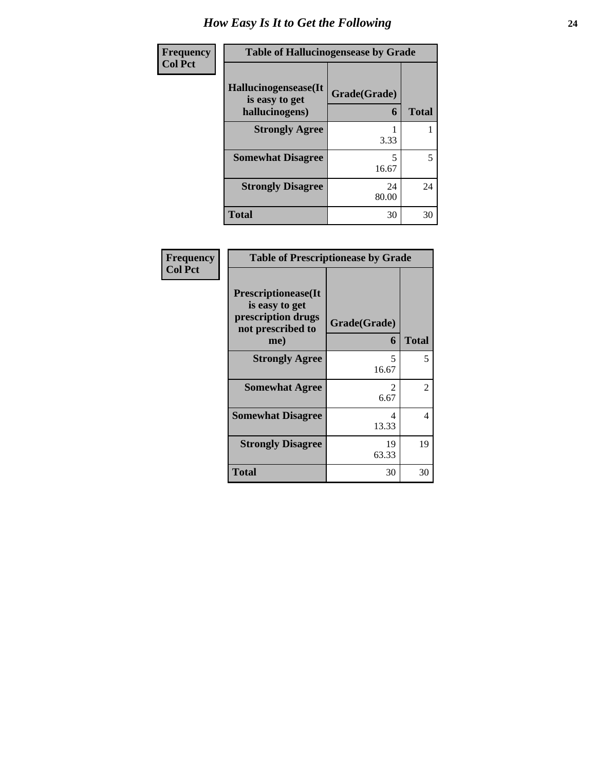# How Easy Is It to Get the Following

| Frequency<br>Col Pct | Table of Hallucinogensease by Grade | |
|---|---|---|
| Hallucinogensease(It is easy to get hallucinogens) | Grade(Grade)<br>6 | Total |
| Strongly Agree | 1<br>3.33 | 1 |
| Somewhat Disagree | 5<br>16.67 | 5 |
| Strongly Disagree | 24<br>80.00 | 24 |
| Total | 30 | 30 |

| Frequency<br>Col Pct | Table of Prescriptionease by Grade | |
|---|---|---|
| Prescriptionease(It is easy to get prescription drugs not prescribed to me) | Grade(Grade)<br>6 | Total |
| Strongly Agree | 5<br>16.67 | 5 |
| Somewhat Agree | 2<br>6.67 | 2 |
| Somewhat Disagree | 4<br>13.33 | 4 |
| Strongly Disagree | 19<br>63.33 | 19 |
| Total | 30 | 30 |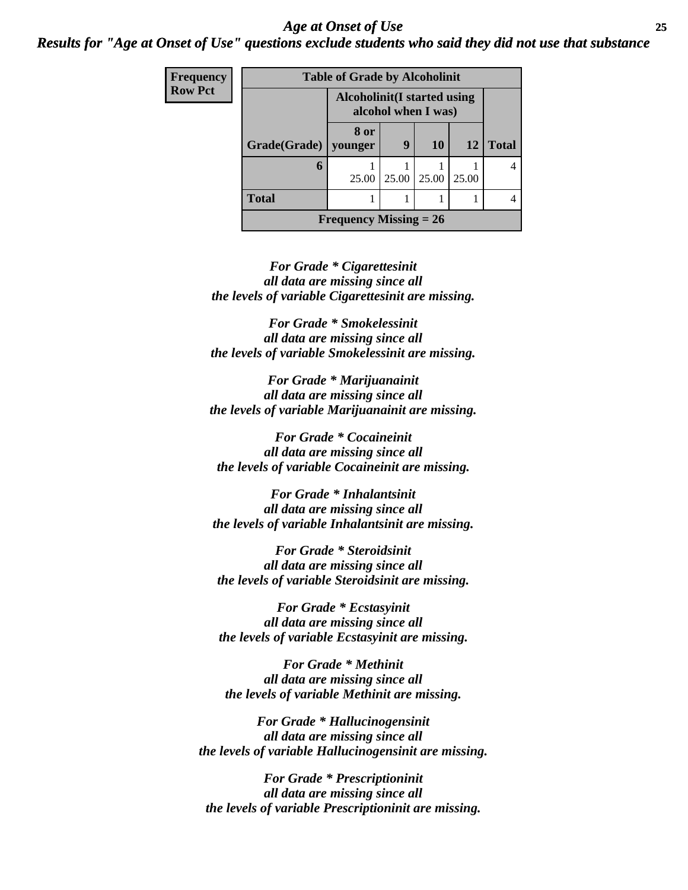## Age at Onset of Use

***Results for "Age at Onset of Use" questions exclude students who said they did not use that substance***

| Frequency Row Pct | Table of Grade by Alcoholinit | | | | |
|---|---|---|---|---|---|
| | Alcoholinit(I started using alcohol when I was) | | | | |
| Grade(Grade) | 8 or younger | 9 | 10 | 12 | Total |
| 6 | 1<br>25.00 | 1<br>25.00 | 1<br>25.00 | 1<br>25.00 | 4 |
| Total | 1 | 1 | 1 | 1 | 4 |
| Frequency Missing = 26 | | | | | |

***For Grade * Cigarettesinit all data are missing since all the levels of variable Cigarettesinit are missing.***

***For Grade * Smokelessinit all data are missing since all the levels of variable Smokelessinit are missing.***

***For Grade * Marijuanainit all data are missing since all the levels of variable Marijuanainit are missing.***

***For Grade * Cocaineinit all data are missing since all the levels of variable Cocaineinit are missing.***

***For Grade * Inhalantsinit all data are missing since all the levels of variable Inhalantsinit are missing.***

***For Grade * Steroidsinit all data are missing since all the levels of variable Steroidsinit are missing.***

***For Grade * Ecstasyinit all data are missing since all the levels of variable Ecstasyinit are missing.***

***For Grade * Methinit all data are missing since all the levels of variable Methinit are missing.***

***For Grade * Hallucinogensinit all data are missing since all the levels of variable Hallucinogensinit are missing.***

***For Grade * Prescriptioninit all data are missing since all the levels of variable Prescriptioninit are missing.***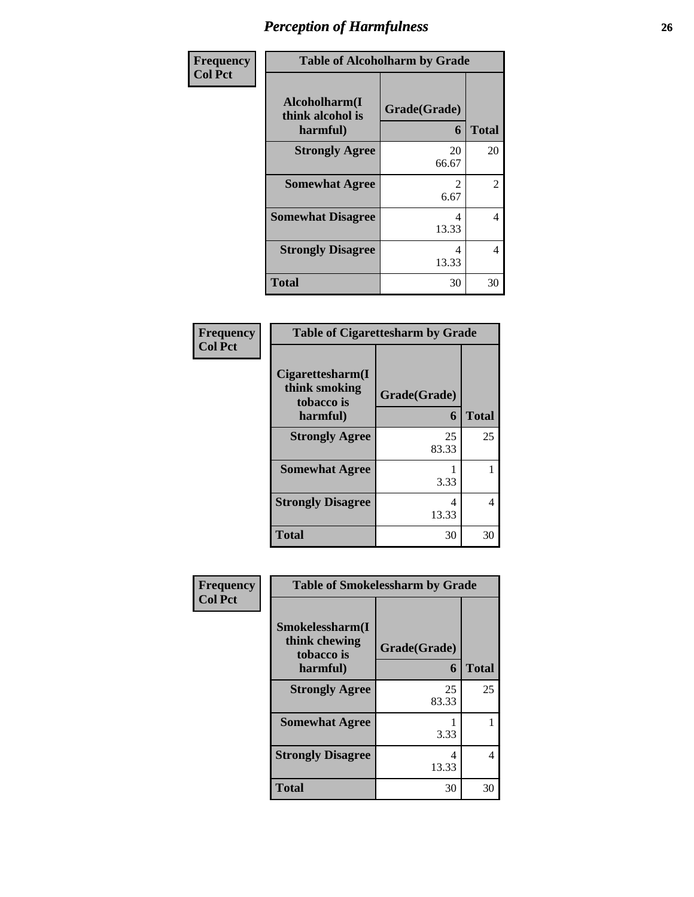# *Perception of Harmfulness*

| Frequency<br>Col Pct |
|---|

| Table of Alcoholharm by Grade | | |
|---|---|---|
| Alcoholharm(I think alcohol is harmful) | Grade(Grade)<br>6 | Total |
| Strongly Agree | 20<br>66.67 | 20 |
| Somewhat Agree | 2<br>6.67 | 2 |
| Somewhat Disagree | 4<br>13.33 | 4 |
| Strongly Disagree | 4<br>13.33 | 4 |
| Total | 30 | 30 |

| Frequency<br>Col Pct |
|---|

| Table of Cigarettesharm by Grade | | |
|---|---|---|
| Cigarettesharm(I think smoking tobacco is harmful) | Grade(Grade)<br>6 | Total |
| Strongly Agree | 25<br>83.33 | 25 |
| Somewhat Agree | 1<br>3.33 | 1 |
| Strongly Disagree | 4<br>13.33 | 4 |
| Total | 30 | 30 |

| Frequency<br>Col Pct |
|---|

| Table of Smokelessharm by Grade | | |
|---|---|---|
| Smokelessharm(I think chewing tobacco is harmful) | Grade(Grade)<br>6 | Total |
| Strongly Agree | 25<br>83.33 | 25 |
| Somewhat Agree | 1<br>3.33 | 1 |
| Strongly Disagree | 4<br>13.33 | 4 |
| Total | 30 | 30 |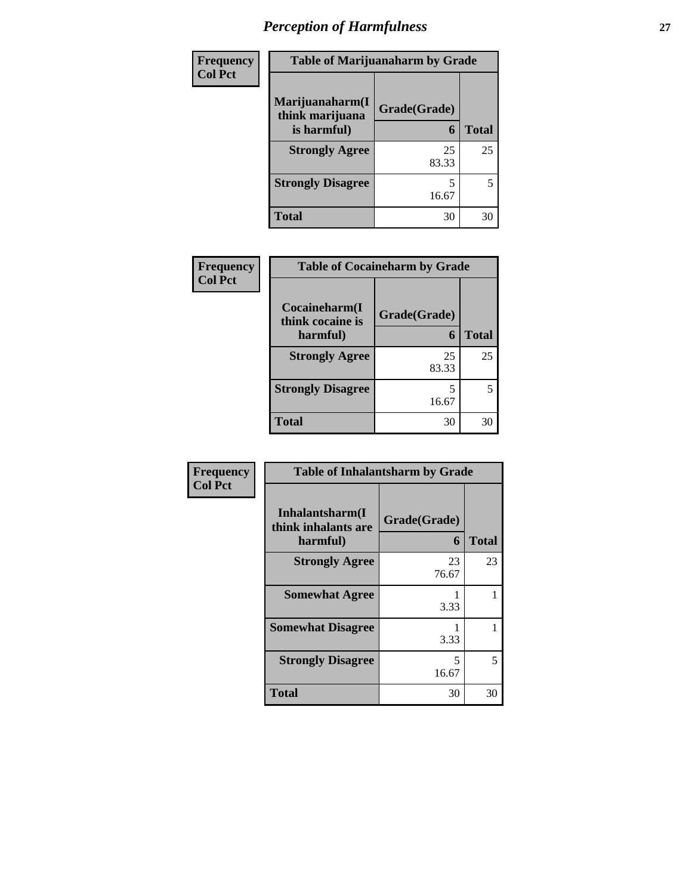# Perception of Harmfulness

| Frequency Col Pct |
|---|

**Table of Marijuanaharm by Grade**

| Marijuanaharm(I think marijuana is harmful) | Grade(Grade) 6 | Total |
|---|---|---|
| **Strongly Agree** | 25<br>83.33 | 25 |
| **Strongly Disagree** | 5<br>16.67 | 5 |
| **Total** | 30 | 30 |

| Frequency Col Pct |
|---|

**Table of Cocaineharm by Grade**

| Cocaineharm(I think cocaine is harmful) | Grade(Grade) 6 | Total |
|---|---|---|
| **Strongly Agree** | 25<br>83.33 | 25 |
| **Strongly Disagree** | 5<br>16.67 | 5 |
| **Total** | 30 | 30 |

| Frequency Col Pct |
|---|

**Table of Inhalantsharm by Grade**

| Inhalantsharm(I think inhalants are harmful) | Grade(Grade) 6 | Total |
|---|---|---|
| **Strongly Agree** | 23<br>76.67 | 23 |
| **Somewhat Agree** | 1<br>3.33 | 1 |
| **Somewhat Disagree** | 1<br>3.33 | 1 |
| **Strongly Disagree** | 5<br>16.67 | 5 |
| **Total** | 30 | 30 |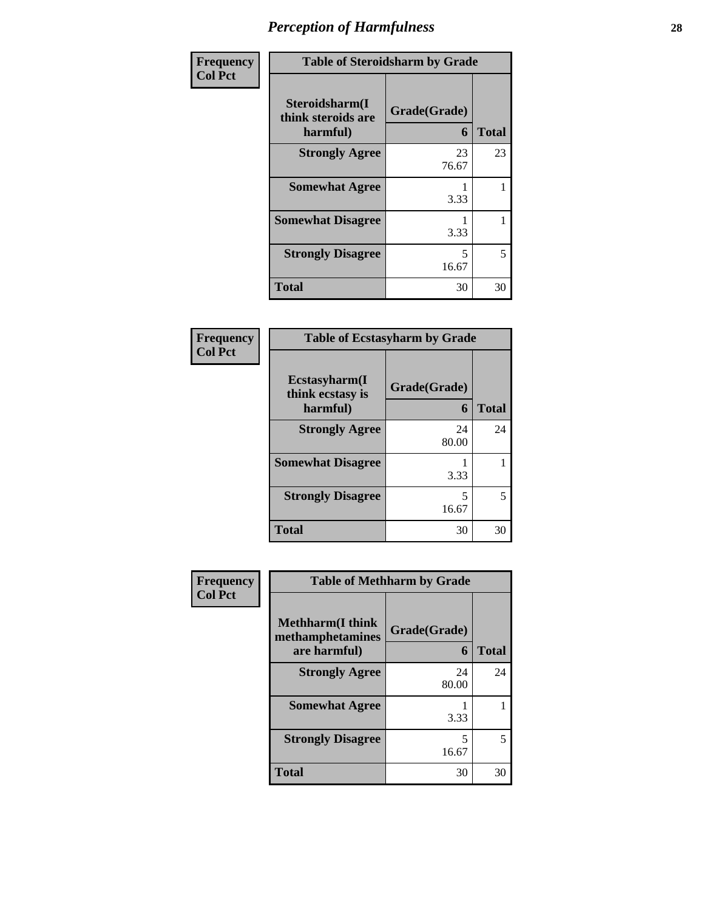# *Perception of Harmfulness*

**Frequency**
**Col Pct**

| Table of Steroidsharm by Grade | | |
|---|---|---|
| **Steroidsharm(I think steroids are harmful)** | **Grade(Grade)** 6 | **Total** |
| **Strongly Agree** | 23<br>76.67 | 23 |
| **Somewhat Agree** | 1<br>3.33 | 1 |
| **Somewhat Disagree** | 1<br>3.33 | 1 |
| **Strongly Disagree** | 5<br>16.67 | 5 |
| **Total** | 30 | 30 |

**Frequency**
**Col Pct**

| Table of Ecstasyharm by Grade | | |
|---|---|---|
| **Ecstasyharm(I think ecstasy is harmful)** | **Grade(Grade)** 6 | **Total** |
| **Strongly Agree** | 24<br>80.00 | 24 |
| **Somewhat Disagree** | 1<br>3.33 | 1 |
| **Strongly Disagree** | 5<br>16.67 | 5 |
| **Total** | 30 | 30 |

**Frequency**
**Col Pct**

| Table of Methharm by Grade | | |
|---|---|---|
| **Methharm(I think methamphetamines are harmful)** | **Grade(Grade)** 6 | **Total** |
| **Strongly Agree** | 24<br>80.00 | 24 |
| **Somewhat Agree** | 1<br>3.33 | 1 |
| **Strongly Disagree** | 5<br>16.67 | 5 |
| **Total** | 30 | 30 |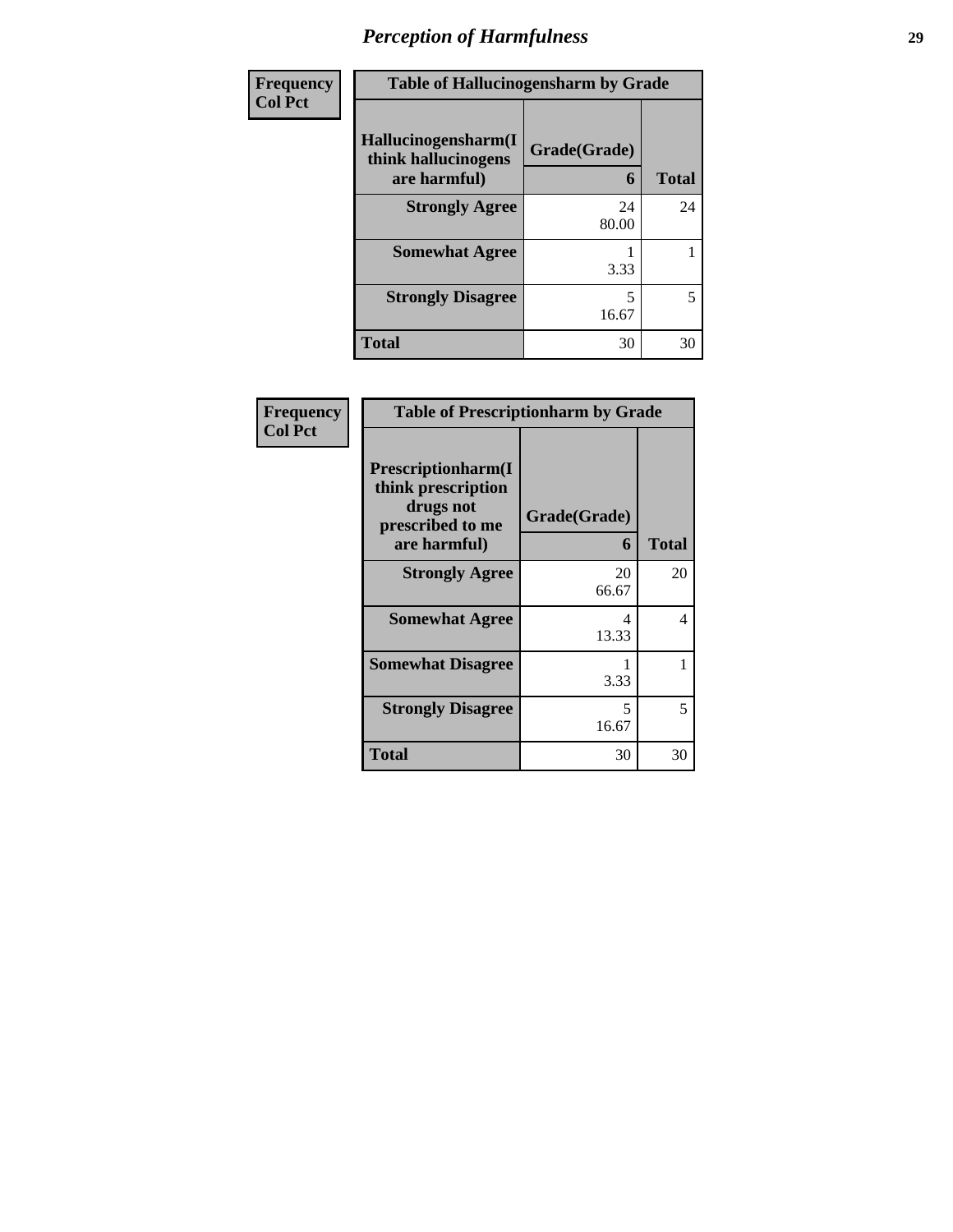# Perception of Harmfulness

| Frequency<br>Col Pct | | |
|---|---|---|
| **Table of Hallucinogensharm by Grade** | | |
| **Hallucinogensharm(I think hallucinogens are harmful)** | **Grade(Grade)**<br>**6** | **Total** |
| **Strongly Agree** | 24<br>80.00 | 24 |
| **Somewhat Agree** | 1<br>3.33 | 1 |
| **Strongly Disagree** | 5<br>16.67 | 5 |
| **Total** | 30 | 30 |

| Frequency<br>Col Pct | | |
|---|---|---|
| **Table of Prescriptionharm by Grade** | | |
| **Prescriptionharm(I think prescription drugs not prescribed to me are harmful)** | **Grade(Grade)**<br>**6** | **Total** |
| **Strongly Agree** | 20<br>66.67 | 20 |
| **Somewhat Agree** | 4<br>13.33 | 4 |
| **Somewhat Disagree** | 1<br>3.33 | 1 |
| **Strongly Disagree** | 5<br>16.67 | 5 |
| **Total** | 30 | 30 |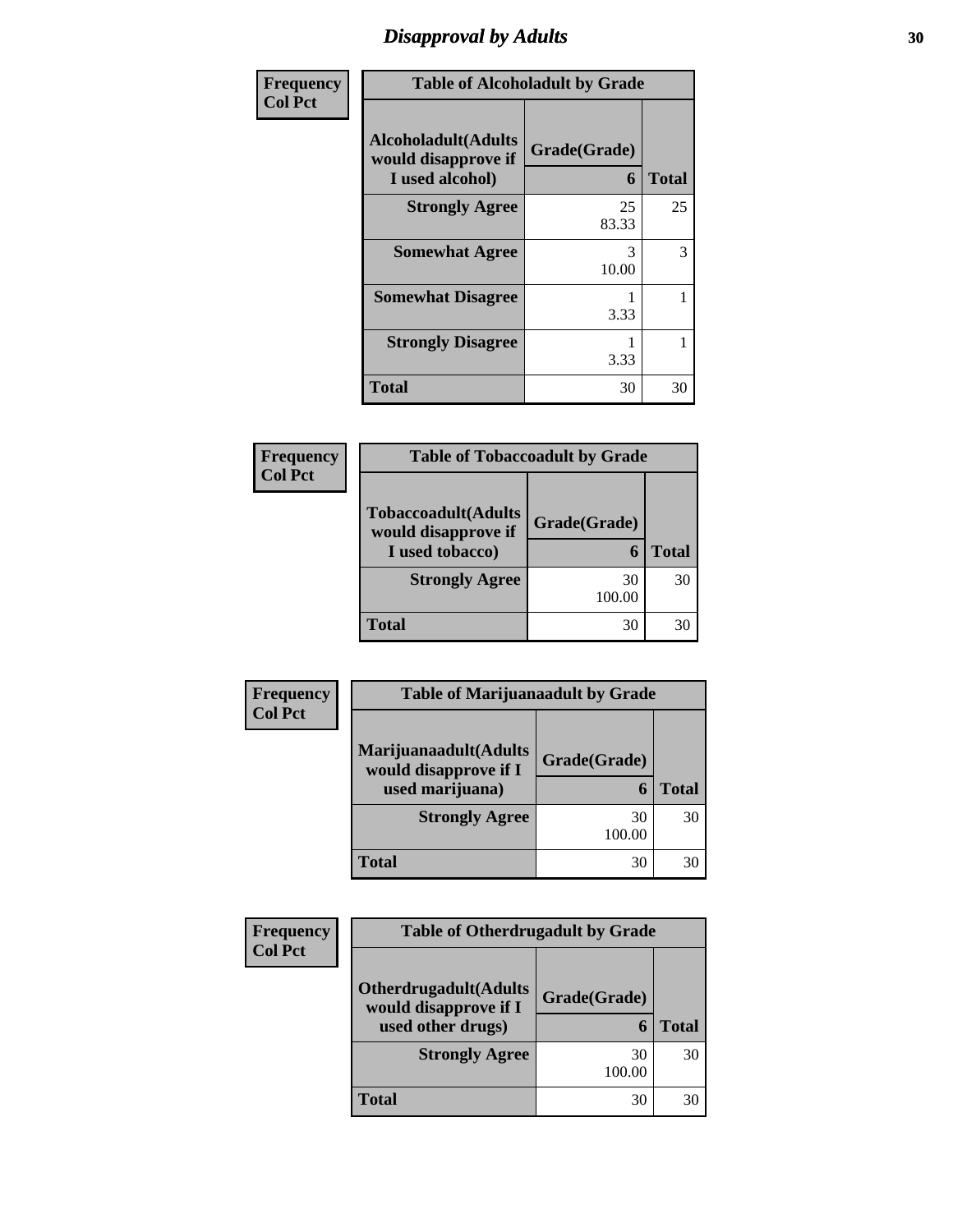# *Disapproval by Adults*

| Frequency<br>Col Pct |
|---|

**Table of Alcoholadult by Grade**

| Alcoholadult(Adults would disapprove if I used alcohol) | Grade(Grade) 6 | Total |
|---|---|---|
| **Strongly Agree** | 25<br>83.33 | 25 |
| **Somewhat Agree** | 3<br>10.00 | 3 |
| **Somewhat Disagree** | 1<br>3.33 | 1 |
| **Strongly Disagree** | 1<br>3.33 | 1 |
| **Total** | 30 | 30 |

| Frequency<br>Col Pct |
|---|

**Table of Tobaccoadult by Grade**

| Tobaccoadult(Adults would disapprove if I used tobacco) | Grade(Grade) 6 | Total |
|---|---|---|
| **Strongly Agree** | 30<br>100.00 | 30 |
| **Total** | 30 | 30 |

| Frequency<br>Col Pct |
|---|

**Table of Marijuanaadult by Grade**

| Marijuanaadult(Adults would disapprove if I used marijuana) | Grade(Grade) 6 | Total |
|---|---|---|
| **Strongly Agree** | 30<br>100.00 | 30 |
| **Total** | 30 | 30 |

| Frequency<br>Col Pct |
|---|

**Table of Otherdrugadult by Grade**

| Otherdrugadult(Adults would disapprove if I used other drugs) | Grade(Grade) 6 | Total |
|---|---|---|
| **Strongly Agree** | 30<br>100.00 | 30 |
| **Total** | 30 | 30 |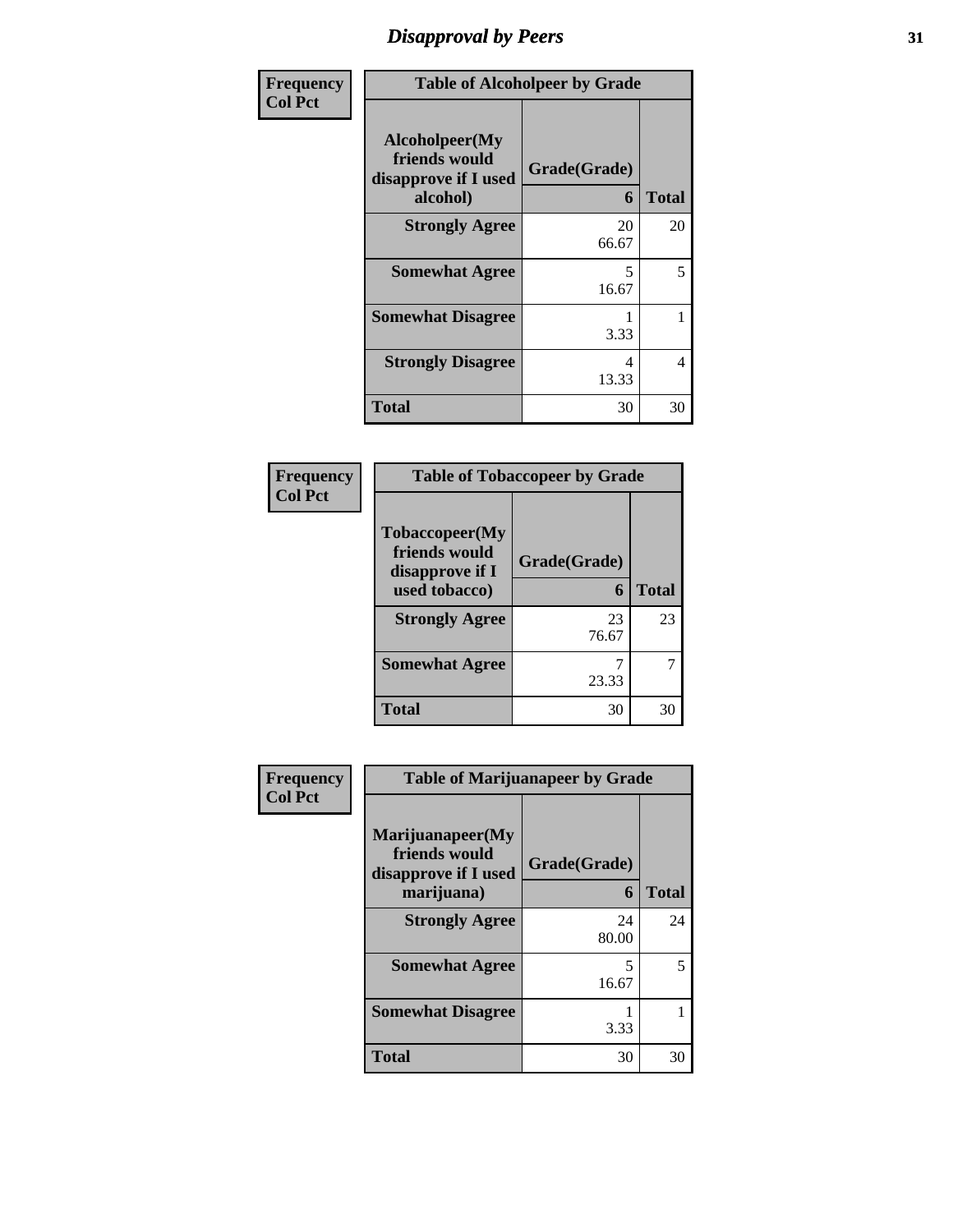# Disapproval by Peers

| Frequency Col Pct | Table of Alcoholpeer by Grade | |
|---|---|---|
| Alcoholpeer(My friends would disapprove if I used alcohol) | Grade(Grade) 6 | Total |
| Strongly Agree | 20<br>66.67 | 20 |
| Somewhat Agree | 5<br>16.67 | 5 |
| Somewhat Disagree | 1<br>3.33 | 1 |
| Strongly Disagree | 4<br>13.33 | 4 |
| Total | 30 | 30 |

| Frequency Col Pct | Table of Tobaccopeer by Grade | |
|---|---|---|
| Tobaccopeer(My friends would disapprove if I used tobacco) | Grade(Grade) 6 | Total |
| Strongly Agree | 23<br>76.67 | 23 |
| Somewhat Agree | 7<br>23.33 | 7 |
| Total | 30 | 30 |

| Frequency Col Pct | Table of Marijuanapeer by Grade | |
|---|---|---|
| Marijuanapeer(My friends would disapprove if I used marijuana) | Grade(Grade) 6 | Total |
| Strongly Agree | 24<br>80.00 | 24 |
| Somewhat Agree | 5<br>16.67 | 5 |
| Somewhat Disagree | 1<br>3.33 | 1 |
| Total | 30 | 30 |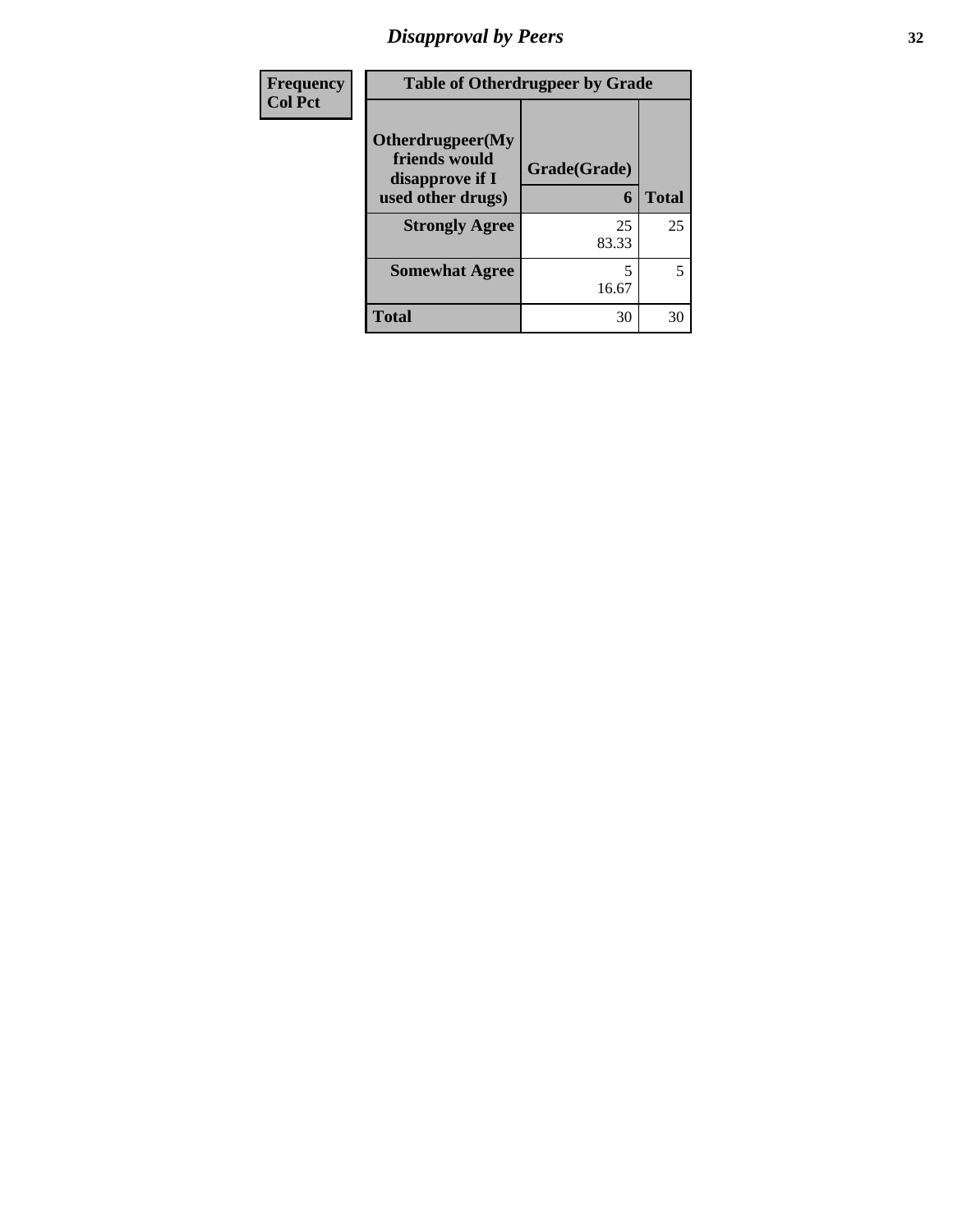# Disapproval by Peers

| Frequency<br>Col Pct | Table of Otherdrugpeer by Grade | |
|---|---|---|
| Otherdrugpeer(My friends would disapprove if I used other drugs) | Grade(Grade)<br>6 | Total |
| Strongly Agree | 25<br>83.33 | 25 |
| Somewhat Agree | 5<br>16.67 | 5 |
| Total | 30 | 30 |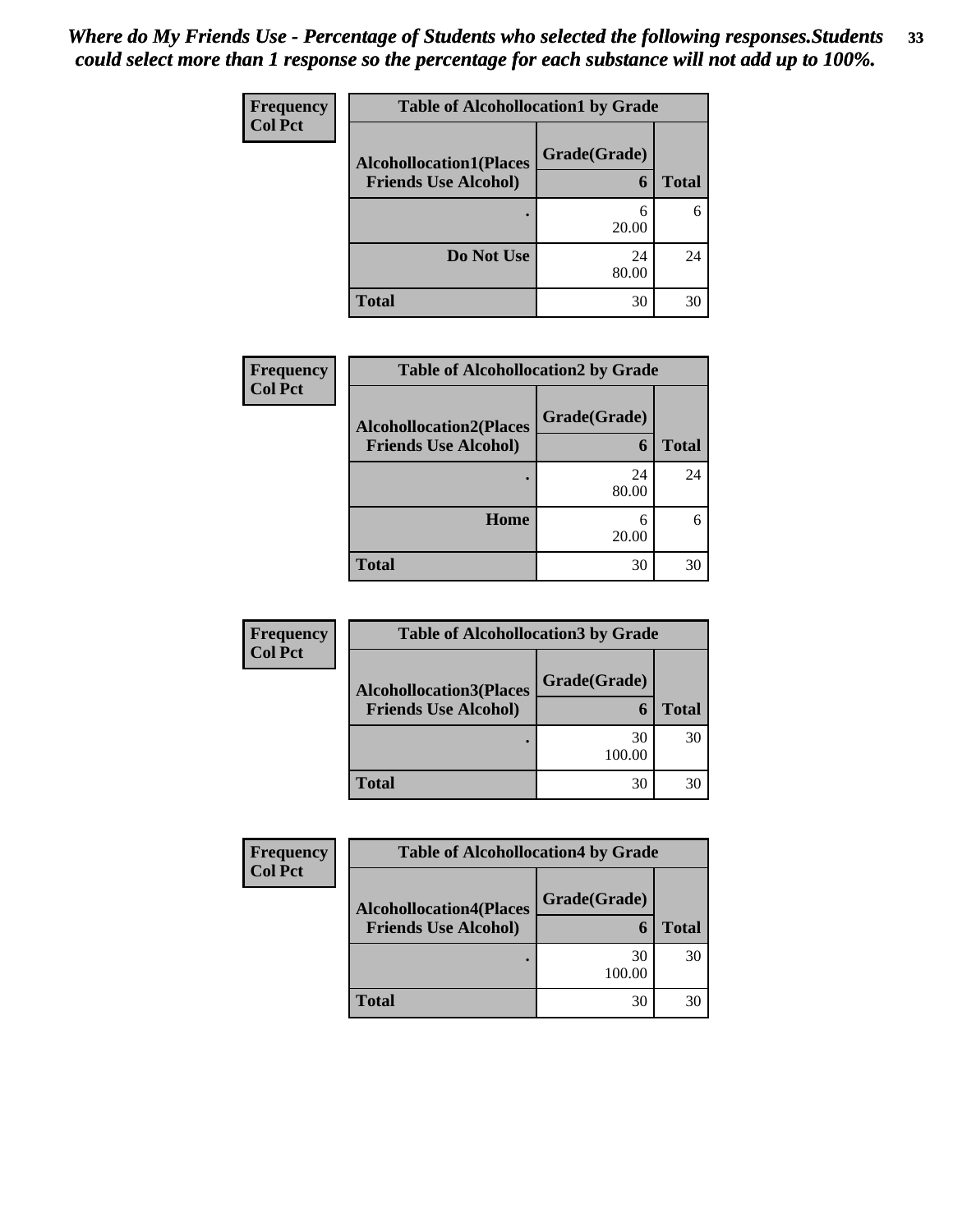*Where do My Friends Use - Percentage of Students who selected the following responses.Students could select more than 1 response so the percentage for each substance will not add up to 100%.*

**Frequency**
**Col Pct**

| Table of Alcohollocation1 by Grade | | |
|---|---|---|
| **Alcohollocation1(Places Friends Use Alcohol)** | **Grade(Grade)** | |
| | **6** | **Total** |
| **.** | 6<br>20.00 | 6 |
| **Do Not Use** | 24<br>80.00 | 24 |
| **Total** | 30 | 30 |

**Frequency**
**Col Pct**

| Table of Alcohollocation2 by Grade | | |
|---|---|---|
| **Alcohollocation2(Places Friends Use Alcohol)** | **Grade(Grade)** | |
| | **6** | **Total** |
| **.** | 24<br>80.00 | 24 |
| **Home** | 6<br>20.00 | 6 |
| **Total** | 30 | 30 |

**Frequency**
**Col Pct**

| Table of Alcohollocation3 by Grade | | |
|---|---|---|
| **Alcohollocation3(Places Friends Use Alcohol)** | **Grade(Grade)** | |
| | **6** | **Total** |
| **.** | 30<br>100.00 | 30 |
| **Total** | 30 | 30 |

**Frequency**
**Col Pct**

| Table of Alcohollocation4 by Grade | | |
|---|---|---|
| **Alcohollocation4(Places Friends Use Alcohol)** | **Grade(Grade)** | |
| | **6** | **Total** |
| **.** | 30<br>100.00 | 30 |
| **Total** | 30 | 30 |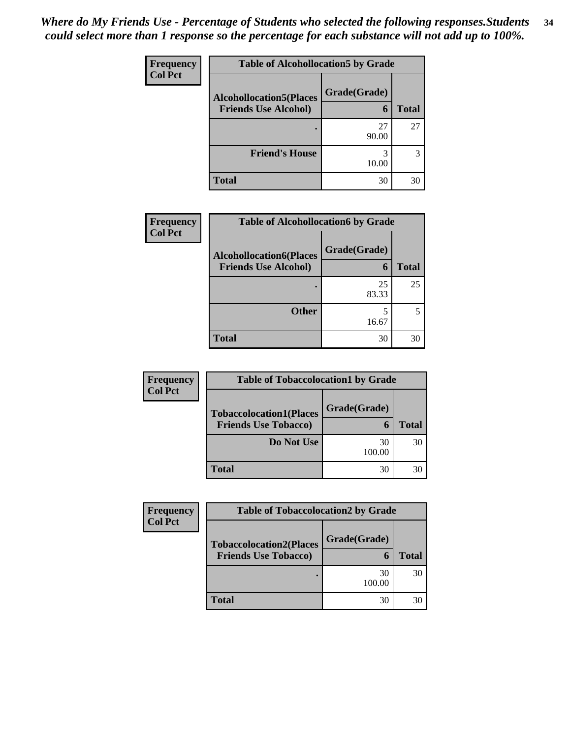***Where do My Friends Use - Percentage of Students who selected the following responses.Students could select more than 1 response so the percentage for each substance will not add up to 100%.***

| Frequency<br>Col Pct | Table of Alcohollocation5 by Grade | |
|---|---|---|
| **Alcohollocation5(Places Friends Use Alcohol)** | **Grade(Grade) 6** | **Total** |
| **.** | 27<br>90.00 | 27 |
| **Friend's House** | 3<br>10.00 | 3 |
| **Total** | 30 | 30 |

| Frequency<br>Col Pct | Table of Alcohollocation6 by Grade | |
|---|---|---|
| **Alcohollocation6(Places Friends Use Alcohol)** | **Grade(Grade) 6** | **Total** |
| **.** | 25<br>83.33 | 25 |
| **Other** | 5<br>16.67 | 5 |
| **Total** | 30 | 30 |

| Frequency<br>Col Pct | Table of Tobaccolocation1 by Grade | |
|---|---|---|
| **Tobaccolocation1(Places Friends Use Tobacco)** | **Grade(Grade) 6** | **Total** |
| **Do Not Use** | 30<br>100.00 | 30 |
| **Total** | 30 | 30 |

| Frequency<br>Col Pct | Table of Tobaccolocation2 by Grade | |
|---|---|---|
| **Tobaccolocation2(Places Friends Use Tobacco)** | **Grade(Grade) 6** | **Total** |
| **.** | 30<br>100.00 | 30 |
| **Total** | 30 | 30 |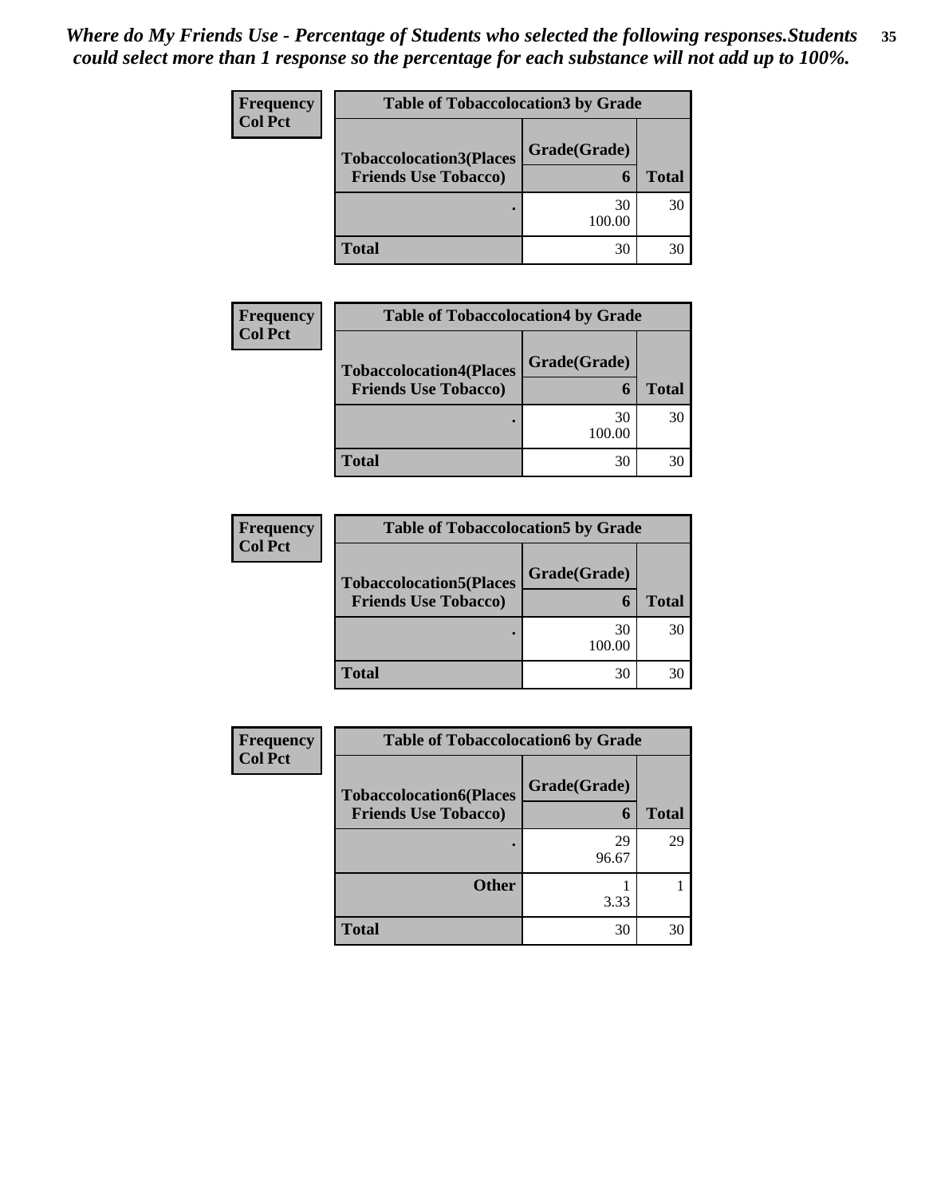*Where do My Friends Use - Percentage of Students who selected the following responses.Students could select more than 1 response so the percentage for each substance will not add up to 100%.*

**Frequency**
**Col Pct**

| Table of Tobaccolocation3 by Grade | | |
|---|---|---|
| **Tobaccolocation3(Places Friends Use Tobacco)** | **Grade(Grade) 6** | **Total** |
| . | 30<br>100.00 | 30 |
| **Total** | 30 | 30 |

**Frequency**
**Col Pct**

| Table of Tobaccolocation4 by Grade | | |
|---|---|---|
| **Tobaccolocation4(Places Friends Use Tobacco)** | **Grade(Grade) 6** | **Total** |
| . | 30<br>100.00 | 30 |
| **Total** | 30 | 30 |

**Frequency**
**Col Pct**

| Table of Tobaccolocation5 by Grade | | |
|---|---|---|
| **Tobaccolocation5(Places Friends Use Tobacco)** | **Grade(Grade) 6** | **Total** |
| . | 30<br>100.00 | 30 |
| **Total** | 30 | 30 |

**Frequency**
**Col Pct**

| Table of Tobaccolocation6 by Grade | | |
|---|---|---|
| **Tobaccolocation6(Places Friends Use Tobacco)** | **Grade(Grade) 6** | **Total** |
| . | 29<br>96.67 | 29 |
| **Other** | 1<br>3.33 | 1 |
| **Total** | 30 | 30 |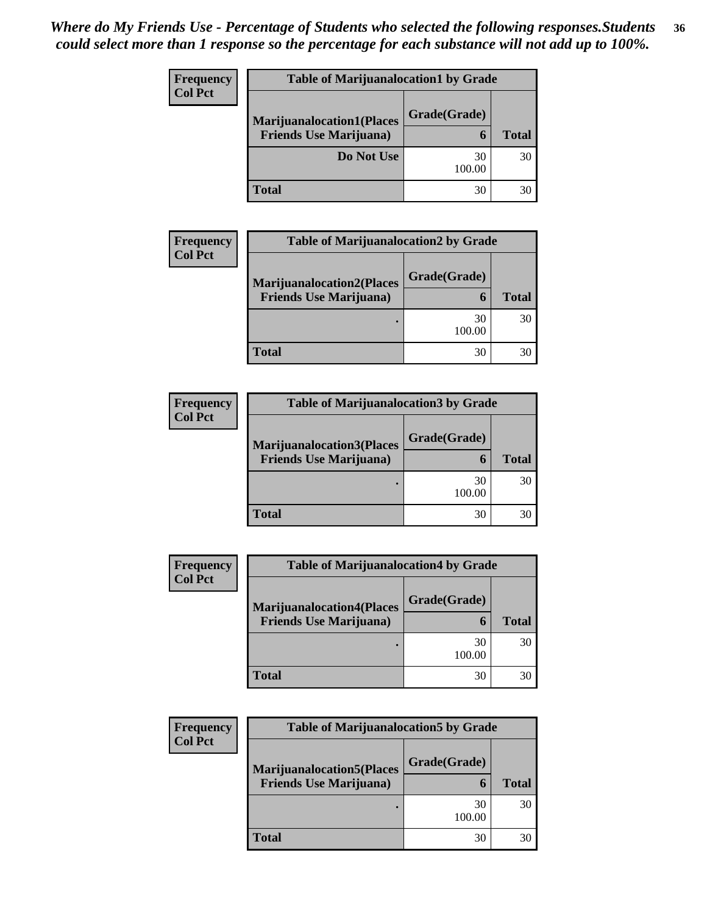***Where do My Friends Use - Percentage of Students who selected the following responses.Students could select more than 1 response so the percentage for each substance will not add up to 100%.***

**Frequency**
**Col Pct**

| Table of Marijuanalocation1 by Grade | | |
|---|---|---|
| **Marijuanalocation1(Places Friends Use Marijuana)** | **Grade(Grade)** 6 | **Total** |
| **Do Not Use** | 30<br>100.00 | 30 |
| **Total** | 30 | 30 |

**Frequency**
**Col Pct**

| Table of Marijuanalocation2 by Grade | | |
|---|---|---|
| **Marijuanalocation2(Places Friends Use Marijuana)** | **Grade(Grade)** 6 | **Total** |
| . | 30<br>100.00 | 30 |
| **Total** | 30 | 30 |

**Frequency**
**Col Pct**

| Table of Marijuanalocation3 by Grade | | |
|---|---|---|
| **Marijuanalocation3(Places Friends Use Marijuana)** | **Grade(Grade)** 6 | **Total** |
| . | 30<br>100.00 | 30 |
| **Total** | 30 | 30 |

**Frequency**
**Col Pct**

| Table of Marijuanalocation4 by Grade | | |
|---|---|---|
| **Marijuanalocation4(Places Friends Use Marijuana)** | **Grade(Grade)** 6 | **Total** |
| . | 30<br>100.00 | 30 |
| **Total** | 30 | 30 |

**Frequency**
**Col Pct**

| Table of Marijuanalocation5 by Grade | | |
|---|---|---|
| **Marijuanalocation5(Places Friends Use Marijuana)** | **Grade(Grade)** 6 | **Total** |
| . | 30<br>100.00 | 30 |
| **Total** | 30 | 30 |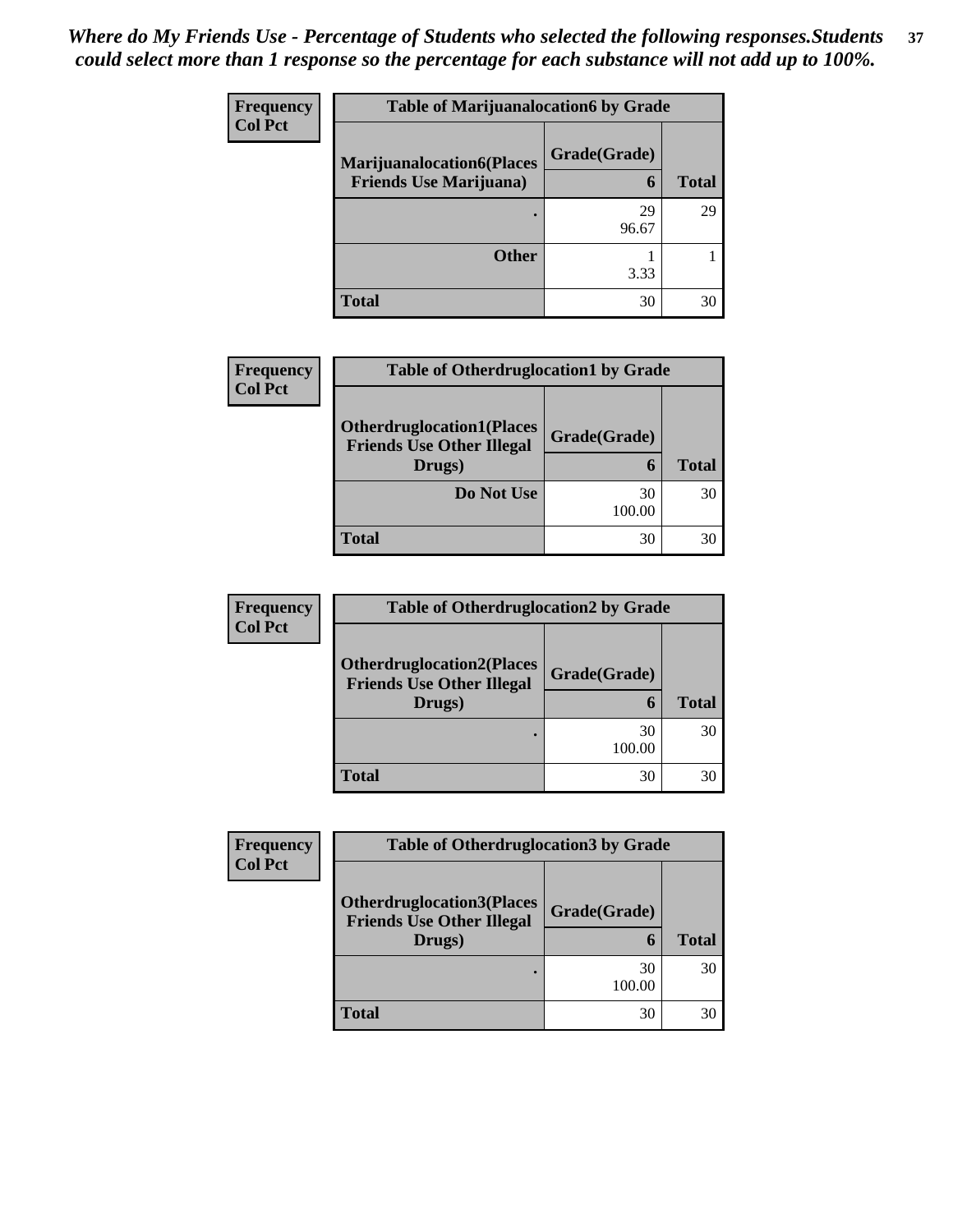*Where do My Friends Use - Percentage of Students who selected the following responses.Students could select more than 1 response so the percentage for each substance will not add up to 100%.*

**Frequency**
**Col Pct**

| Table of Marijuanalocation6 by Grade | | |
|---|---|---|
| **Marijuanalocation6(Places Friends Use Marijuana)** | **Grade(Grade)** | |
| | **6** | **Total** |
| **.** | 29<br>96.67 | 29 |
| **Other** | 1<br>3.33 | 1 |
| **Total** | 30 | 30 |

**Frequency**
**Col Pct**

| Table of Otherdruglocation1 by Grade | | |
|---|---|---|
| **Otherdruglocation1(Places Friends Use Other Illegal Drugs)** | **Grade(Grade)** | |
| | **6** | **Total** |
| **Do Not Use** | 30<br>100.00 | 30 |
| **Total** | 30 | 30 |

**Frequency**
**Col Pct**

| Table of Otherdruglocation2 by Grade | | |
|---|---|---|
| **Otherdruglocation2(Places Friends Use Other Illegal Drugs)** | **Grade(Grade)** | |
| | **6** | **Total** |
| **.** | 30<br>100.00 | 30 |
| **Total** | 30 | 30 |

**Frequency**
**Col Pct**

| Table of Otherdruglocation3 by Grade | | |
|---|---|---|
| **Otherdruglocation3(Places Friends Use Other Illegal Drugs)** | **Grade(Grade)** | |
| | **6** | **Total** |
| **.** | 30<br>100.00 | 30 |
| **Total** | 30 | 30 |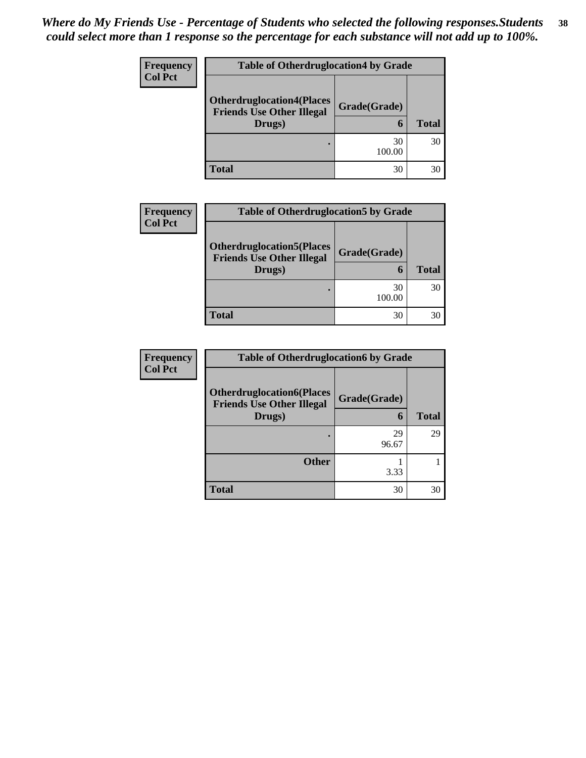*Where do My Friends Use - Percentage of Students who selected the following responses.Students could select more than 1 response so the percentage for each substance will not add up to 100%.*

**Frequency**
**Col Pct**

| Table of Otherdruglocation4 by Grade | | |
|---|---|---|
| **Otherdruglocation4(Places Friends Use Other Illegal Drugs)** | **Grade(Grade)** | |
| | **6** | **Total** |
| **.** | 30<br>100.00 | 30 |
| **Total** | 30 | 30 |

**Frequency**
**Col Pct**

| Table of Otherdruglocation5 by Grade | | |
|---|---|---|
| **Otherdruglocation5(Places Friends Use Other Illegal Drugs)** | **Grade(Grade)** | |
| | **6** | **Total** |
| **.** | 30<br>100.00 | 30 |
| **Total** | 30 | 30 |

**Frequency**
**Col Pct**

| Table of Otherdruglocation6 by Grade | | |
|---|---|---|
| **Otherdruglocation6(Places Friends Use Other Illegal Drugs)** | **Grade(Grade)** | |
| | **6** | **Total** |
| **.** | 29<br>96.67 | 29 |
| **Other** | 1<br>3.33 | 1 |
| **Total** | 30 | 30 |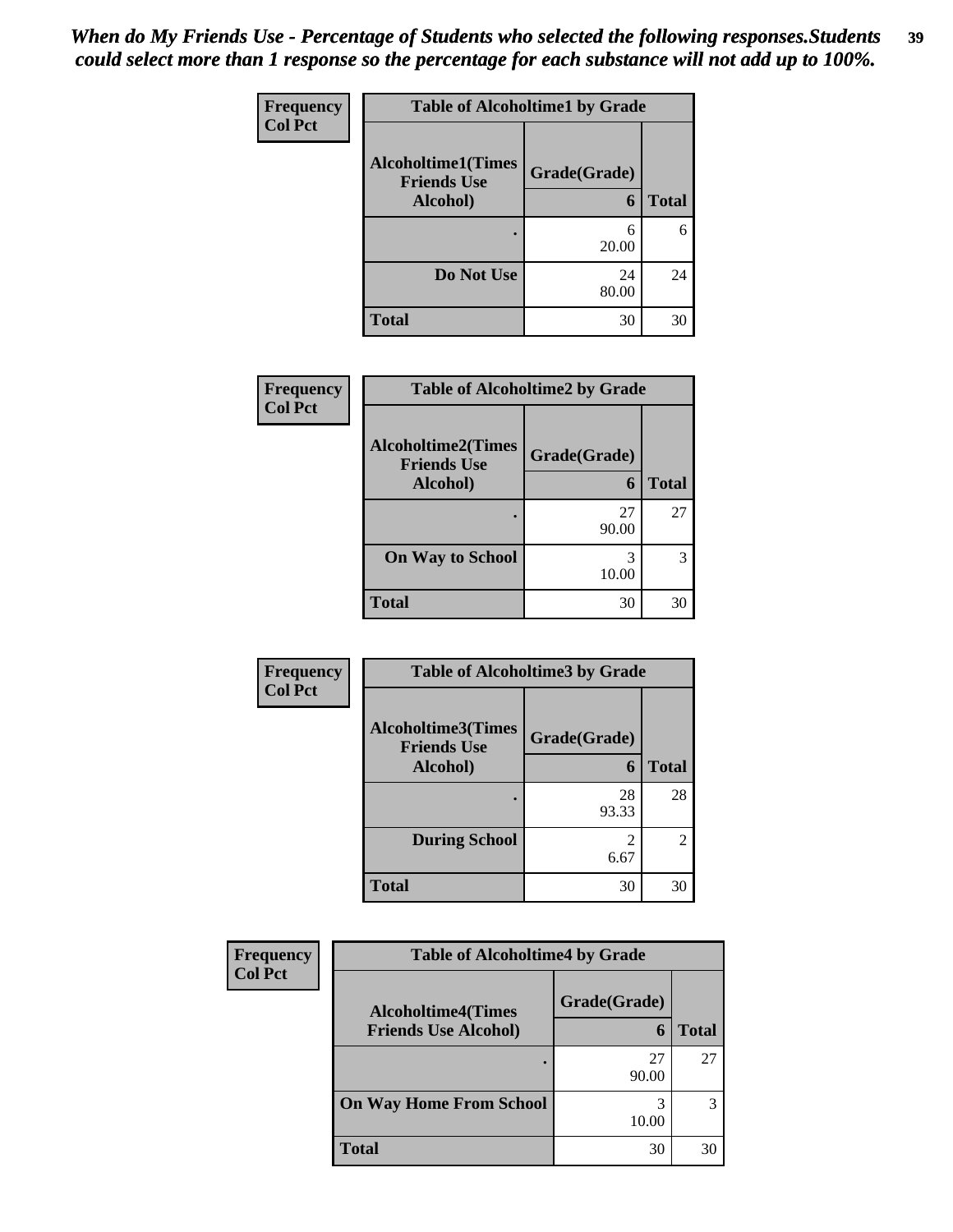*When do My Friends Use - Percentage of Students who selected the following responses.Students could select more than 1 response so the percentage for each substance will not add up to 100%.*

**Frequency**
**Col Pct**

| Table of Alcoholtime1 by Grade | | |
|---|---|---|
| **Alcoholtime1(Times Friends Use Alcohol)** | **Grade(Grade)** 6 | **Total** |
| . | 6<br>20.00 | 6 |
| **Do Not Use** | 24<br>80.00 | 24 |
| **Total** | 30 | 30 |

**Frequency**
**Col Pct**

| Table of Alcoholtime2 by Grade | | |
|---|---|---|
| **Alcoholtime2(Times Friends Use Alcohol)** | **Grade(Grade)** 6 | **Total** |
| . | 27<br>90.00 | 27 |
| **On Way to School** | 3<br>10.00 | 3 |
| **Total** | 30 | 30 |

**Frequency**
**Col Pct**

| Table of Alcoholtime3 by Grade | | |
|---|---|---|
| **Alcoholtime3(Times Friends Use Alcohol)** | **Grade(Grade)** 6 | **Total** |
| . | 28<br>93.33 | 28 |
| **During School** | 2<br>6.67 | 2 |
| **Total** | 30 | 30 |

**Frequency**
**Col Pct**

| Table of Alcoholtime4 by Grade | | |
|---|---|---|
| **Alcoholtime4(Times Friends Use Alcohol)** | **Grade(Grade)** 6 | **Total** |
| . | 27<br>90.00 | 27 |
| **On Way Home From School** | 3<br>10.00 | 3 |
| **Total** | 30 | 30 |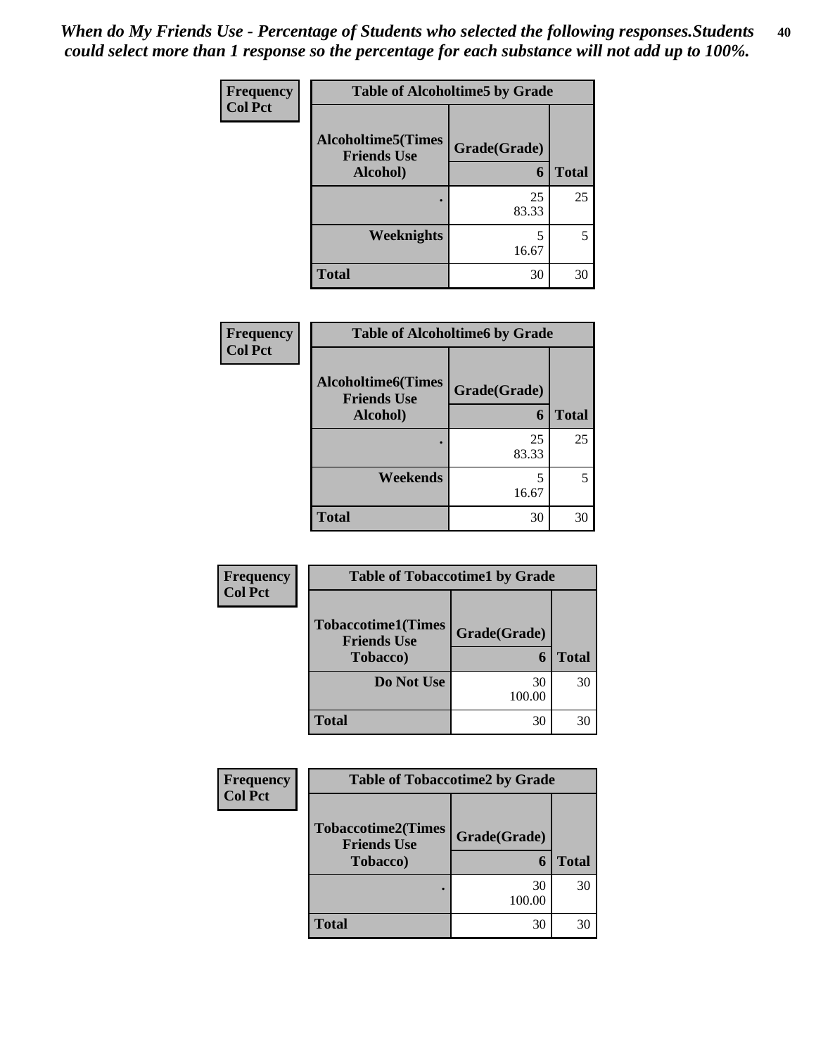*When do My Friends Use - Percentage of Students who selected the following responses.Students could select more than 1 response so the percentage for each substance will not add up to 100%.*

**Frequency**
**Col Pct**

| Table of Alcoholtime5 by Grade | | |
|---|---|---|
| **Alcoholtime5(Times Friends Use Alcohol)** | **Grade(Grade)** | |
| | **6** | **Total** |
| **.** | 25<br>83.33 | 25 |
| **Weeknights** | 5<br>16.67 | 5 |
| **Total** | 30 | 30 |

**Frequency**
**Col Pct**

| Table of Alcoholtime6 by Grade | | |
|---|---|---|
| **Alcoholtime6(Times Friends Use Alcohol)** | **Grade(Grade)** | |
| | **6** | **Total** |
| **.** | 25<br>83.33 | 25 |
| **Weekends** | 5<br>16.67 | 5 |
| **Total** | 30 | 30 |

**Frequency**
**Col Pct**

| Table of Tobaccotime1 by Grade | | |
|---|---|---|
| **Tobaccotime1(Times Friends Use Tobacco)** | **Grade(Grade)** | |
| | **6** | **Total** |
| **Do Not Use** | 30<br>100.00 | 30 |
| **Total** | 30 | 30 |

**Frequency**
**Col Pct**

| Table of Tobaccotime2 by Grade | | |
|---|---|---|
| **Tobaccotime2(Times Friends Use Tobacco)** | **Grade(Grade)** | |
| | **6** | **Total** |
| **.** | 30<br>100.00 | 30 |
| **Total** | 30 | 30 |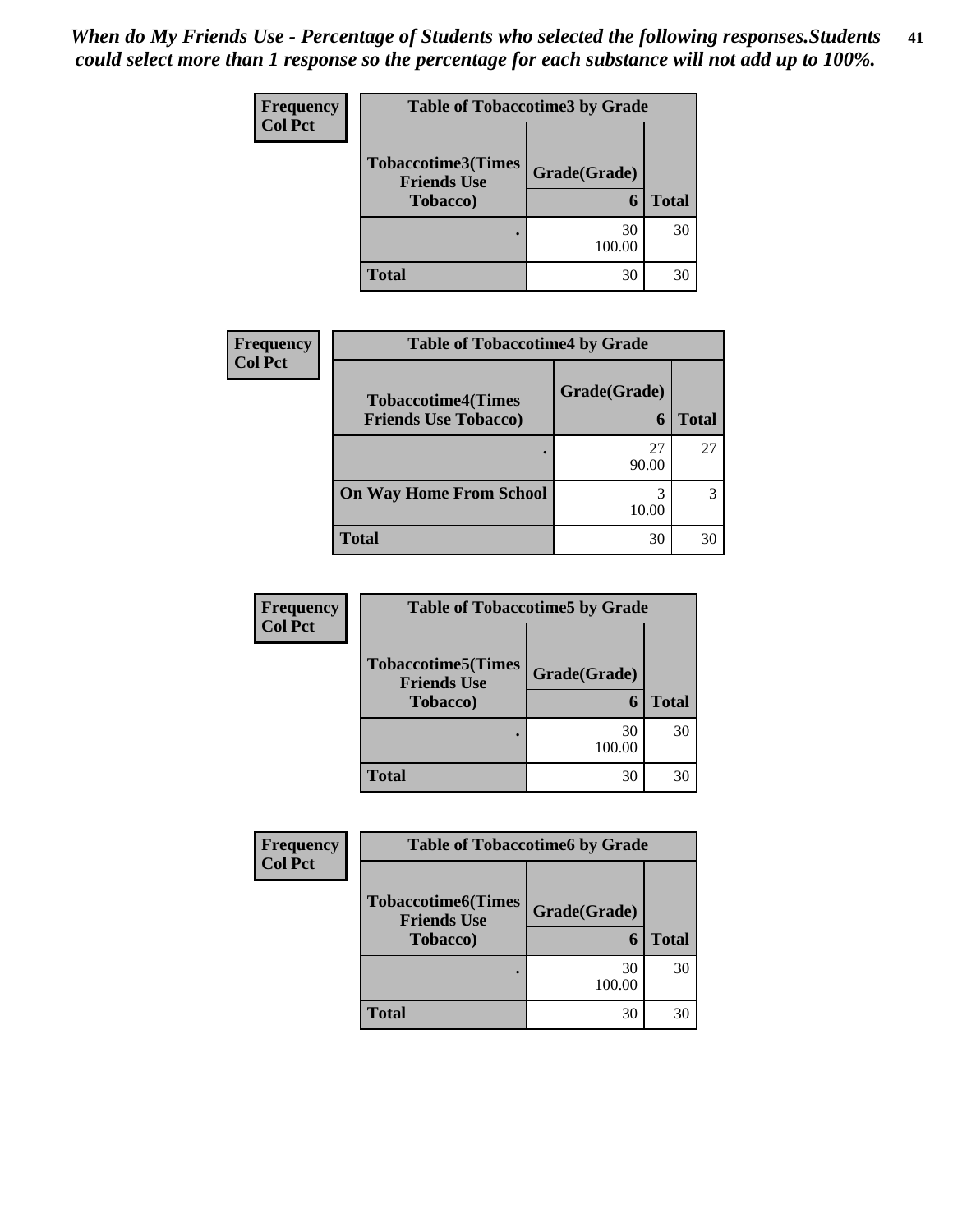*When do My Friends Use - Percentage of Students who selected the following responses.Students could select more than 1 response so the percentage for each substance will not add up to 100%.*

**Frequency**
**Col Pct**

| Table of Tobaccotime3 by Grade | | |
|---|---|---|
| **Tobaccotime3(Times Friends Use Tobacco)** | **Grade(Grade)** | |
| | **6** | **Total** |
| . | 30<br>100.00 | 30 |
| **Total** | 30 | 30 |

**Frequency**
**Col Pct**

| Table of Tobaccotime4 by Grade | | |
|---|---|---|
| **Tobaccotime4(Times Friends Use Tobacco)** | **Grade(Grade)** | |
| | **6** | **Total** |
| . | 27<br>90.00 | 27 |
| **On Way Home From School** | 3<br>10.00 | 3 |
| **Total** | 30 | 30 |

**Frequency**
**Col Pct**

| Table of Tobaccotime5 by Grade | | |
|---|---|---|
| **Tobaccotime5(Times Friends Use Tobacco)** | **Grade(Grade)** | |
| | **6** | **Total** |
| . | 30<br>100.00 | 30 |
| **Total** | 30 | 30 |

**Frequency**
**Col Pct**

| Table of Tobaccotime6 by Grade | | |
|---|---|---|
| **Tobaccotime6(Times Friends Use Tobacco)** | **Grade(Grade)** | |
| | **6** | **Total** |
| . | 30<br>100.00 | 30 |
| **Total** | 30 | 30 |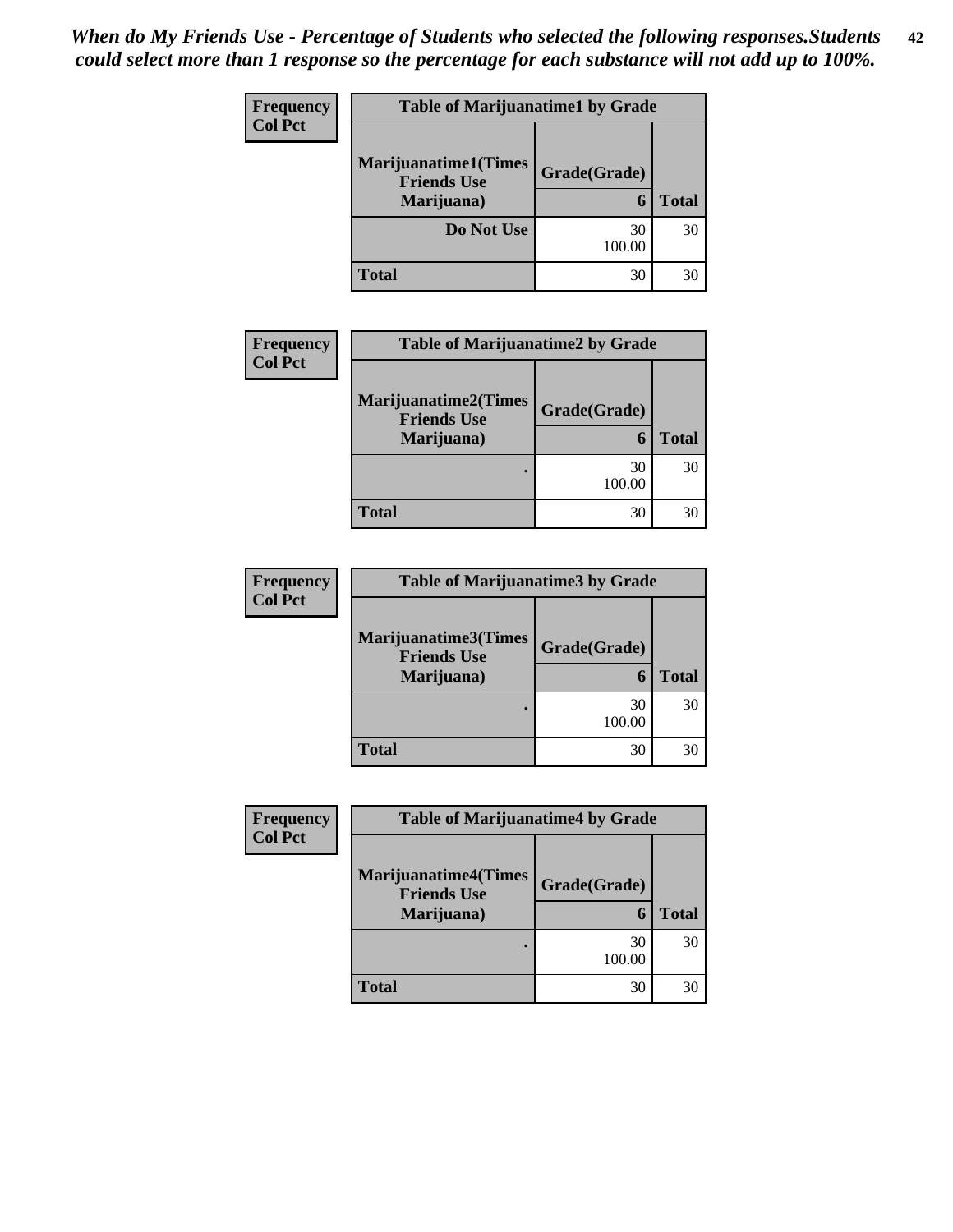*When do My Friends Use - Percentage of Students who selected the following responses.Students could select more than 1 response so the percentage for each substance will not add up to 100%.*

| Frequency<br>Col Pct | Table of Marijuanatime1 by Grade | |
|---|---|---|
| Marijuanatime1(Times Friends Use Marijuana) | Grade(Grade)<br>6 | Total |
| Do Not Use | 30<br>100.00 | 30 |
| Total | 30 | 30 |

| Frequency<br>Col Pct | Table of Marijuanatime2 by Grade | |
|---|---|---|
| Marijuanatime2(Times Friends Use Marijuana) | Grade(Grade)<br>6 | Total |
| . | 30<br>100.00 | 30 |
| Total | 30 | 30 |

| Frequency<br>Col Pct | Table of Marijuanatime3 by Grade | |
|---|---|---|
| Marijuanatime3(Times Friends Use Marijuana) | Grade(Grade)<br>6 | Total |
| . | 30<br>100.00 | 30 |
| Total | 30 | 30 |

| Frequency<br>Col Pct | Table of Marijuanatime4 by Grade | |
|---|---|---|
| Marijuanatime4(Times Friends Use Marijuana) | Grade(Grade)<br>6 | Total |
| . | 30<br>100.00 | 30 |
| Total | 30 | 30 |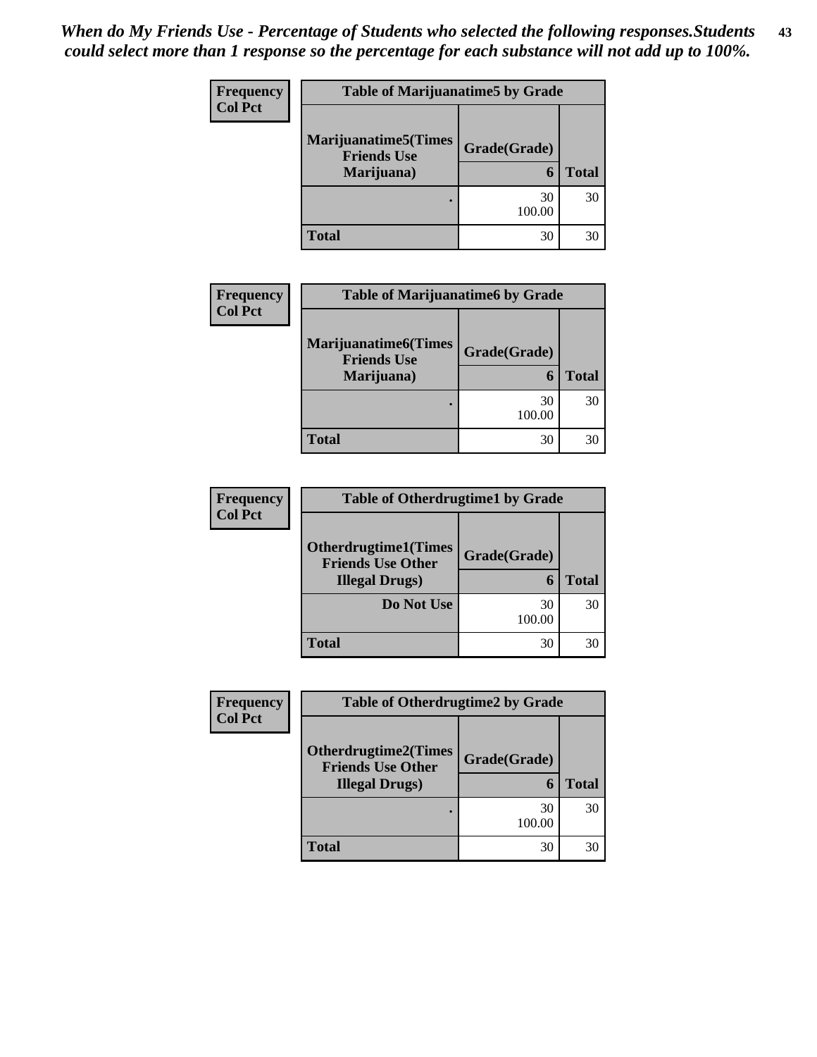*When do My Friends Use - Percentage of Students who selected the following responses.Students could select more than 1 response so the percentage for each substance will not add up to 100%.*

| Frequency<br>Col Pct | Table of Marijuanatime5 by Grade | |
|---|---|---|
| Marijuanatime5(Times Friends Use Marijuana) | Grade(Grade) | |
| | 6 | Total |
| . | 30<br>100.00 | 30 |
| Total | 30 | 30 |

| Frequency<br>Col Pct | Table of Marijuanatime6 by Grade | |
|---|---|---|
| Marijuanatime6(Times Friends Use Marijuana) | Grade(Grade) | |
| | 6 | Total |
| . | 30<br>100.00 | 30 |
| Total | 30 | 30 |

| Frequency<br>Col Pct | Table of Otherdrugtime1 by Grade | |
|---|---|---|
| Otherdrugtime1(Times Friends Use Other Illegal Drugs) | Grade(Grade) | |
| | 6 | Total |
| Do Not Use | 30<br>100.00 | 30 |
| Total | 30 | 30 |

| Frequency<br>Col Pct | Table of Otherdrugtime2 by Grade | |
|---|---|---|
| Otherdrugtime2(Times Friends Use Other Illegal Drugs) | Grade(Grade) | |
| | 6 | Total |
| . | 30<br>100.00 | 30 |
| Total | 30 | 30 |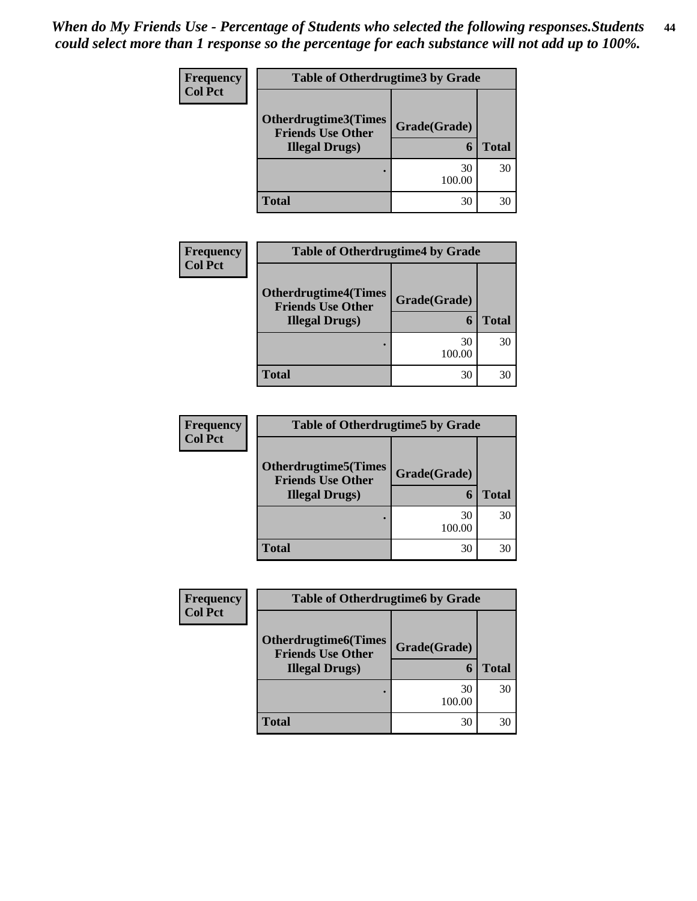*When do My Friends Use - Percentage of Students who selected the following responses.Students could select more than 1 response so the percentage for each substance will not add up to 100%.*

| Frequency<br>Col Pct | Table of Otherdrugtime3 by Grade | |
|---|---|---|
| Otherdrugtime3(Times Friends Use Other Illegal Drugs) | Grade(Grade)<br>6 | Total |
| . | 30<br>100.00 | 30 |
| Total | 30 | 30 |

| Frequency<br>Col Pct | Table of Otherdrugtime4 by Grade | |
|---|---|---|
| Otherdrugtime4(Times Friends Use Other Illegal Drugs) | Grade(Grade)<br>6 | Total |
| . | 30<br>100.00 | 30 |
| Total | 30 | 30 |

| Frequency<br>Col Pct | Table of Otherdrugtime5 by Grade | |
|---|---|---|
| Otherdrugtime5(Times Friends Use Other Illegal Drugs) | Grade(Grade)<br>6 | Total |
| . | 30<br>100.00 | 30 |
| Total | 30 | 30 |

| Frequency<br>Col Pct | Table of Otherdrugtime6 by Grade | |
|---|---|---|
| Otherdrugtime6(Times Friends Use Other Illegal Drugs) | Grade(Grade)<br>6 | Total |
| . | 30<br>100.00 | 30 |
| Total | 30 | 30 |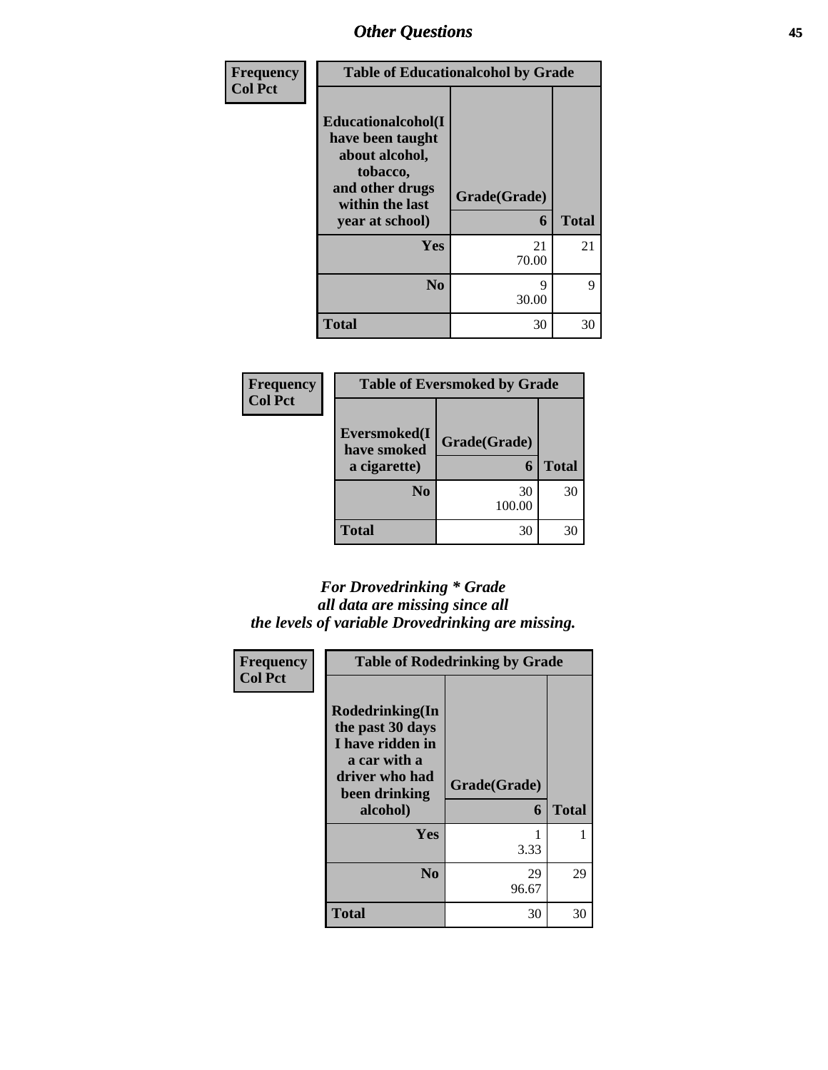| Frequency<br>Col Pct | Table of Educationalcohol by Grade | |
|---|---|---|
| **Educationalcohol(I have been taught about alcohol, tobacco, and other drugs within the last year at school)** | **Grade(Grade)**<br>**6** | **Total** |
| **Yes** | 21<br>70.00 | 21 |
| **No** | 9<br>30.00 | 9 |
| **Total** | 30 | 30 |

| Frequency<br>Col Pct | Table of Eversmoked by Grade | |
|---|---|---|
| **Eversmoked(I have smoked a cigarette)** | **Grade(Grade)**<br>**6** | **Total** |
| **No** | 30<br>100.00 | 30 |
| **Total** | 30 | 30 |

*For Drovedrinking * Grade all data are missing since all the levels of variable Drovedrinking are missing.*

| Frequency<br>Col Pct | Table of Rodedrinking by Grade | |
|---|---|---|
| **Rodedrinking(In the past 30 days I have ridden in a car with a driver who had been drinking alcohol)** | **Grade(Grade)**<br>**6** | **Total** |
| **Yes** | 1<br>3.33 | 1 |
| **No** | 29<br>96.67 | 29 |
| **Total** | 30 | 30 |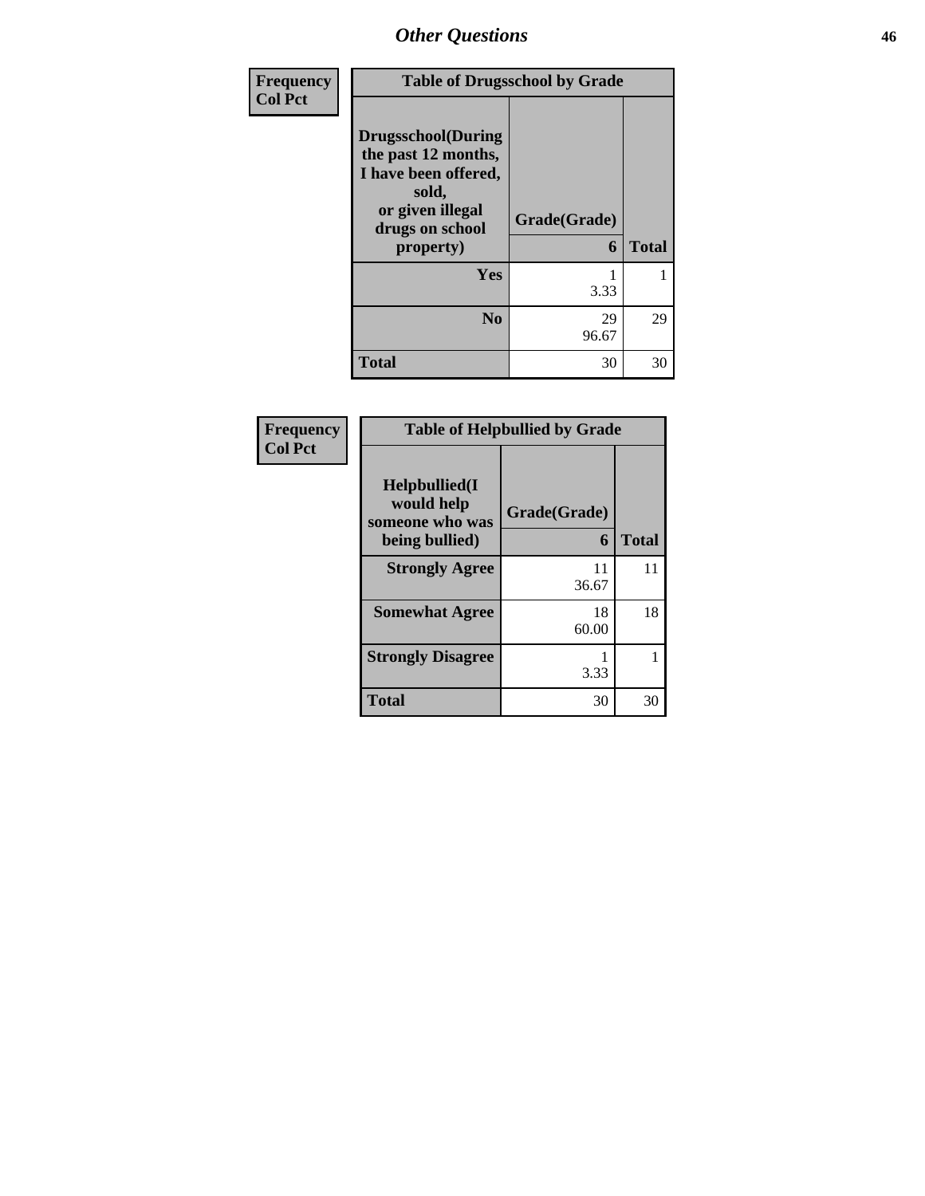## Other Questions

| Frequency Col Pct | | |
|---|---|---|

**Table of Drugsschool by Grade**

| Drugsschool(During the past 12 months, I have been offered, sold, or given illegal drugs on school property) | Grade(Grade) 6 | Total |
|---|---|---|
| Yes | 1<br>3.33 | 1 |
| No | 29<br>96.67 | 29 |
| Total | 30 | 30 |

| Frequency Col Pct | | |
|---|---|---|

**Table of Helpbullied by Grade**

| Helpbullied(I would help someone who was being bullied) | Grade(Grade) 6 | Total |
|---|---|---|
| Strongly Agree | 11<br>36.67 | 11 |
| Somewhat Agree | 18<br>60.00 | 18 |
| Strongly Disagree | 1<br>3.33 | 1 |
| Total | 30 | 30 |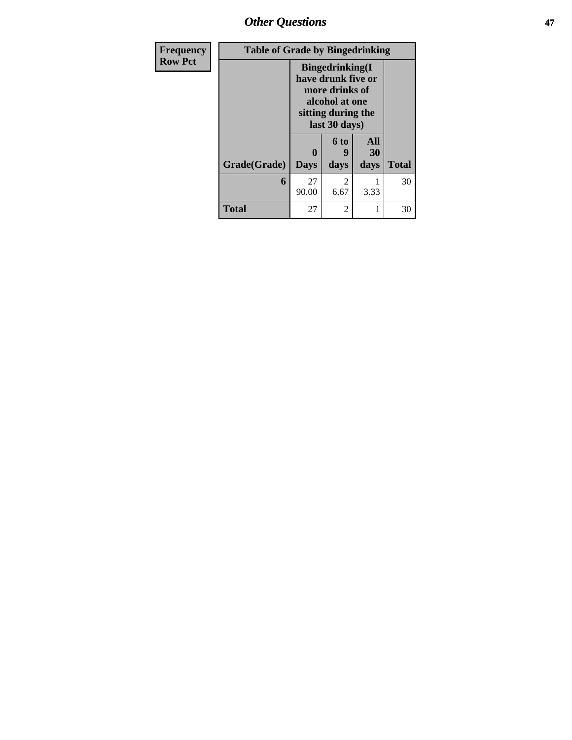## Other Questions

| Frequency<br>Row Pct |
|---|

**Table of Grade by Bingedrinking**

| Grade(Grade) | Bingedrinking(I have drunk five or more drinks of alcohol at one sitting during the last 30 days) | | | Total |
|---|---|---|---|---|
| | 0 Days | 6 to 9 days | All 30 days | |
| **6** | 27<br>90.00 | 2<br>6.67 | 1<br>3.33 | 30 |
| **Total** | 27 | 2 | 1 | 30 |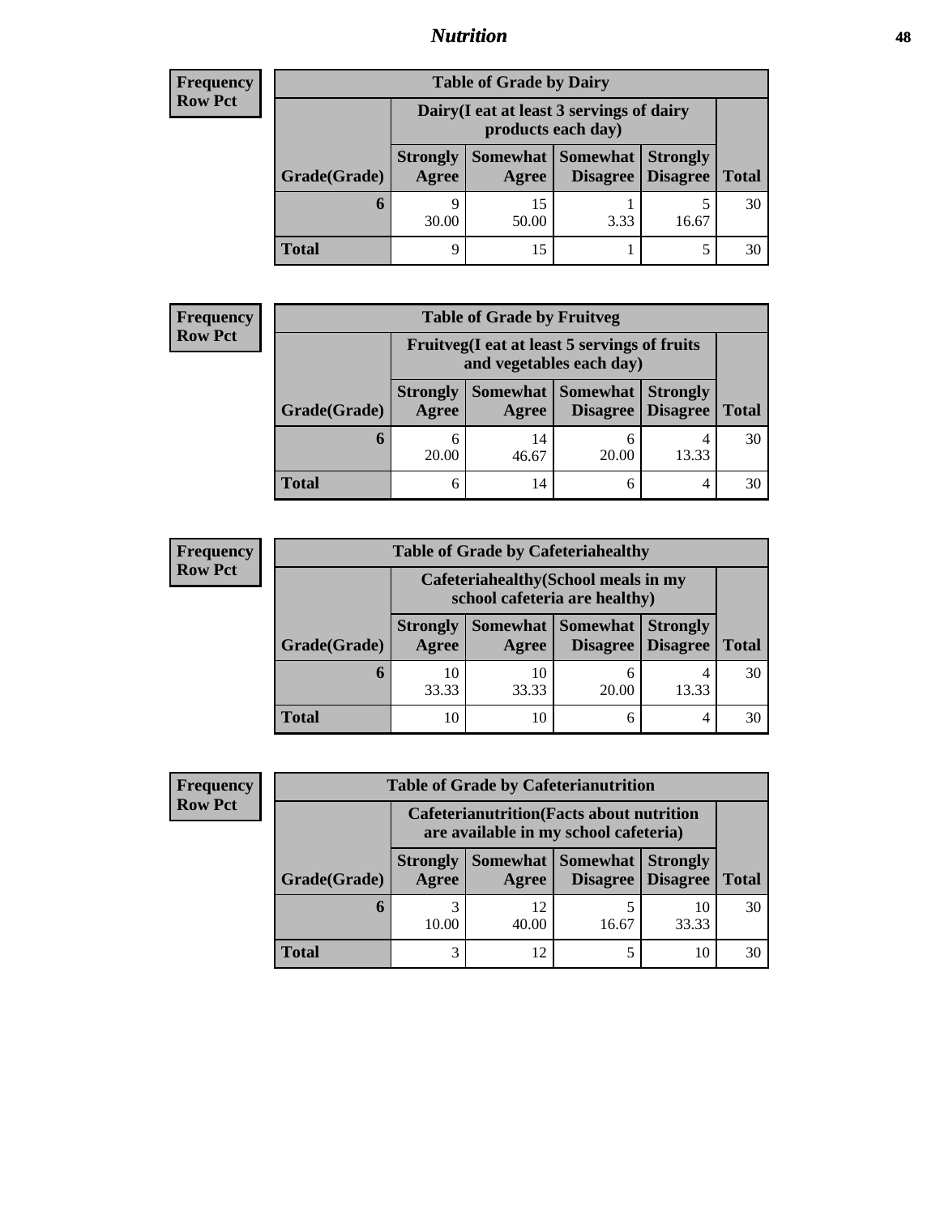## Nutrition

**Frequency Row Pct**

| Table of Grade by Dairy | | | | | |
|---|---|---|---|---|---|
| | Dairy(I eat at least 3 servings of dairy products each day) | | | | |
| Grade(Grade) | Strongly Agree | Somewhat Agree | Somewhat Disagree | Strongly Disagree | Total |
| 6 | 9<br>30.00 | 15<br>50.00 | 1<br>3.33 | 5<br>16.67 | 30 |
| Total | 9 | 15 | 1 | 5 | 30 |

**Frequency Row Pct**

| Table of Grade by Fruitveg | | | | | |
|---|---|---|---|---|---|
| | Fruitveg(I eat at least 5 servings of fruits and vegetables each day) | | | | |
| Grade(Grade) | Strongly Agree | Somewhat Agree | Somewhat Disagree | Strongly Disagree | Total |
| 6 | 6<br>20.00 | 14<br>46.67 | 6<br>20.00 | 4<br>13.33 | 30 |
| Total | 6 | 14 | 6 | 4 | 30 |

**Frequency Row Pct**

| Table of Grade by Cafeteriahealthy | | | | | |
|---|---|---|---|---|---|
| | Cafeteriahealthy(School meals in my school cafeteria are healthy) | | | | |
| Grade(Grade) | Strongly Agree | Somewhat Agree | Somewhat Disagree | Strongly Disagree | Total |
| 6 | 10<br>33.33 | 10<br>33.33 | 6<br>20.00 | 4<br>13.33 | 30 |
| Total | 10 | 10 | 6 | 4 | 30 |

**Frequency Row Pct**

| Table of Grade by Cafeterianutrition | | | | | |
|---|---|---|---|---|---|
| | Cafeterianutrition(Facts about nutrition are available in my school cafeteria) | | | | |
| Grade(Grade) | Strongly Agree | Somewhat Agree | Somewhat Disagree | Strongly Disagree | Total |
| 6 | 3<br>10.00 | 12<br>40.00 | 5<br>16.67 | 10<br>33.33 | 30 |
| Total | 3 | 12 | 5 | 10 | 30 |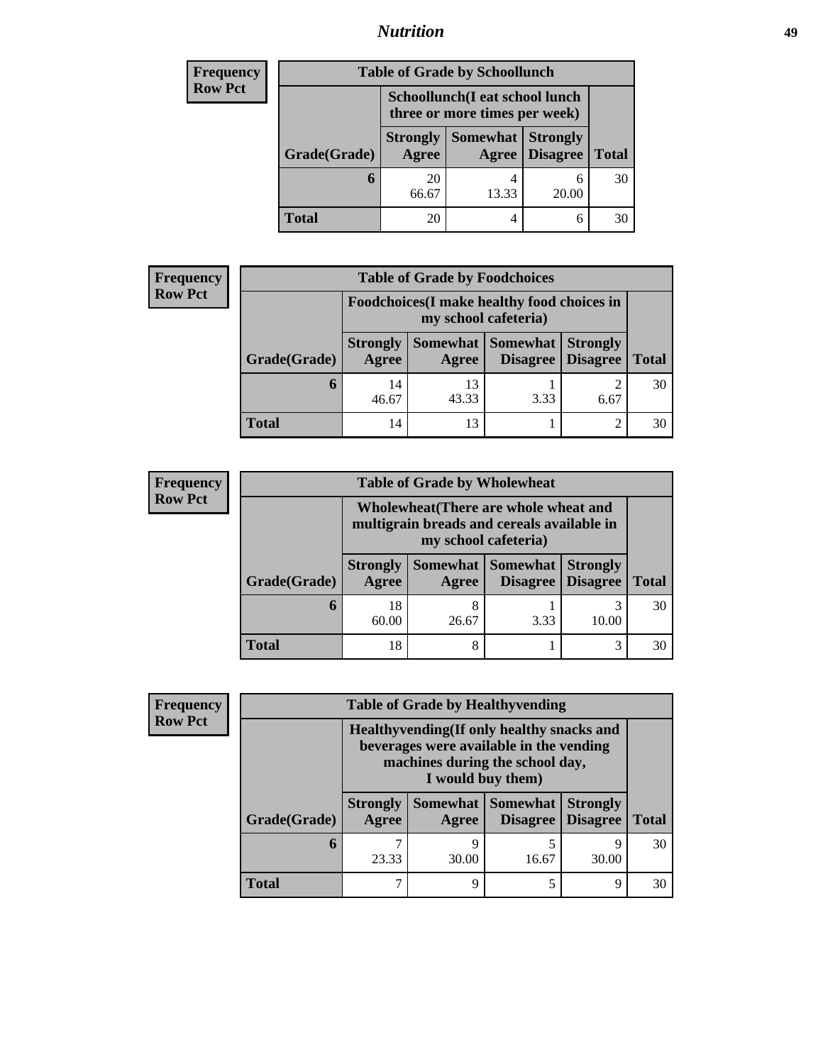| Frequency<br>Row Pct |
|---|

| Table of Grade by Schoollunch | | | | |
|---|---|---|---|---|
| | Schoollunch(I eat school lunch three or more times per week) | | | |
| Grade(Grade) | Strongly Agree | Somewhat Agree | Strongly Disagree | Total |
| 6 | 20<br>66.67 | 4<br>13.33 | 6<br>20.00 | 30 |
| Total | 20 | 4 | 6 | 30 |

| Frequency<br>Row Pct |
|---|

| Table of Grade by Foodchoices | | | | | |
|---|---|---|---|---|---|
| | Foodchoices(I make healthy food choices in my school cafeteria) | | | | |
| Grade(Grade) | Strongly Agree | Somewhat Agree | Somewhat Disagree | Strongly Disagree | Total |
| 6 | 14<br>46.67 | 13<br>43.33 | 1<br>3.33 | 2<br>6.67 | 30 |
| Total | 14 | 13 | 1 | 2 | 30 |

| Frequency<br>Row Pct |
|---|

| Table of Grade by Wholewheat | | | | | |
|---|---|---|---|---|---|
| | Wholewheat(There are whole wheat and multigrain breads and cereals available in my school cafeteria) | | | | |
| Grade(Grade) | Strongly Agree | Somewhat Agree | Somewhat Disagree | Strongly Disagree | Total |
| 6 | 18<br>60.00 | 8<br>26.67 | 1<br>3.33 | 3<br>10.00 | 30 |
| Total | 18 | 8 | 1 | 3 | 30 |

| Frequency<br>Row Pct |
|---|

| Table of Grade by Healthyvending | | | | | |
|---|---|---|---|---|---|
| | Healthyvending(If only healthy snacks and beverages were available in the vending machines during the school day, I would buy them) | | | | |
| Grade(Grade) | Strongly Agree | Somewhat Agree | Somewhat Disagree | Strongly Disagree | Total |
| 6 | 7<br>23.33 | 9<br>30.00 | 5<br>16.67 | 9<br>30.00 | 30 |
| Total | 7 | 9 | 5 | 9 | 30 |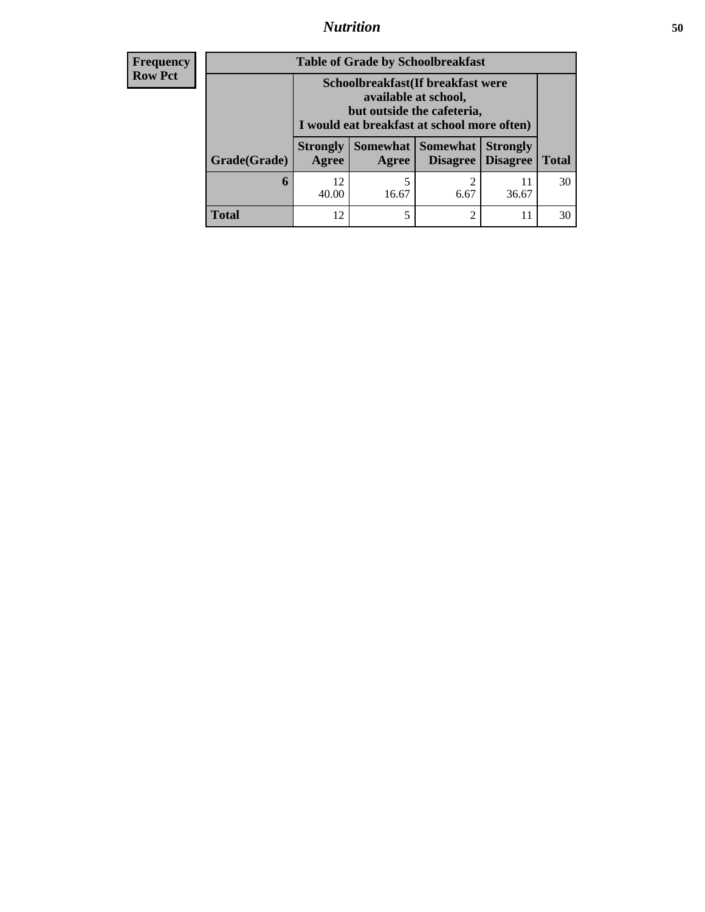| Frequency<br>Row Pct | | | | | |
|---|---|---|---|---|---|
| **Table of Grade by Schoolbreakfast** | | | | | |
| | **Schoolbreakfast(If breakfast were available at school, but outside the cafeteria, I would eat breakfast at school more often)** | | | | |
| **Grade(Grade)** | **Strongly Agree** | **Somewhat Agree** | **Somewhat Disagree** | **Strongly Disagree** | **Total** |
| **6** | 12<br>40.00 | 5<br>16.67 | 2<br>6.67 | 11<br>36.67 | 30 |
| **Total** | 12 | 5 | 2 | 11 | 30 |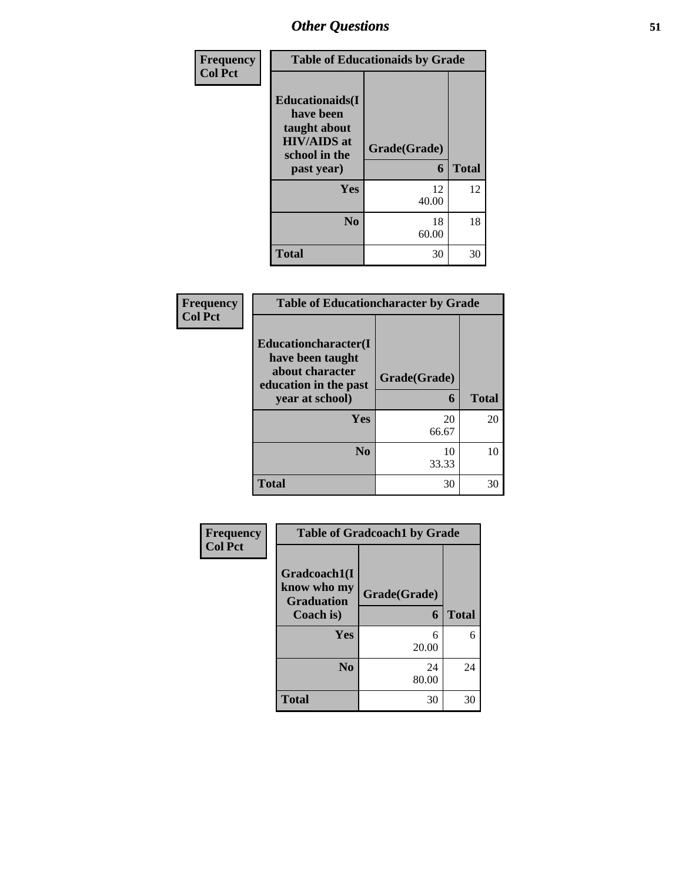# Other Questions

Frequency
Col Pct

| Table of Educationaids by Grade | | |
|---|---|---|
| Educationaids(I have been taught about HIV/AIDS at school in the past year) | Grade(Grade) 6 | Total |
| Yes | 12<br>40.00 | 12 |
| No | 18<br>60.00 | 18 |
| Total | 30 | 30 |

Frequency
Col Pct

| Table of Educationcharacter by Grade | | |
|---|---|---|
| Educationcharacter(I have been taught about character education in the past year at school) | Grade(Grade) 6 | Total |
| Yes | 20<br>66.67 | 20 |
| No | 10<br>33.33 | 10 |
| Total | 30 | 30 |

Frequency
Col Pct

| Table of Gradcoach1 by Grade | | |
|---|---|---|
| Gradcoach1(I know who my Graduation Coach is) | Grade(Grade) 6 | Total |
| Yes | 6<br>20.00 | 6 |
| No | 24<br>80.00 | 24 |
| Total | 30 | 30 |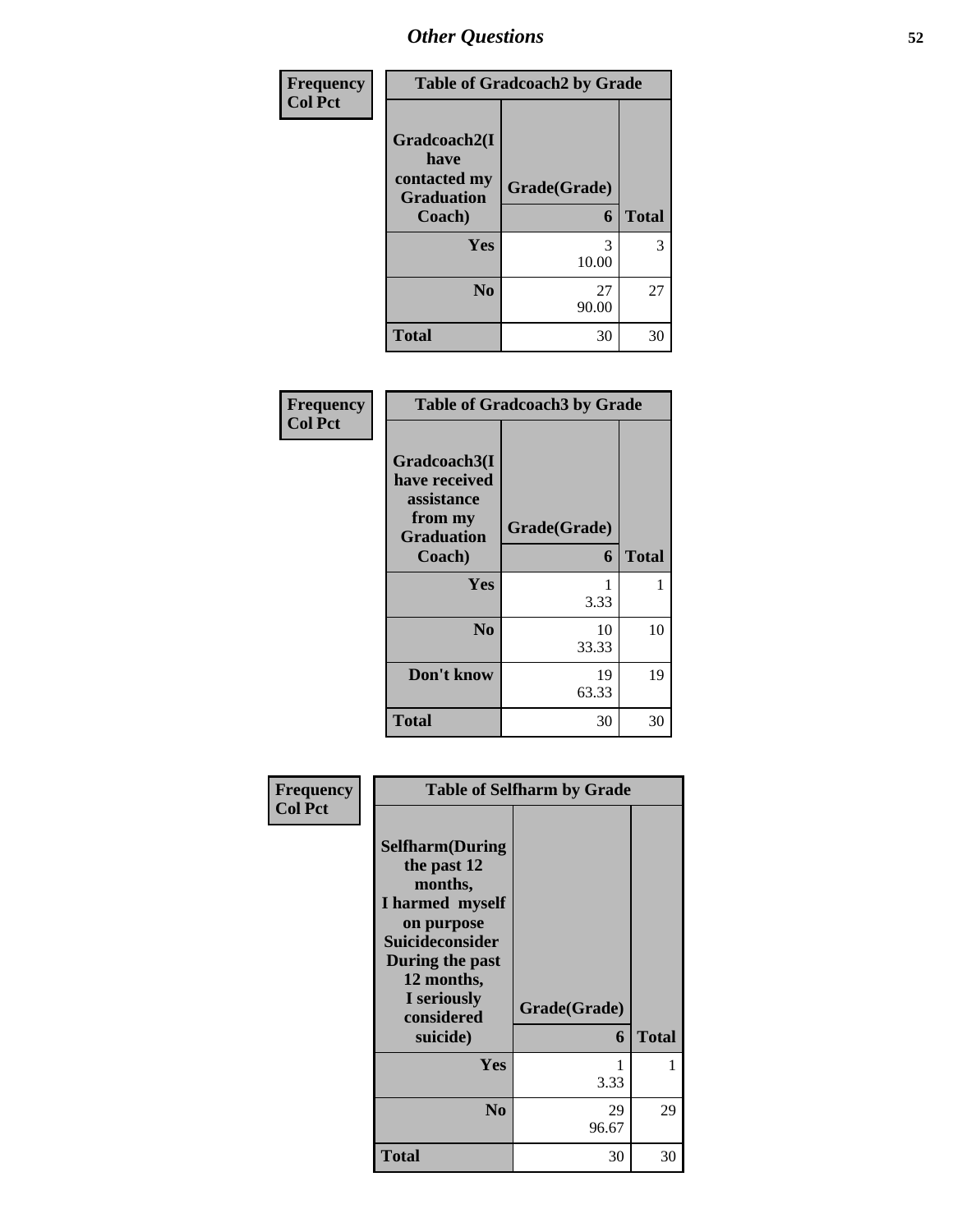## Other Questions

**Frequency / Col Pct**

| Table of Gradcoach2 by Grade | | |
|---|---|---|
| Gradcoach2(I have contacted my Graduation Coach) | Grade(Grade) 6 | Total |
| Yes | 3<br>10.00 | 3 |
| No | 27<br>90.00 | 27 |
| Total | 30 | 30 |

**Frequency / Col Pct**

| Table of Gradcoach3 by Grade | | |
|---|---|---|
| Gradcoach3(I have received assistance from my Graduation Coach) | Grade(Grade) 6 | Total |
| Yes | 1<br>3.33 | 1 |
| No | 10<br>33.33 | 10 |
| Don't know | 19<br>63.33 | 19 |
| Total | 30 | 30 |

**Frequency / Col Pct**

| Table of Selfharm by Grade | | |
|---|---|---|
| Selfharm(During the past 12 months, I harmed myself on purpose Suicideconsider During the past 12 months, I seriously considered suicide) | Grade(Grade) 6 | Total |
| Yes | 1<br>3.33 | 1 |
| No | 29<br>96.67 | 29 |
| Total | 30 | 30 |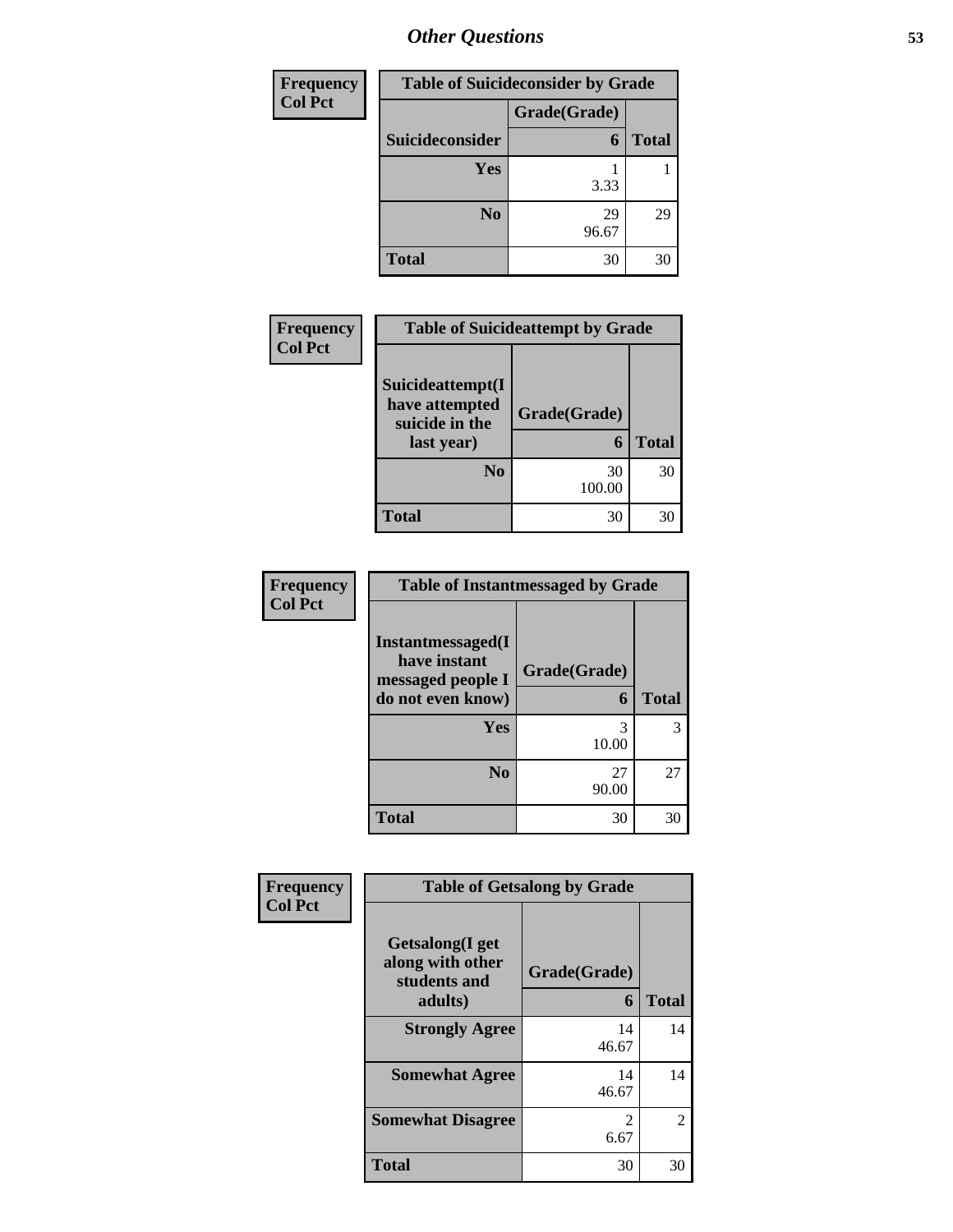## Other Questions

**Frequency / Col Pct**

| Table of Suicideconsider by Grade | | |
|---|---|---|
| | Grade(Grade) | |
| Suicideconsider | 6 | Total |
| **Yes** | 1<br>3.33 | 1 |
| **No** | 29<br>96.67 | 29 |
| **Total** | 30 | 30 |

**Frequency / Col Pct**

| Table of Suicideattempt by Grade | | |
|---|---|---|
| Suicideattempt(I have attempted suicide in the last year) | Grade(Grade)<br>6 | Total |
| **No** | 30<br>100.00 | 30 |
| **Total** | 30 | 30 |

**Frequency / Col Pct**

| Table of Instantmessaged by Grade | | |
|---|---|---|
| Instantmessaged(I have instant messaged people I do not even know) | Grade(Grade)<br>6 | Total |
| **Yes** | 3<br>10.00 | 3 |
| **No** | 27<br>90.00 | 27 |
| **Total** | 30 | 30 |

**Frequency / Col Pct**

| Table of Getsalong by Grade | | |
|---|---|---|
| Getsalong(I get along with other students and adults) | Grade(Grade)<br>6 | Total |
| **Strongly Agree** | 14<br>46.67 | 14 |
| **Somewhat Agree** | 14<br>46.67 | 14 |
| **Somewhat Disagree** | 2<br>6.67 | 2 |
| **Total** | 30 | 30 |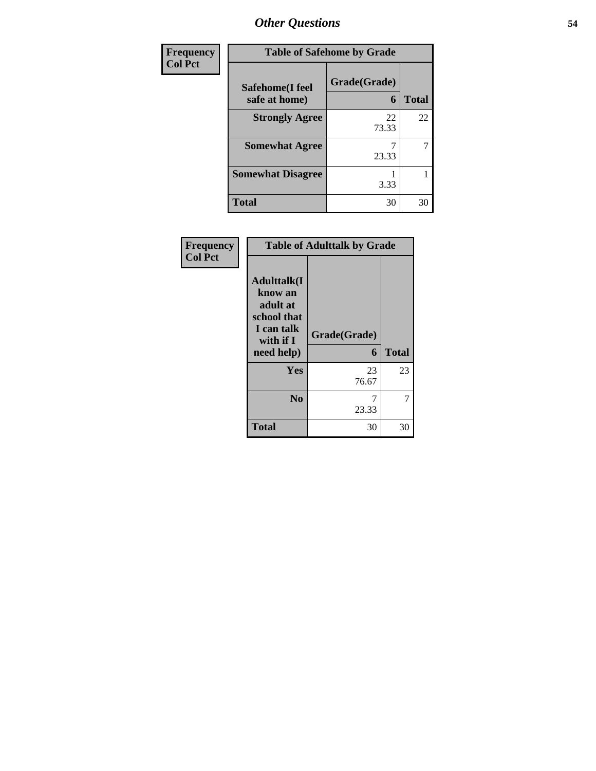## Other Questions

**Frequency**
**Col Pct**

| Table of Safehome by Grade | | |
|---|---|---|
| **Safehome(I feel safe at home)** | **Grade(Grade)** **6** | **Total** |
| **Strongly Agree** | 22<br>73.33 | 22 |
| **Somewhat Agree** | 7<br>23.33 | 7 |
| **Somewhat Disagree** | 1<br>3.33 | 1 |
| **Total** | 30 | 30 |

**Frequency**
**Col Pct**

| Table of Adulttalk by Grade | | |
|---|---|---|
| **Adulttalk(I know an adult at school that I can talk with if I need help)** | **Grade(Grade)** **6** | **Total** |
| **Yes** | 23<br>76.67 | 23 |
| **No** | 7<br>23.33 | 7 |
| **Total** | 30 | 30 |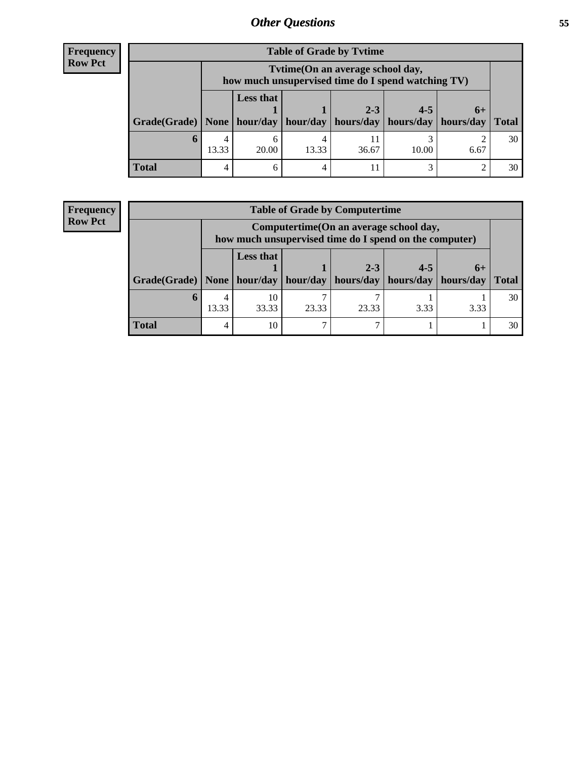## Other Questions

**Frequency**
**Row Pct**

**Table of Grade by Tvtime**

| Grade(Grade) | Tvtime(On an average school day, how much unsupervised time do I spend watching TV) | | | | | | Total |
|---|---|---|---|---|---|---|---|
| | None | Less that 1 hour/day | 1 hour/day | 2-3 hours/day | 4-5 hours/day | 6+ hours/day | |
| **6** | 4<br>13.33 | 6<br>20.00 | 4<br>13.33 | 11<br>36.67 | 3<br>10.00 | 2<br>6.67 | 30 |
| **Total** | 4 | 6 | 4 | 11 | 3 | 2 | 30 |

**Frequency**
**Row Pct**

**Table of Grade by Computertime**

| Grade(Grade) | Computertime(On an average school day, how much unsupervised time do I spend on the computer) | | | | | | Total |
|---|---|---|---|---|---|---|---|
| | None | Less that 1 hour/day | 1 hour/day | 2-3 hours/day | 4-5 hours/day | 6+ hours/day | |
| **6** | 4<br>13.33 | 10<br>33.33 | 7<br>23.33 | 7<br>23.33 | 1<br>3.33 | 1<br>3.33 | 30 |
| **Total** | 4 | 10 | 7 | 7 | 1 | 1 | 30 |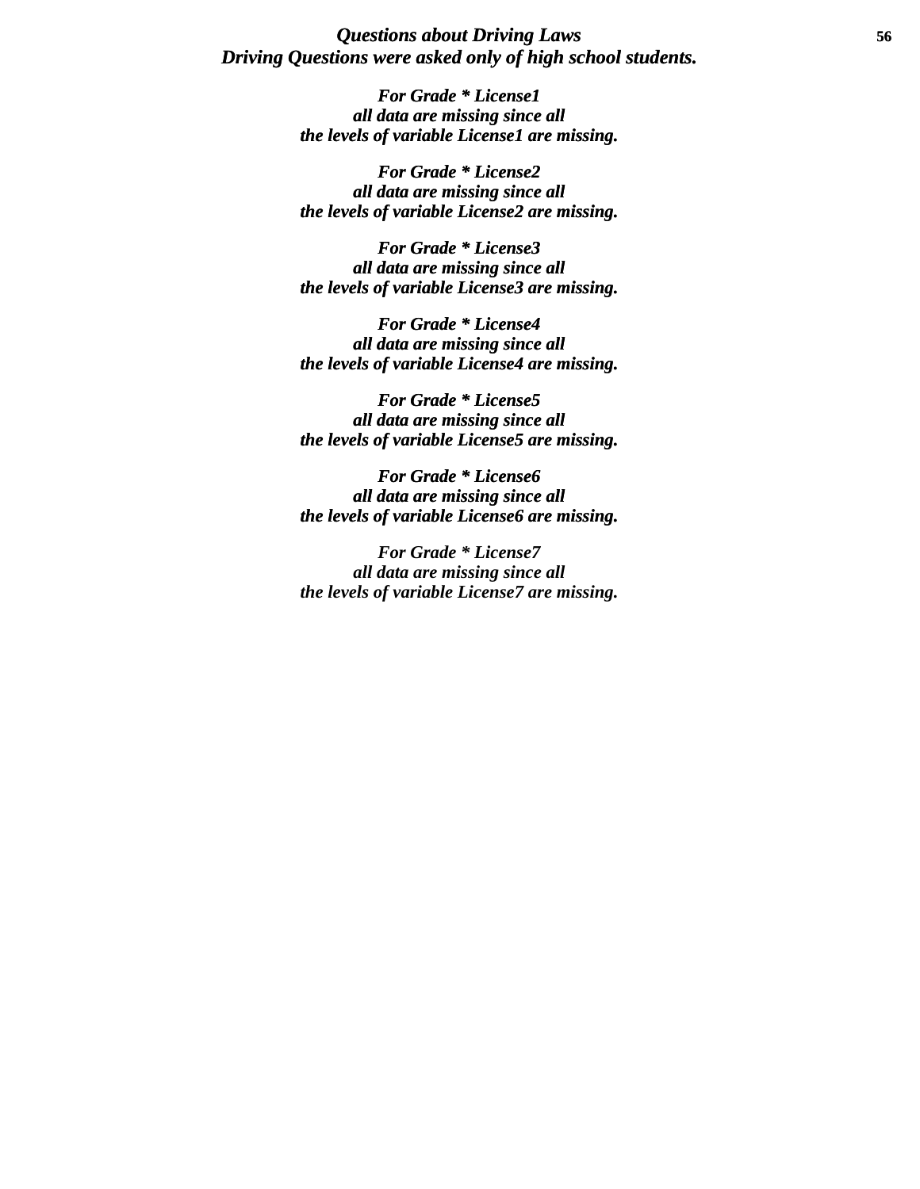***Questions about Driving Laws***
***Driving Questions were asked only of high school students.***

***For Grade * License1***
***all data are missing since all***
***the levels of variable License1 are missing.***

***For Grade * License2***
***all data are missing since all***
***the levels of variable License2 are missing.***

***For Grade * License3***
***all data are missing since all***
***the levels of variable License3 are missing.***

***For Grade * License4***
***all data are missing since all***
***the levels of variable License4 are missing.***

***For Grade * License5***
***all data are missing since all***
***the levels of variable License5 are missing.***

***For Grade * License6***
***all data are missing since all***
***the levels of variable License6 are missing.***

***For Grade * License7***
***all data are missing since all***
***the levels of variable License7 are missing.***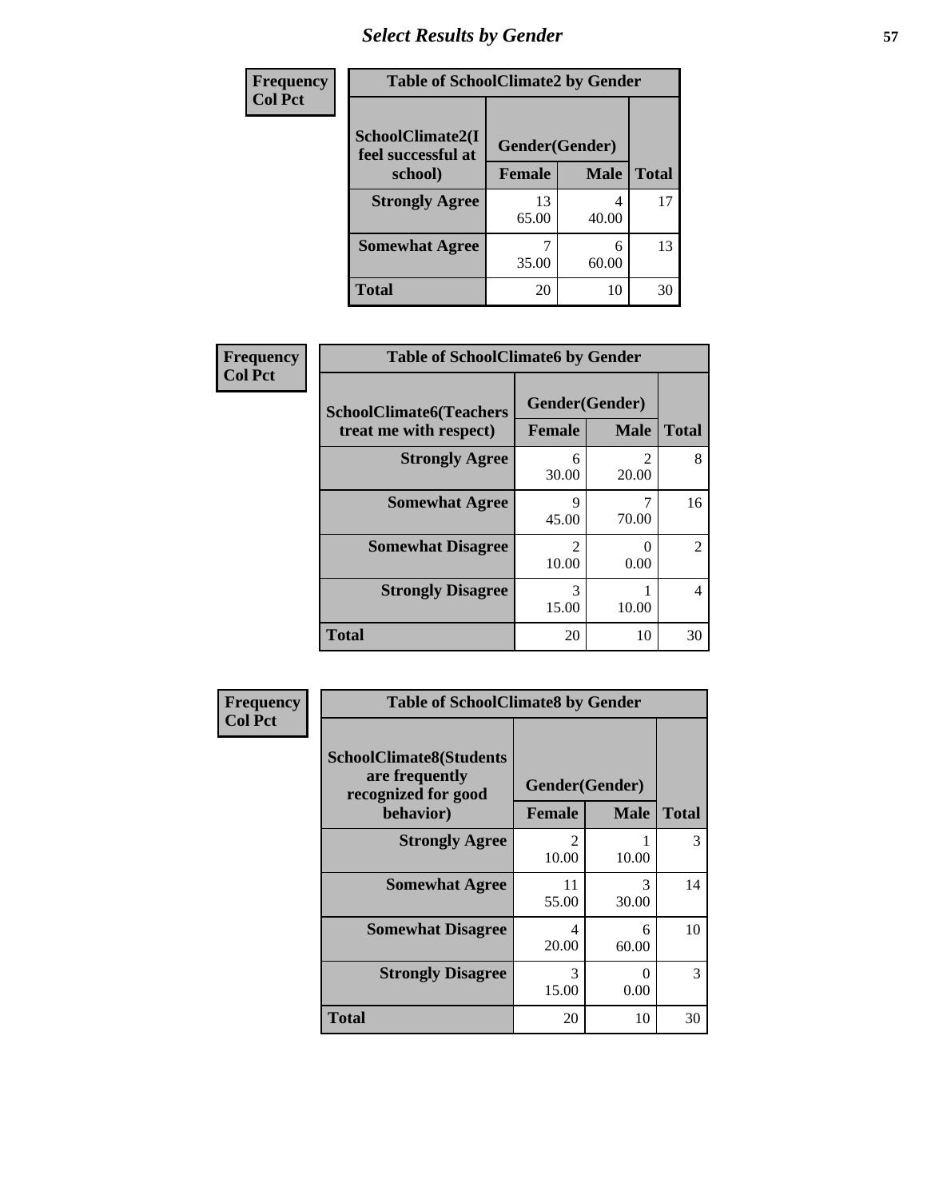# *Select Results by Gender*

**Frequency**
**Col Pct**

| Table of SchoolClimate2 by Gender | | | |
|---|---|---|---|
| **SchoolClimate2(I feel successful at school)** | **Gender(Gender)** | | |
| | **Female** | **Male** | **Total** |
| **Strongly Agree** | 13<br>65.00 | 4<br>40.00 | 17 |
| **Somewhat Agree** | 7<br>35.00 | 6<br>60.00 | 13 |
| **Total** | 20 | 10 | 30 |

**Frequency**
**Col Pct**

| Table of SchoolClimate6 by Gender | | | |
|---|---|---|---|
| **SchoolClimate6(Teachers treat me with respect)** | **Gender(Gender)** | | |
| | **Female** | **Male** | **Total** |
| **Strongly Agree** | 6<br>30.00 | 2<br>20.00 | 8 |
| **Somewhat Agree** | 9<br>45.00 | 7<br>70.00 | 16 |
| **Somewhat Disagree** | 2<br>10.00 | 0<br>0.00 | 2 |
| **Strongly Disagree** | 3<br>15.00 | 1<br>10.00 | 4 |
| **Total** | 20 | 10 | 30 |

**Frequency**
**Col Pct**

| Table of SchoolClimate8 by Gender | | | |
|---|---|---|---|
| **SchoolClimate8(Students are frequently recognized for good behavior)** | **Gender(Gender)** | | |
| | **Female** | **Male** | **Total** |
| **Strongly Agree** | 2<br>10.00 | 1<br>10.00 | 3 |
| **Somewhat Agree** | 11<br>55.00 | 3<br>30.00 | 14 |
| **Somewhat Disagree** | 4<br>20.00 | 6<br>60.00 | 10 |
| **Strongly Disagree** | 3<br>15.00 | 0<br>0.00 | 3 |
| **Total** | 20 | 10 | 30 |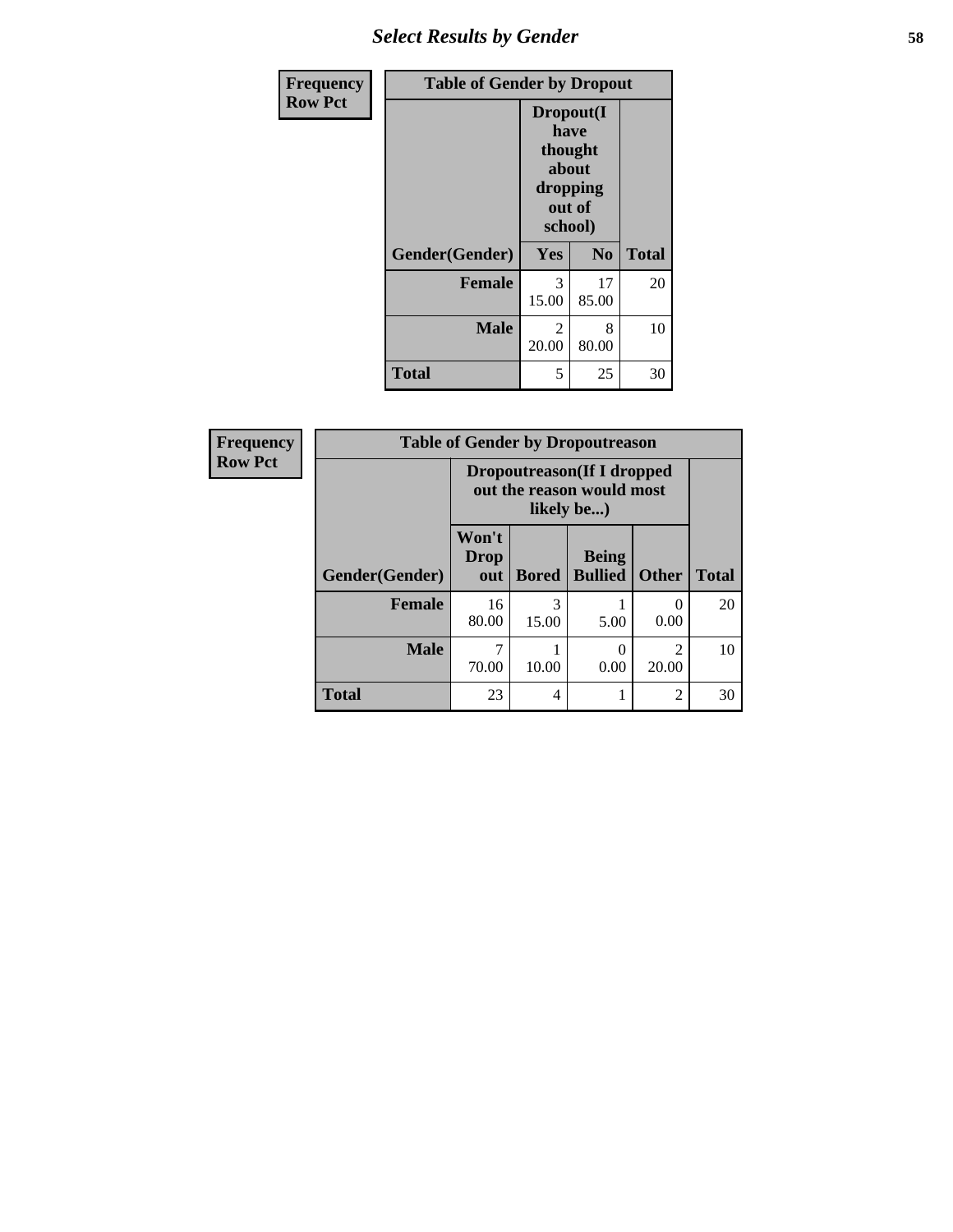| Frequency Row Pct | Table of Gender by Dropout | | |
|---|---|---|---|
| | Dropout(I have thought about dropping out of school) | | |
| Gender(Gender) | Yes | No | Total |
| Female | 3<br>15.00 | 17<br>85.00 | 20 |
| Male | 2<br>20.00 | 8<br>80.00 | 10 |
| Total | 5 | 25 | 30 |

| Frequency Row Pct | Table of Gender by Dropoutreason | | | | |
|---|---|---|---|---|---|
| | Dropoutreason(If I dropped out the reason would most likely be...) | | | | |
| Gender(Gender) | Won't Drop out | Bored | Being Bullied | Other | Total |
| Female | 16<br>80.00 | 3<br>15.00 | 1<br>5.00 | 0<br>0.00 | 20 |
| Male | 7<br>70.00 | 1<br>10.00 | 0<br>0.00 | 2<br>20.00 | 10 |
| Total | 23 | 4 | 1 | 2 | 30 |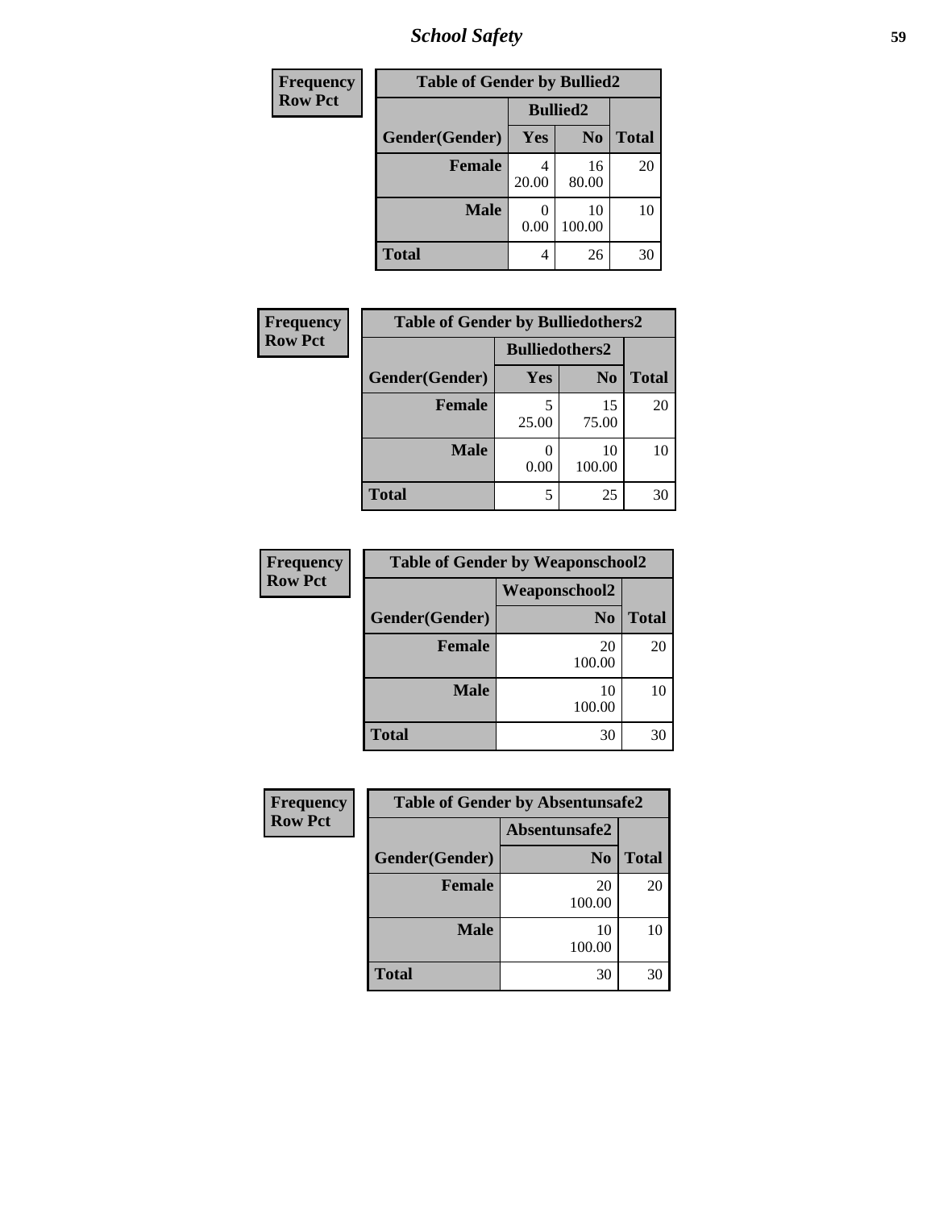| Frequency Row Pct | | | |
|---|---|---|---|
| **Table of Gender by Bullied2** | | | |
| | **Bullied2** | | |
| **Gender(Gender)** | **Yes** | **No** | **Total** |
| **Female** | 4<br>20.00 | 16<br>80.00 | 20 |
| **Male** | 0<br>0.00 | 10<br>100.00 | 10 |
| **Total** | 4 | 26 | 30 |

| Frequency Row Pct | | | |
|---|---|---|---|
| **Table of Gender by Bulliedothers2** | | | |
| | **Bulliedothers2** | | |
| **Gender(Gender)** | **Yes** | **No** | **Total** |
| **Female** | 5<br>25.00 | 15<br>75.00 | 20 |
| **Male** | 0<br>0.00 | 10<br>100.00 | 10 |
| **Total** | 5 | 25 | 30 |

| Frequency Row Pct | | |
|---|---|---|
| **Table of Gender by Weaponschool2** | | |
| | **Weaponschool2** | |
| **Gender(Gender)** | **No** | **Total** |
| **Female** | 20<br>100.00 | 20 |
| **Male** | 10<br>100.00 | 10 |
| **Total** | 30 | 30 |

| Frequency Row Pct | | |
|---|---|---|
| **Table of Gender by Absentunsafe2** | | |
| | **Absentunsafe2** | |
| **Gender(Gender)** | **No** | **Total** |
| **Female** | 20<br>100.00 | 20 |
| **Male** | 10<br>100.00 | 10 |
| **Total** | 30 | 30 |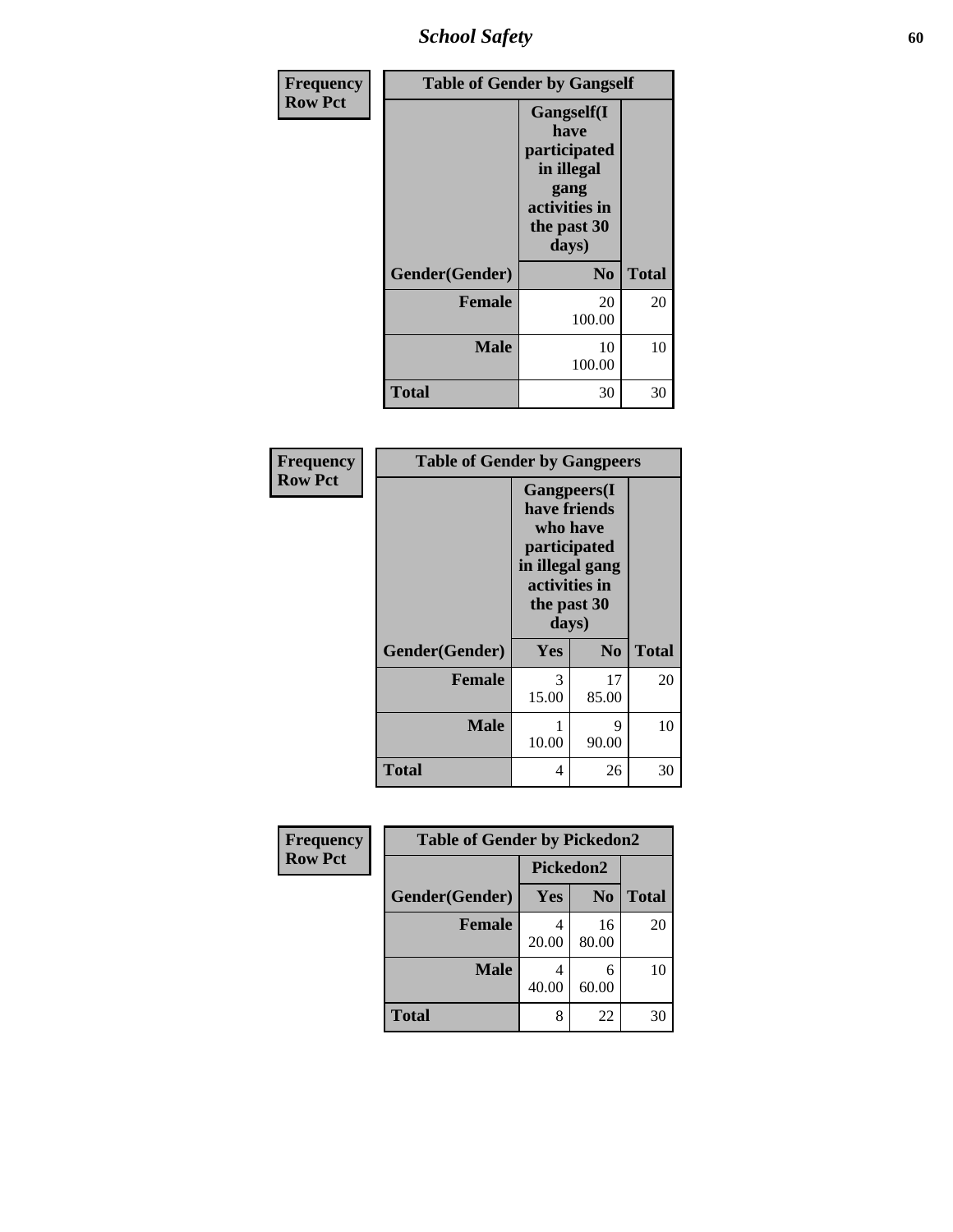| Frequency Row Pct | Table of Gender by Gangself | |
|---|---|---|
| | Gangself(I have participated in illegal gang activities in the past 30 days) | |
| Gender(Gender) | No | Total |
| Female | 20<br>100.00 | 20 |
| Male | 10<br>100.00 | 10 |
| Total | 30 | 30 |

| Frequency Row Pct | Table of Gender by Gangpeers | | |
|---|---|---|---|
| | Gangpeers(I have friends who have participated in illegal gang activities in the past 30 days) | | |
| Gender(Gender) | Yes | No | Total |
| Female | 3<br>15.00 | 17<br>85.00 | 20 |
| Male | 1<br>10.00 | 9<br>90.00 | 10 |
| Total | 4 | 26 | 30 |

| Frequency Row Pct | Table of Gender by Pickedon2 | | |
|---|---|---|---|
| | Pickedon2 | | |
| Gender(Gender) | Yes | No | Total |
| Female | 4<br>20.00 | 16<br>80.00 | 20 |
| Male | 4<br>40.00 | 6<br>60.00 | 10 |
| Total | 8 | 22 | 30 |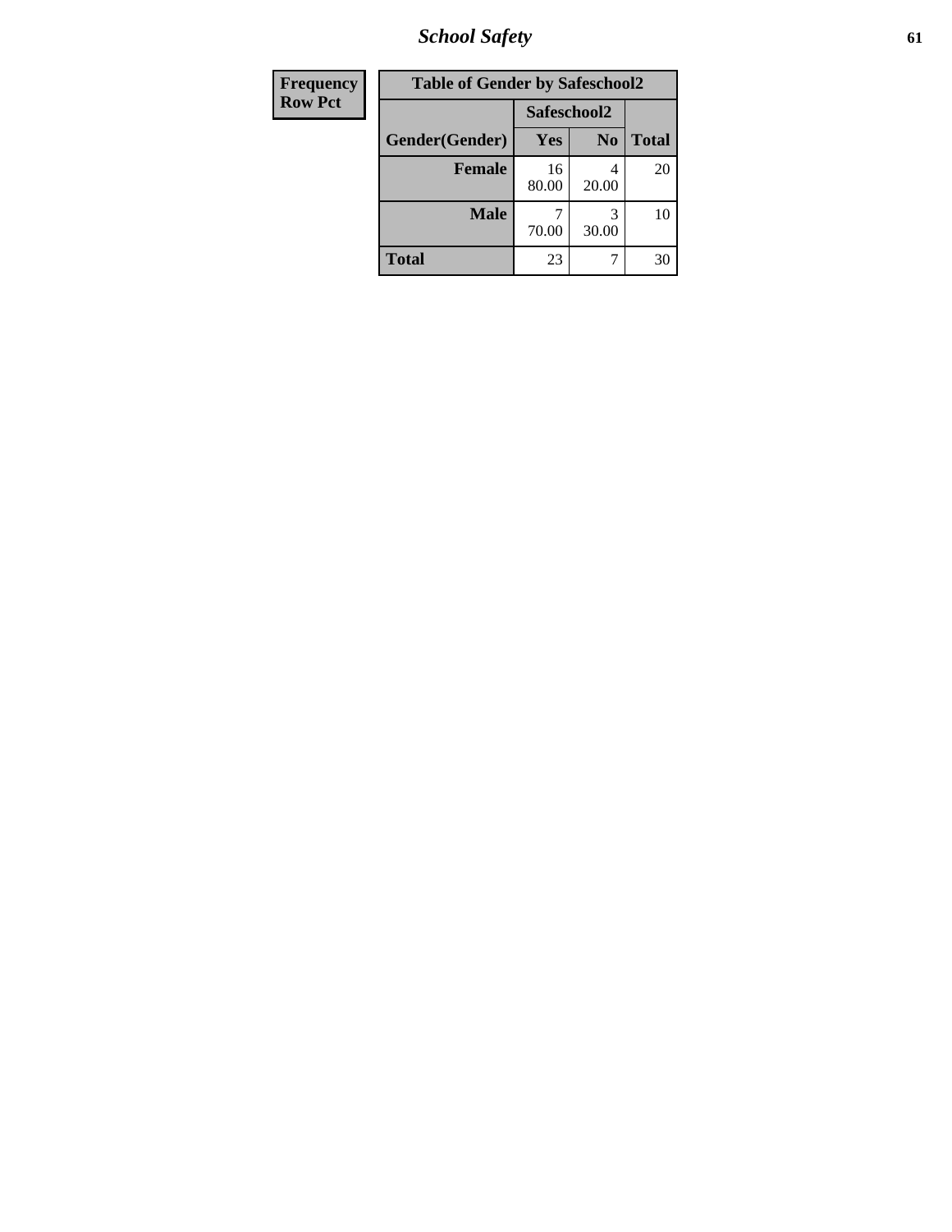| Frequency Row Pct | Table of Gender by Safeschool2 | | | |
|---|---|---|---|---|
| | | Safeschool2 | | |
| | Gender(Gender) | Yes | No | Total |
| | Female | 16<br>80.00 | 4<br>20.00 | 20 |
| | Male | 7<br>70.00 | 3<br>30.00 | 10 |
| | Total | 23 | 7 | 30 |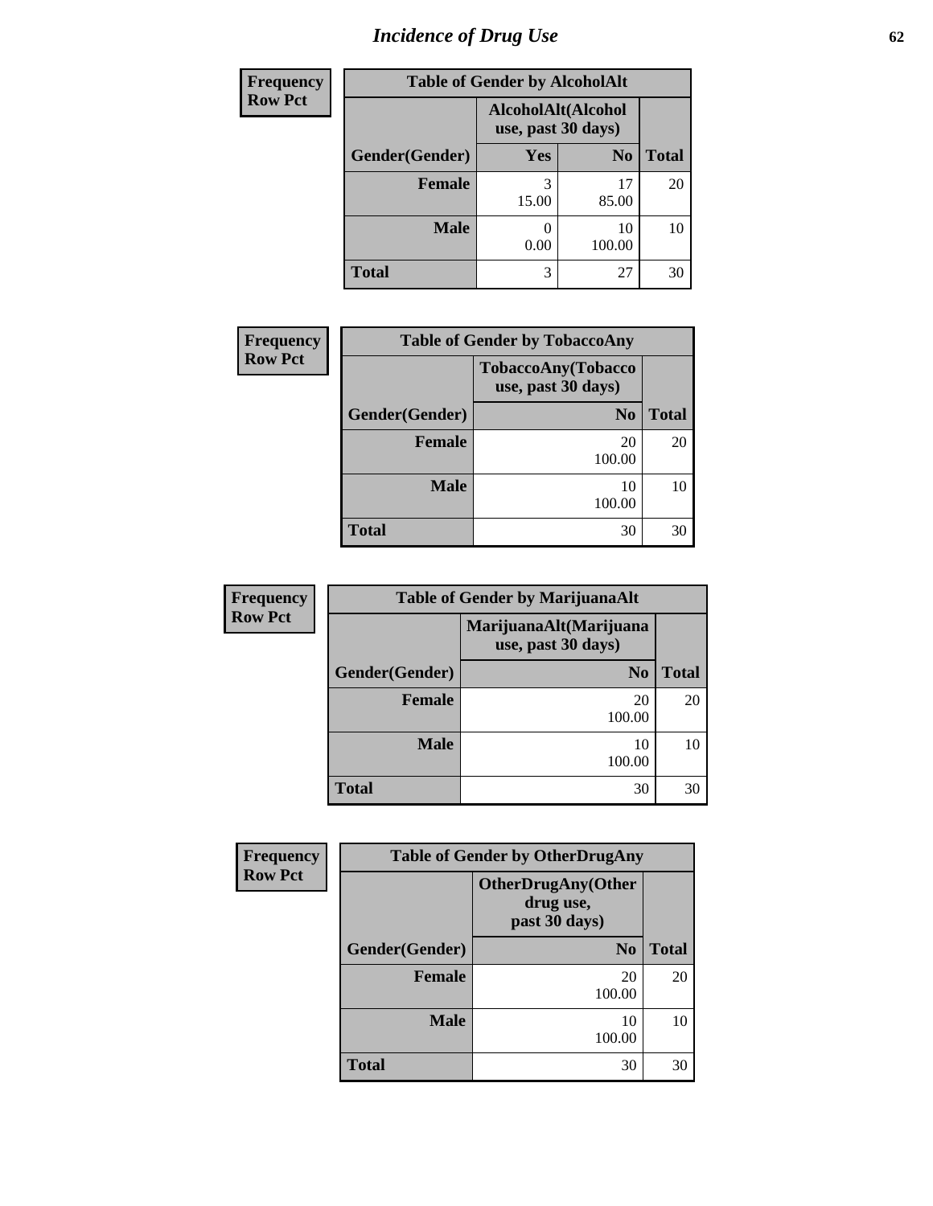# Incidence of Drug Use

**Frequency**
**Row Pct**

| Table of Gender by AlcoholAlt | | | |
|---|---|---|---|
| | AlcoholAlt(Alcohol use, past 30 days) | | |
| Gender(Gender) | Yes | No | Total |
| Female | 3<br>15.00 | 17<br>85.00 | 20 |
| Male | 0<br>0.00 | 10<br>100.00 | 10 |
| Total | 3 | 27 | 30 |

**Frequency**
**Row Pct**

| Table of Gender by TobaccoAny | | |
|---|---|---|
| | TobaccoAny(Tobacco use, past 30 days) | |
| Gender(Gender) | No | Total |
| Female | 20<br>100.00 | 20 |
| Male | 10<br>100.00 | 10 |
| Total | 30 | 30 |

**Frequency**
**Row Pct**

| Table of Gender by MarijuanaAlt | | |
|---|---|---|
| | MarijuanaAlt(Marijuana use, past 30 days) | |
| Gender(Gender) | No | Total |
| Female | 20<br>100.00 | 20 |
| Male | 10<br>100.00 | 10 |
| Total | 30 | 30 |

**Frequency**
**Row Pct**

| Table of Gender by OtherDrugAny | | |
|---|---|---|
| | OtherDrugAny(Other drug use, past 30 days) | |
| Gender(Gender) | No | Total |
| Female | 20<br>100.00 | 20 |
| Male | 10<br>100.00 | 10 |
| Total | 30 | 30 |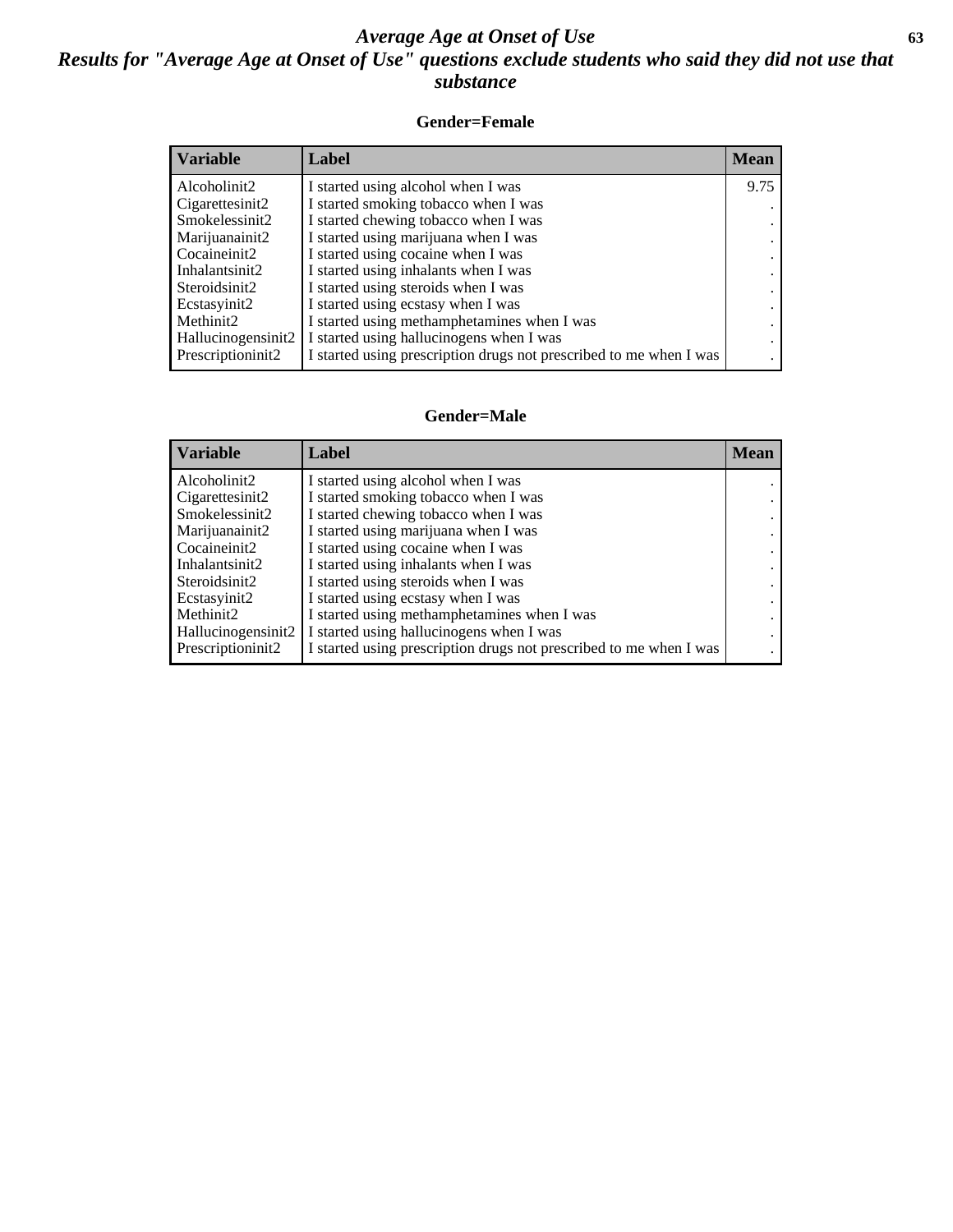# *Average Age at Onset of Use*

## *Results for "Average Age at Onset of Use" questions exclude students who said they did not use that substance*

### Gender=Female

| Variable | Label | Mean |
|---|---|---|
| Alcoholinit2 | I started using alcohol when I was | 9.75 |
| Cigarettesinit2 | I started smoking tobacco when I was | . |
| Smokelessinit2 | I started chewing tobacco when I was | . |
| Marijuanainit2 | I started using marijuana when I was | . |
| Cocaineinit2 | I started using cocaine when I was | . |
| Inhalantsinit2 | I started using inhalants when I was | . |
| Steroidsinit2 | I started using steroids when I was | . |
| Ecstasyinit2 | I started using ecstasy when I was | . |
| Methinit2 | I started using methamphetamines when I was | . |
| Hallucinogensinit2 | I started using hallucinogens when I was | . |
| Prescriptioninit2 | I started using prescription drugs not prescribed to me when I was | . |

### Gender=Male

| Variable | Label | Mean |
|---|---|---|
| Alcoholinit2 | I started using alcohol when I was | . |
| Cigarettesinit2 | I started smoking tobacco when I was | . |
| Smokelessinit2 | I started chewing tobacco when I was | . |
| Marijuanainit2 | I started using marijuana when I was | . |
| Cocaineinit2 | I started using cocaine when I was | . |
| Inhalantsinit2 | I started using inhalants when I was | . |
| Steroidsinit2 | I started using steroids when I was | . |
| Ecstasyinit2 | I started using ecstasy when I was | . |
| Methinit2 | I started using methamphetamines when I was | . |
| Hallucinogensinit2 | I started using hallucinogens when I was | . |
| Prescriptioninit2 | I started using prescription drugs not prescribed to me when I was | . |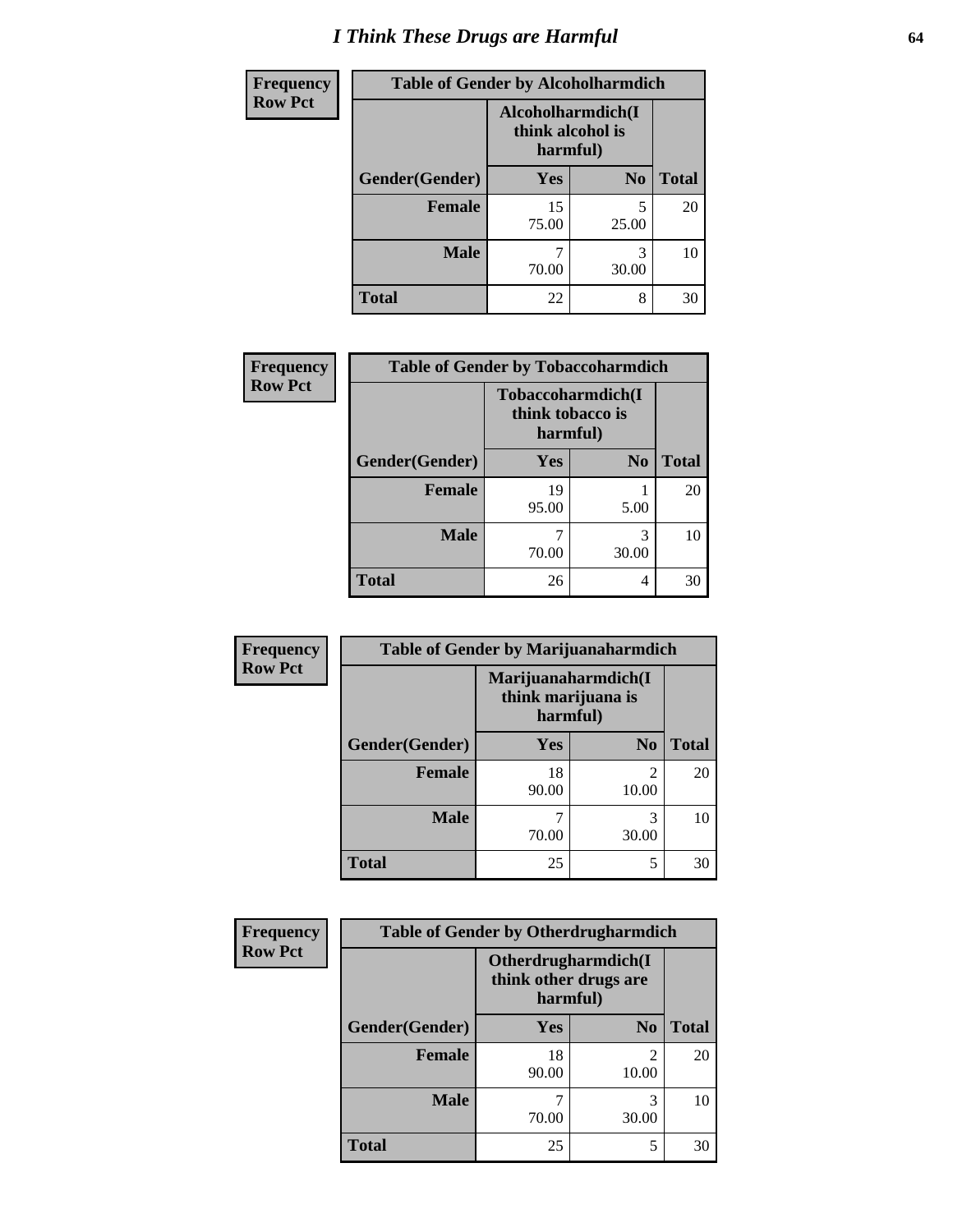# I Think These Drugs are Harmful

**Frequency**
**Row Pct**

| Table of Gender by Alcoholharmdich | | | |
|---|---|---|---|
| | Alcoholharmdich(I think alcohol is harmful) | | |
| Gender(Gender) | Yes | No | Total |
| Female | 15<br>75.00 | 5<br>25.00 | 20 |
| Male | 7<br>70.00 | 3<br>30.00 | 10 |
| Total | 22 | 8 | 30 |

**Frequency**
**Row Pct**

| Table of Gender by Tobaccoharmdich | | | |
|---|---|---|---|
| | Tobaccoharmdich(I think tobacco is harmful) | | |
| Gender(Gender) | Yes | No | Total |
| Female | 19<br>95.00 | 1<br>5.00 | 20 |
| Male | 7<br>70.00 | 3<br>30.00 | 10 |
| Total | 26 | 4 | 30 |

**Frequency**
**Row Pct**

| Table of Gender by Marijuanaharmdich | | | |
|---|---|---|---|
| | Marijuanaharmdich(I think marijuana is harmful) | | |
| Gender(Gender) | Yes | No | Total |
| Female | 18<br>90.00 | 2<br>10.00 | 20 |
| Male | 7<br>70.00 | 3<br>30.00 | 10 |
| Total | 25 | 5 | 30 |

**Frequency**
**Row Pct**

| Table of Gender by Otherdrugharmdich | | | |
|---|---|---|---|
| | Otherdrugharmdich(I think other drugs are harmful) | | |
| Gender(Gender) | Yes | No | Total |
| Female | 18<br>90.00 | 2<br>10.00 | 20 |
| Male | 7<br>70.00 | 3<br>30.00 | 10 |
| Total | 25 | 5 | 30 |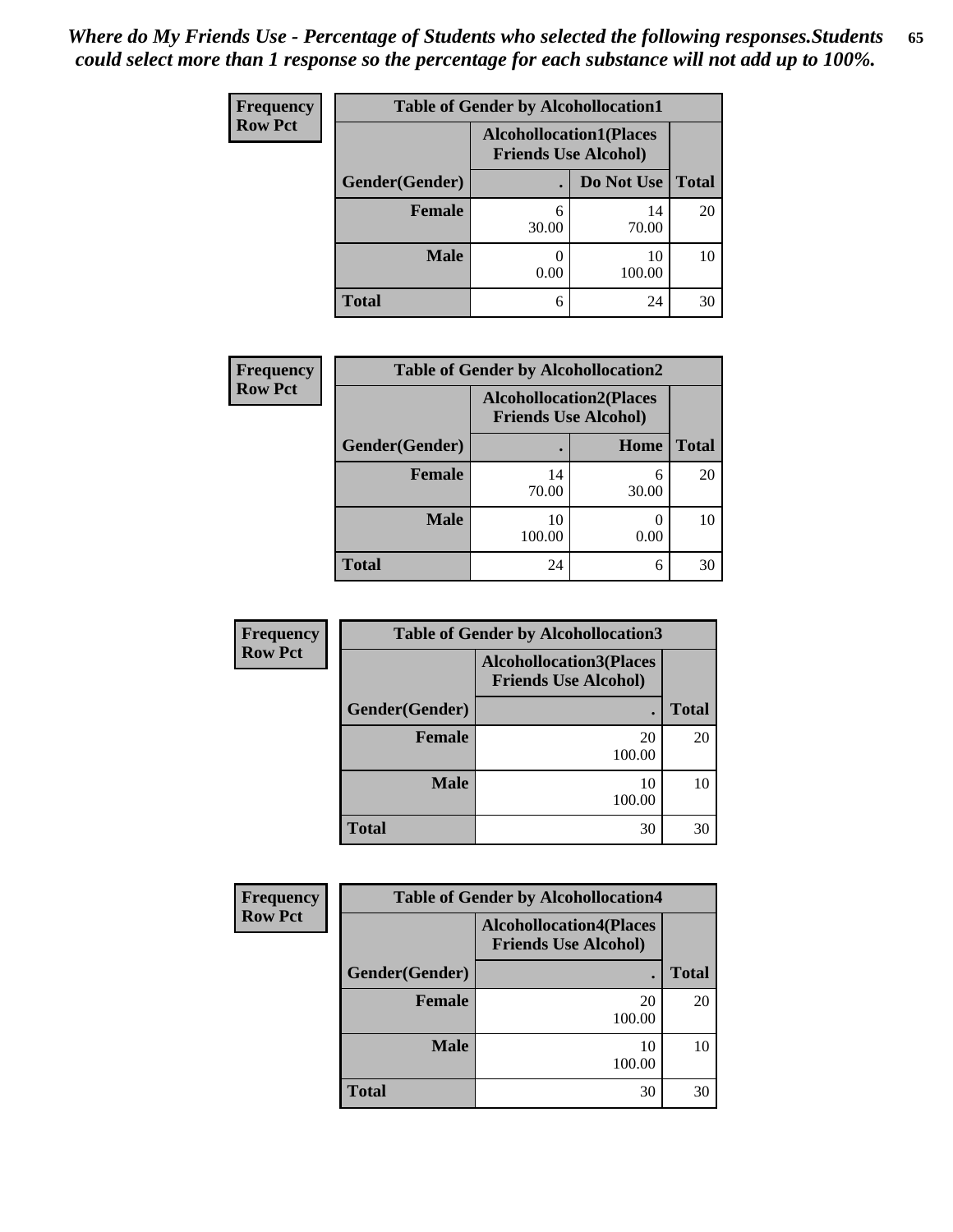*Where do My Friends Use - Percentage of Students who selected the following responses.Students could select more than 1 response so the percentage for each substance will not add up to 100%.*

**Frequency**
**Row Pct**

| Table of Gender by Alcohollocation1 | | | |
|---|---|---|---|
| | Alcohollocation1(Places Friends Use Alcohol) | | |
| Gender(Gender) | . | Do Not Use | Total |
| **Female** | 6<br>30.00 | 14<br>70.00 | 20 |
| **Male** | 0<br>0.00 | 10<br>100.00 | 10 |
| **Total** | 6 | 24 | 30 |

**Frequency**
**Row Pct**

| Table of Gender by Alcohollocation2 | | | |
|---|---|---|---|
| | Alcohollocation2(Places Friends Use Alcohol) | | |
| Gender(Gender) | . | Home | Total |
| **Female** | 14<br>70.00 | 6<br>30.00 | 20 |
| **Male** | 10<br>100.00 | 0<br>0.00 | 10 |
| **Total** | 24 | 6 | 30 |

**Frequency**
**Row Pct**

| Table of Gender by Alcohollocation3 | | |
|---|---|---|
| | Alcohollocation3(Places Friends Use Alcohol) | |
| Gender(Gender) | . | Total |
| **Female** | 20<br>100.00 | 20 |
| **Male** | 10<br>100.00 | 10 |
| **Total** | 30 | 30 |

**Frequency**
**Row Pct**

| Table of Gender by Alcohollocation4 | | |
|---|---|---|
| | Alcohollocation4(Places Friends Use Alcohol) | |
| Gender(Gender) | . | Total |
| **Female** | 20<br>100.00 | 20 |
| **Male** | 10<br>100.00 | 10 |
| **Total** | 30 | 30 |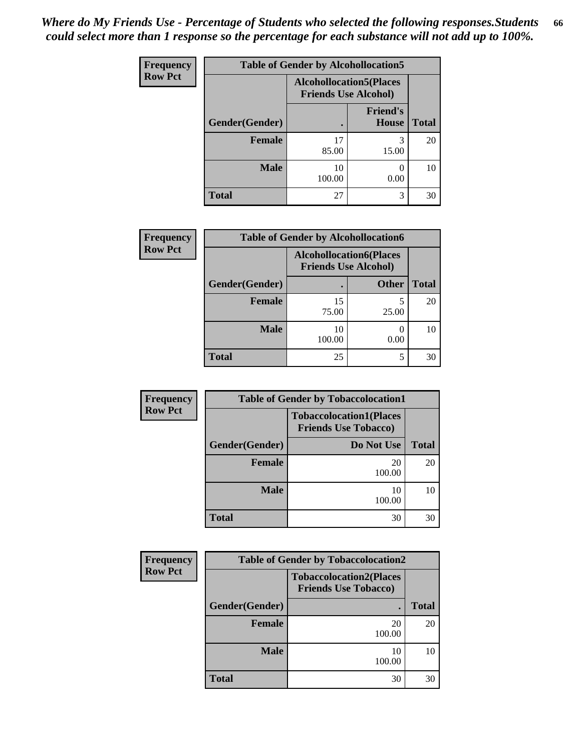*Where do My Friends Use - Percentage of Students who selected the following responses.Students could select more than 1 response so the percentage for each substance will not add up to 100%.*

**Frequency**
**Row Pct**

| Table of Gender by Alcohollocation5 | | | |
|---|---|---|---|
| | Alcohollocation5(Places Friends Use Alcohol) | | |
| Gender(Gender) | . | Friend's House | Total |
| **Female** | 17<br>85.00 | 3<br>15.00 | 20 |
| **Male** | 10<br>100.00 | 0<br>0.00 | 10 |
| **Total** | 27 | 3 | 30 |

**Frequency**
**Row Pct**

| Table of Gender by Alcohollocation6 | | | |
|---|---|---|---|
| | Alcohollocation6(Places Friends Use Alcohol) | | |
| Gender(Gender) | . | Other | Total |
| **Female** | 15<br>75.00 | 5<br>25.00 | 20 |
| **Male** | 10<br>100.00 | 0<br>0.00 | 10 |
| **Total** | 25 | 5 | 30 |

**Frequency**
**Row Pct**

| Table of Gender by Tobaccolocation1 | | |
|---|---|---|
| | Tobaccolocation1(Places Friends Use Tobacco) | |
| Gender(Gender) | Do Not Use | Total |
| **Female** | 20<br>100.00 | 20 |
| **Male** | 10<br>100.00 | 10 |
| **Total** | 30 | 30 |

**Frequency**
**Row Pct**

| Table of Gender by Tobaccolocation2 | | |
|---|---|---|
| | Tobaccolocation2(Places Friends Use Tobacco) | |
| Gender(Gender) | . | Total |
| **Female** | 20<br>100.00 | 20 |
| **Male** | 10<br>100.00 | 10 |
| **Total** | 30 | 30 |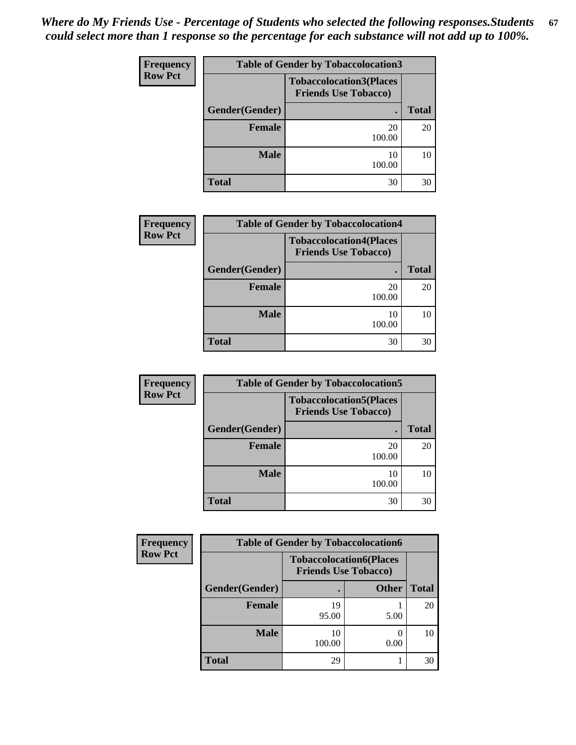*Where do My Friends Use - Percentage of Students who selected the following responses.Students could select more than 1 response so the percentage for each substance will not add up to 100%.*

**Frequency**
**Row Pct**

| Table of Gender by Tobaccolocation3 | | |
|---|---|---|
| | Tobaccolocation3(Places Friends Use Tobacco) | |
| Gender(Gender) | . | Total |
| Female | 20<br>100.00 | 20 |
| Male | 10<br>100.00 | 10 |
| Total | 30 | 30 |

**Frequency**
**Row Pct**

| Table of Gender by Tobaccolocation4 | | |
|---|---|---|
| | Tobaccolocation4(Places Friends Use Tobacco) | |
| Gender(Gender) | . | Total |
| Female | 20<br>100.00 | 20 |
| Male | 10<br>100.00 | 10 |
| Total | 30 | 30 |

**Frequency**
**Row Pct**

| Table of Gender by Tobaccolocation5 | | |
|---|---|---|
| | Tobaccolocation5(Places Friends Use Tobacco) | |
| Gender(Gender) | . | Total |
| Female | 20<br>100.00 | 20 |
| Male | 10<br>100.00 | 10 |
| Total | 30 | 30 |

**Frequency**
**Row Pct**

| Table of Gender by Tobaccolocation6 | | | |
|---|---|---|---|
| | Tobaccolocation6(Places Friends Use Tobacco) | | |
| Gender(Gender) | . | Other | Total |
| Female | 19<br>95.00 | 1<br>5.00 | 20 |
| Male | 10<br>100.00 | 0<br>0.00 | 10 |
| Total | 29 | 1 | 30 |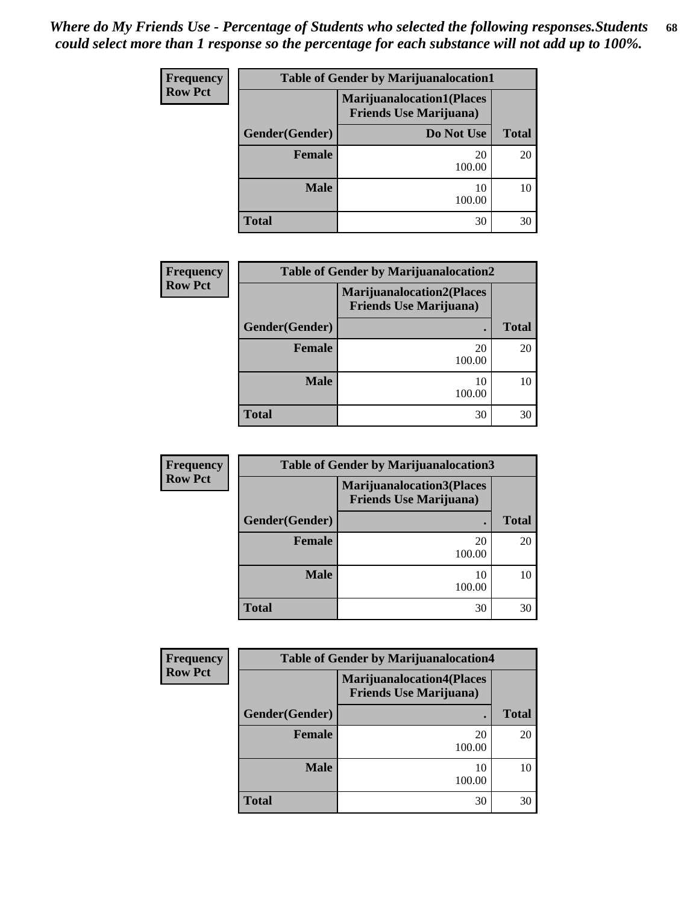*Where do My Friends Use - Percentage of Students who selected the following responses.Students could select more than 1 response so the percentage for each substance will not add up to 100%.*

| Frequency Row Pct | Table of Gender by Marijuanalocation1 | |
|---|---|---|
| | Marijuanalocation1(Places Friends Use Marijuana) | |
| Gender(Gender) | Do Not Use | Total |
| Female | 20 100.00 | 20 |
| Male | 10 100.00 | 10 |
| Total | 30 | 30 |

| Frequency Row Pct | Table of Gender by Marijuanalocation2 | |
|---|---|---|
| | Marijuanalocation2(Places Friends Use Marijuana) | |
| Gender(Gender) | . | Total |
| Female | 20 100.00 | 20 |
| Male | 10 100.00 | 10 |
| Total | 30 | 30 |

| Frequency Row Pct | Table of Gender by Marijuanalocation3 | |
|---|---|---|
| | Marijuanalocation3(Places Friends Use Marijuana) | |
| Gender(Gender) | . | Total |
| Female | 20 100.00 | 20 |
| Male | 10 100.00 | 10 |
| Total | 30 | 30 |

| Frequency Row Pct | Table of Gender by Marijuanalocation4 | |
|---|---|---|
| | Marijuanalocation4(Places Friends Use Marijuana) | |
| Gender(Gender) | . | Total |
| Female | 20 100.00 | 20 |
| Male | 10 100.00 | 10 |
| Total | 30 | 30 |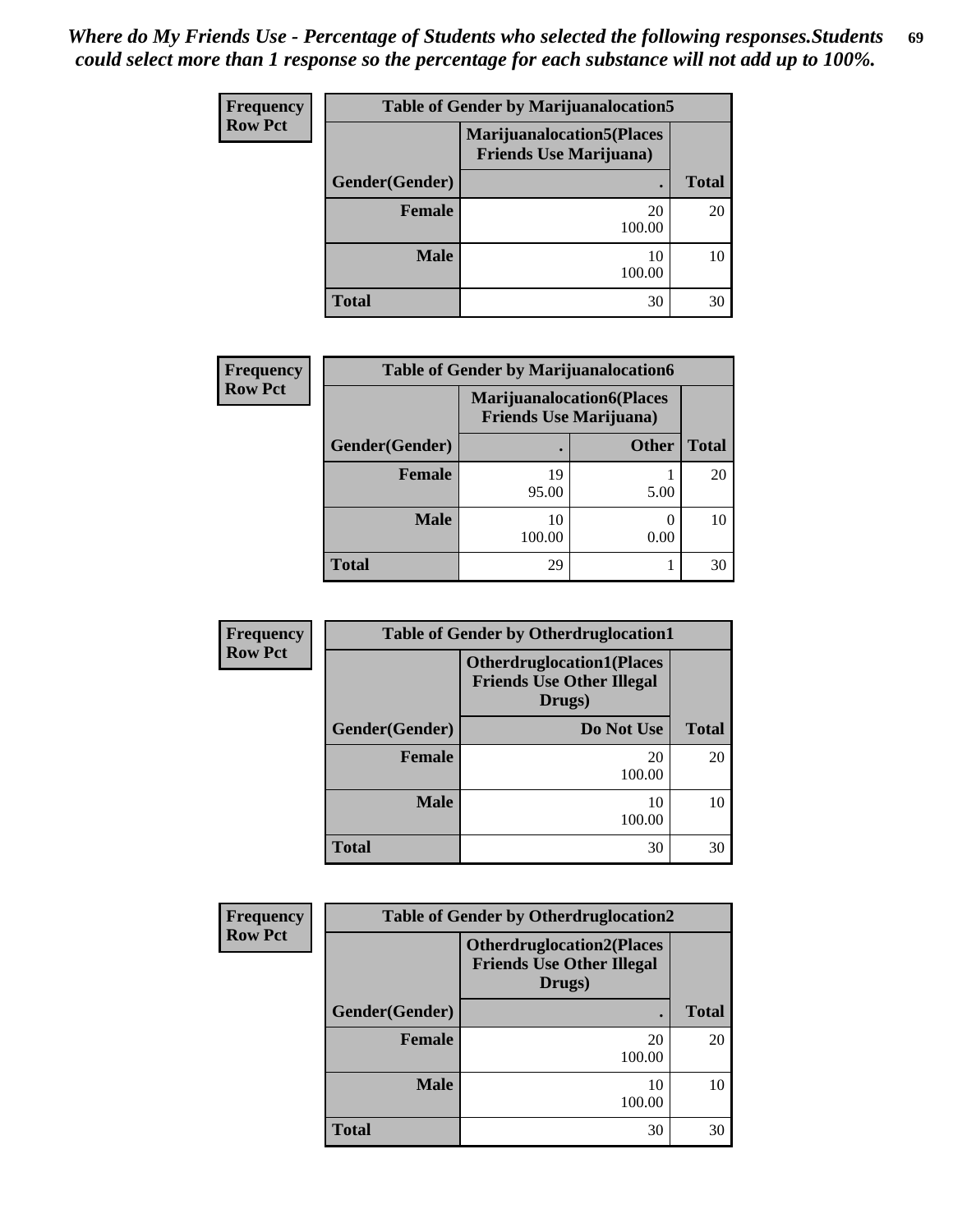*Where do My Friends Use - Percentage of Students who selected the following responses.Students could select more than 1 response so the percentage for each substance will not add up to 100%.*

**Frequency**
**Row Pct**

| Table of Gender by Marijuanalocation5 | | |
|---|---|---|
| | Marijuanalocation5(Places Friends Use Marijuana) | |
| Gender(Gender) | . | Total |
| Female | 20<br>100.00 | 20 |
| Male | 10<br>100.00 | 10 |
| Total | 30 | 30 |

**Frequency**
**Row Pct**

| Table of Gender by Marijuanalocation6 | | | |
|---|---|---|---|
| | Marijuanalocation6(Places Friends Use Marijuana) | | |
| Gender(Gender) | . | Other | Total |
| Female | 19<br>95.00 | 1<br>5.00 | 20 |
| Male | 10<br>100.00 | 0<br>0.00 | 10 |
| Total | 29 | 1 | 30 |

**Frequency**
**Row Pct**

| Table of Gender by Otherdruglocation1 | | |
|---|---|---|
| | Otherdruglocation1(Places Friends Use Other Illegal Drugs) | |
| Gender(Gender) | Do Not Use | Total |
| Female | 20<br>100.00 | 20 |
| Male | 10<br>100.00 | 10 |
| Total | 30 | 30 |

**Frequency**
**Row Pct**

| Table of Gender by Otherdruglocation2 | | |
|---|---|---|
| | Otherdruglocation2(Places Friends Use Other Illegal Drugs) | |
| Gender(Gender) | . | Total |
| Female | 20<br>100.00 | 20 |
| Male | 10<br>100.00 | 10 |
| Total | 30 | 30 |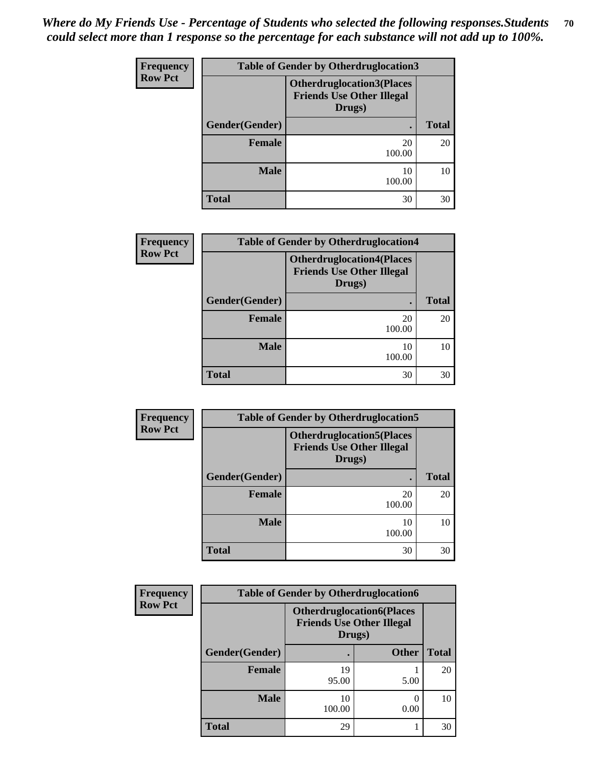*Where do My Friends Use - Percentage of Students who selected the following responses.Students could select more than 1 response so the percentage for each substance will not add up to 100%.*

**Frequency**
**Row Pct**

| Table of Gender by Otherdruglocation3 | | |
|---|---|---|
| | Otherdruglocation3(Places Friends Use Other Illegal Drugs) | |
| Gender(Gender) | . | Total |
| Female | 20<br>100.00 | 20 |
| Male | 10<br>100.00 | 10 |
| Total | 30 | 30 |

**Frequency**
**Row Pct**

| Table of Gender by Otherdruglocation4 | | |
|---|---|---|
| | Otherdruglocation4(Places Friends Use Other Illegal Drugs) | |
| Gender(Gender) | . | Total |
| Female | 20<br>100.00 | 20 |
| Male | 10<br>100.00 | 10 |
| Total | 30 | 30 |

**Frequency**
**Row Pct**

| Table of Gender by Otherdruglocation5 | | |
|---|---|---|
| | Otherdruglocation5(Places Friends Use Other Illegal Drugs) | |
| Gender(Gender) | . | Total |
| Female | 20<br>100.00 | 20 |
| Male | 10<br>100.00 | 10 |
| Total | 30 | 30 |

**Frequency**
**Row Pct**

| Table of Gender by Otherdruglocation6 | | | |
|---|---|---|---|
| | Otherdruglocation6(Places Friends Use Other Illegal Drugs) | | |
| Gender(Gender) | . | Other | Total |
| Female | 19<br>95.00 | 1<br>5.00 | 20 |
| Male | 10<br>100.00 | 0<br>0.00 | 10 |
| Total | 29 | 1 | 30 |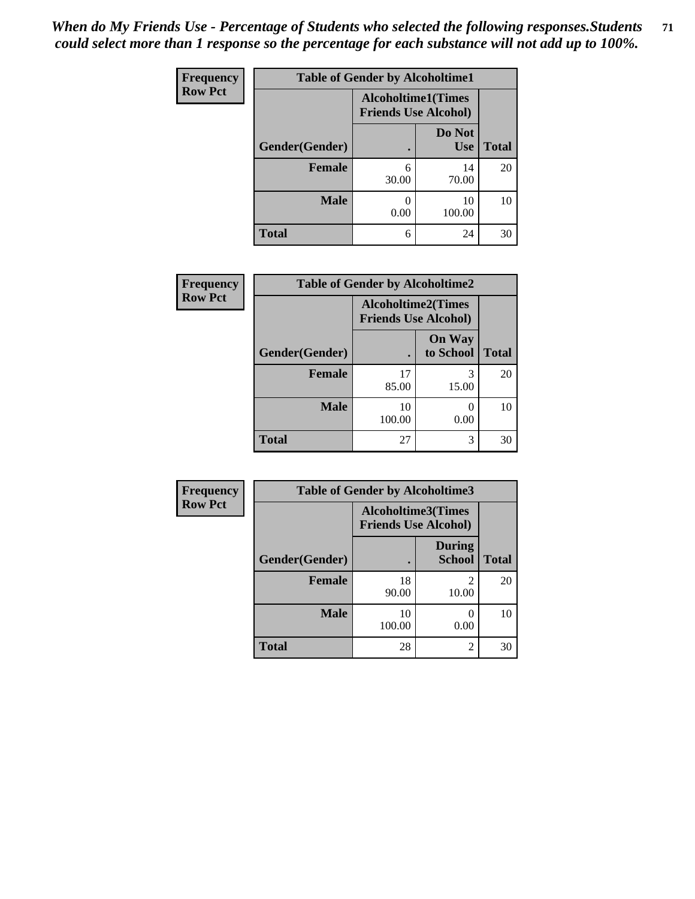*When do My Friends Use - Percentage of Students who selected the following responses.Students could select more than 1 response so the percentage for each substance will not add up to 100%.*

**Frequency**
**Row Pct**

| Table of Gender by Alcoholtime1 | | | |
|---|---|---|---|
| | Alcoholtime1(Times Friends Use Alcohol) | | |
| Gender(Gender) | . | Do Not Use | Total |
| **Female** | 6<br>30.00 | 14<br>70.00 | 20 |
| **Male** | 0<br>0.00 | 10<br>100.00 | 10 |
| **Total** | 6 | 24 | 30 |

**Frequency**
**Row Pct**

| Table of Gender by Alcoholtime2 | | | |
|---|---|---|---|
| | Alcoholtime2(Times Friends Use Alcohol) | | |
| Gender(Gender) | . | On Way to School | Total |
| **Female** | 17<br>85.00 | 3<br>15.00 | 20 |
| **Male** | 10<br>100.00 | 0<br>0.00 | 10 |
| **Total** | 27 | 3 | 30 |

**Frequency**
**Row Pct**

| Table of Gender by Alcoholtime3 | | | |
|---|---|---|---|
| | Alcoholtime3(Times Friends Use Alcohol) | | |
| Gender(Gender) | . | During School | Total |
| **Female** | 18<br>90.00 | 2<br>10.00 | 20 |
| **Male** | 10<br>100.00 | 0<br>0.00 | 10 |
| **Total** | 28 | 2 | 30 |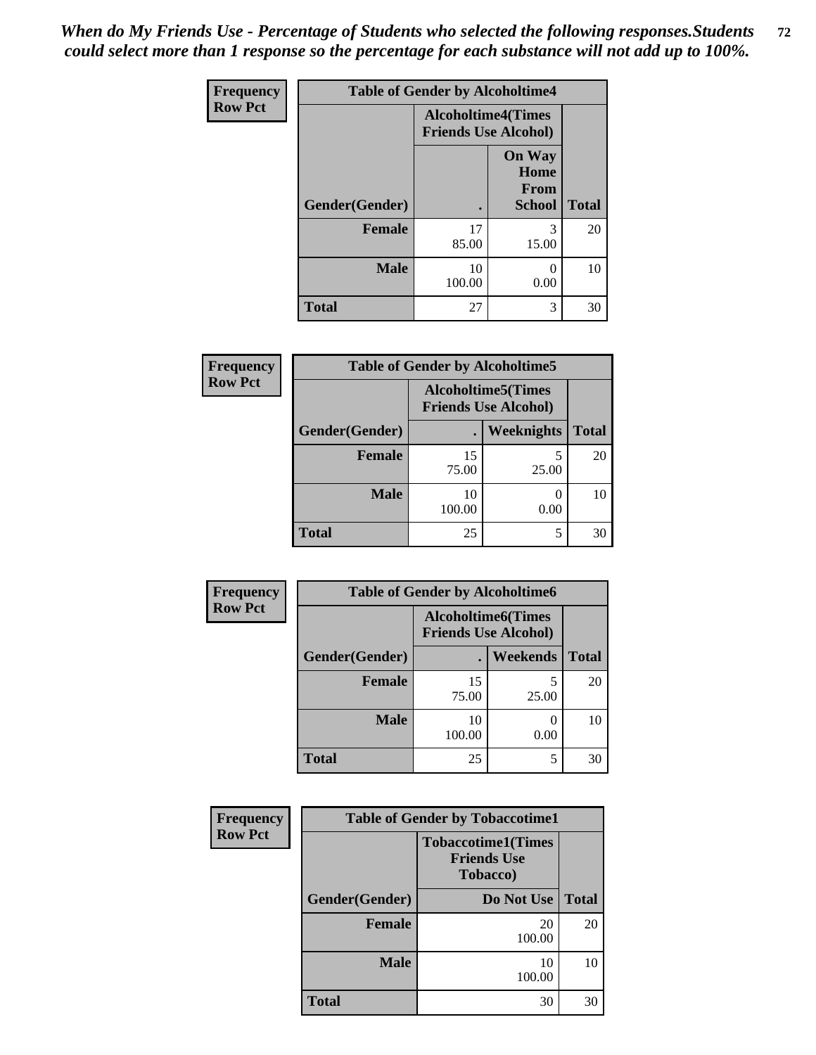*When do My Friends Use - Percentage of Students who selected the following responses.Students could select more than 1 response so the percentage for each substance will not add up to 100%.*

| Frequency Row Pct | Table of Gender by Alcoholtime4 | | |
|---|---|---|---|
| | Alcoholtime4(Times Friends Use Alcohol) | | |
| Gender(Gender) | . | On Way Home From School | Total |
| Female | 17<br>85.00 | 3<br>15.00 | 20 |
| Male | 10<br>100.00 | 0<br>0.00 | 10 |
| Total | 27 | 3 | 30 |

| Frequency Row Pct | Table of Gender by Alcoholtime5 | | |
|---|---|---|---|
| | Alcoholtime5(Times Friends Use Alcohol) | | |
| Gender(Gender) | . | Weeknights | Total |
| Female | 15<br>75.00 | 5<br>25.00 | 20 |
| Male | 10<br>100.00 | 0<br>0.00 | 10 |
| Total | 25 | 5 | 30 |

| Frequency Row Pct | Table of Gender by Alcoholtime6 | | |
|---|---|---|---|
| | Alcoholtime6(Times Friends Use Alcohol) | | |
| Gender(Gender) | . | Weekends | Total |
| Female | 15<br>75.00 | 5<br>25.00 | 20 |
| Male | 10<br>100.00 | 0<br>0.00 | 10 |
| Total | 25 | 5 | 30 |

| Frequency Row Pct | Table of Gender by Tobaccotime1 | |
|---|---|---|
| | Tobaccotime1(Times Friends Use Tobacco) | |
| Gender(Gender) | Do Not Use | Total |
| Female | 20<br>100.00 | 20 |
| Male | 10<br>100.00 | 10 |
| Total | 30 | 30 |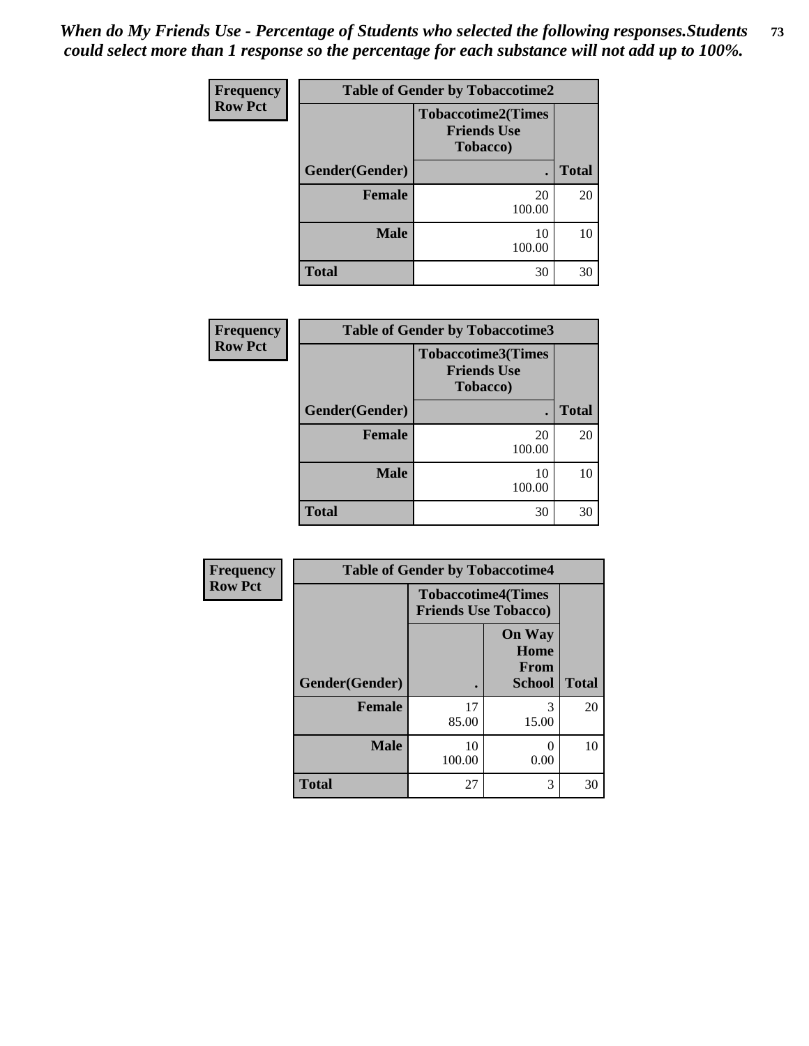*When do My Friends Use - Percentage of Students who selected the following responses.Students could select more than 1 response so the percentage for each substance will not add up to 100%.*

**Frequency**
**Row Pct**

| Table of Gender by Tobaccotime2 | | |
|---|---|---|
| | Tobaccotime2(Times Friends Use Tobacco) | |
| Gender(Gender) | . | Total |
| Female | 20<br>100.00 | 20 |
| Male | 10<br>100.00 | 10 |
| Total | 30 | 30 |

**Frequency**
**Row Pct**

| Table of Gender by Tobaccotime3 | | |
|---|---|---|
| | Tobaccotime3(Times Friends Use Tobacco) | |
| Gender(Gender) | . | Total |
| Female | 20<br>100.00 | 20 |
| Male | 10<br>100.00 | 10 |
| Total | 30 | 30 |

**Frequency**
**Row Pct**

| Table of Gender by Tobaccotime4 | | | |
|---|---|---|---|
| | Tobaccotime4(Times Friends Use Tobacco) | | |
| Gender(Gender) | . | On Way Home From School | Total |
| Female | 17<br>85.00 | 3<br>15.00 | 20 |
| Male | 10<br>100.00 | 0<br>0.00 | 10 |
| Total | 27 | 3 | 30 |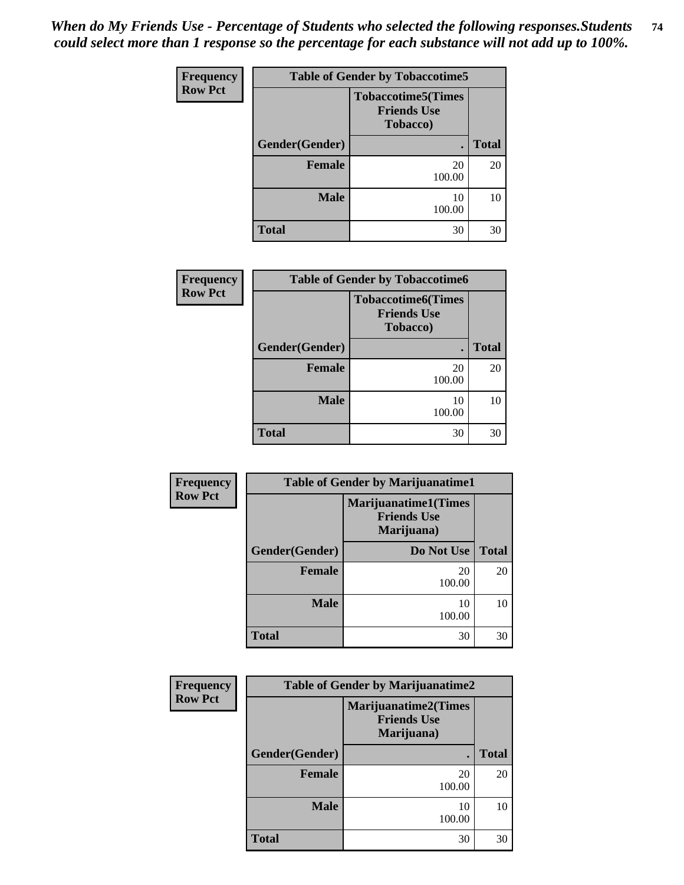*When do My Friends Use - Percentage of Students who selected the following responses.Students could select more than 1 response so the percentage for each substance will not add up to 100%.*

| Frequency<br>Row Pct | Table of Gender by Tobaccotime5 | |
|---|---|---|
| | Tobaccotime5(Times Friends Use Tobacco) | |
| Gender(Gender) | . | Total |
| Female | 20<br>100.00 | 20 |
| Male | 10<br>100.00 | 10 |
| Total | 30 | 30 |

| Frequency<br>Row Pct | Table of Gender by Tobaccotime6 | |
|---|---|---|
| | Tobaccotime6(Times Friends Use Tobacco) | |
| Gender(Gender) | . | Total |
| Female | 20<br>100.00 | 20 |
| Male | 10<br>100.00 | 10 |
| Total | 30 | 30 |

| Frequency<br>Row Pct | Table of Gender by Marijuanatime1 | |
|---|---|---|
| | Marijuanatime1(Times Friends Use Marijuana) | |
| Gender(Gender) | Do Not Use | Total |
| Female | 20<br>100.00 | 20 |
| Male | 10<br>100.00 | 10 |
| Total | 30 | 30 |

| Frequency<br>Row Pct | Table of Gender by Marijuanatime2 | |
|---|---|---|
| | Marijuanatime2(Times Friends Use Marijuana) | |
| Gender(Gender) | . | Total |
| Female | 20<br>100.00 | 20 |
| Male | 10<br>100.00 | 10 |
| Total | 30 | 30 |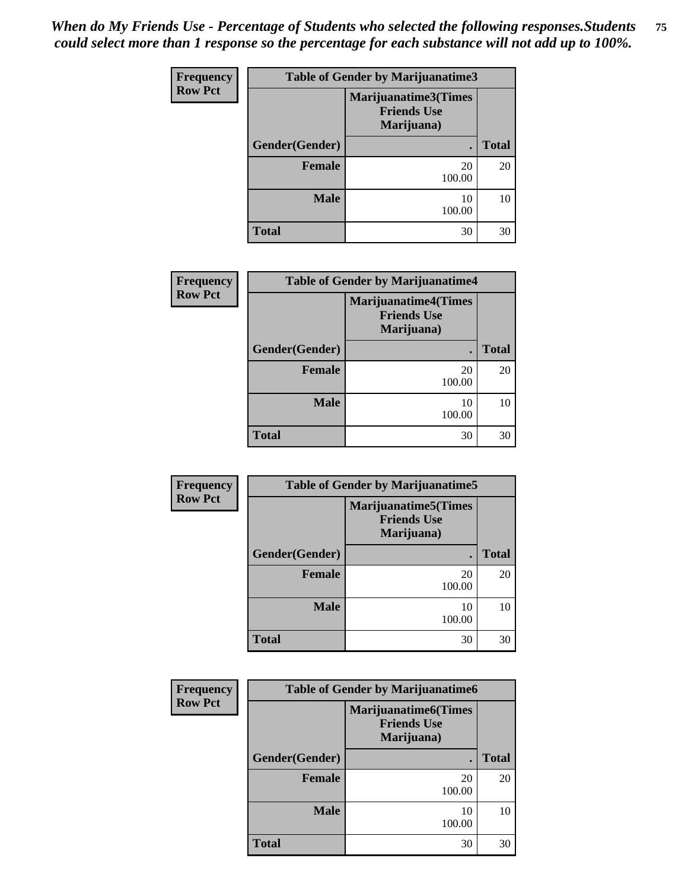*When do My Friends Use - Percentage of Students who selected the following responses.Students could select more than 1 response so the percentage for each substance will not add up to 100%.*

**Frequency**
**Row Pct**

| Table of Gender by Marijuanatime3 | | |
|---|---|---|
| | Marijuanatime3(Times Friends Use Marijuana) | |
| Gender(Gender) | . | Total |
| Female | 20<br>100.00 | 20 |
| Male | 10<br>100.00 | 10 |
| Total | 30 | 30 |

**Frequency**
**Row Pct**

| Table of Gender by Marijuanatime4 | | |
|---|---|---|
| | Marijuanatime4(Times Friends Use Marijuana) | |
| Gender(Gender) | . | Total |
| Female | 20<br>100.00 | 20 |
| Male | 10<br>100.00 | 10 |
| Total | 30 | 30 |

**Frequency**
**Row Pct**

| Table of Gender by Marijuanatime5 | | |
|---|---|---|
| | Marijuanatime5(Times Friends Use Marijuana) | |
| Gender(Gender) | . | Total |
| Female | 20<br>100.00 | 20 |
| Male | 10<br>100.00 | 10 |
| Total | 30 | 30 |

**Frequency**
**Row Pct**

| Table of Gender by Marijuanatime6 | | |
|---|---|---|
| | Marijuanatime6(Times Friends Use Marijuana) | |
| Gender(Gender) | . | Total |
| Female | 20<br>100.00 | 20 |
| Male | 10<br>100.00 | 10 |
| Total | 30 | 30 |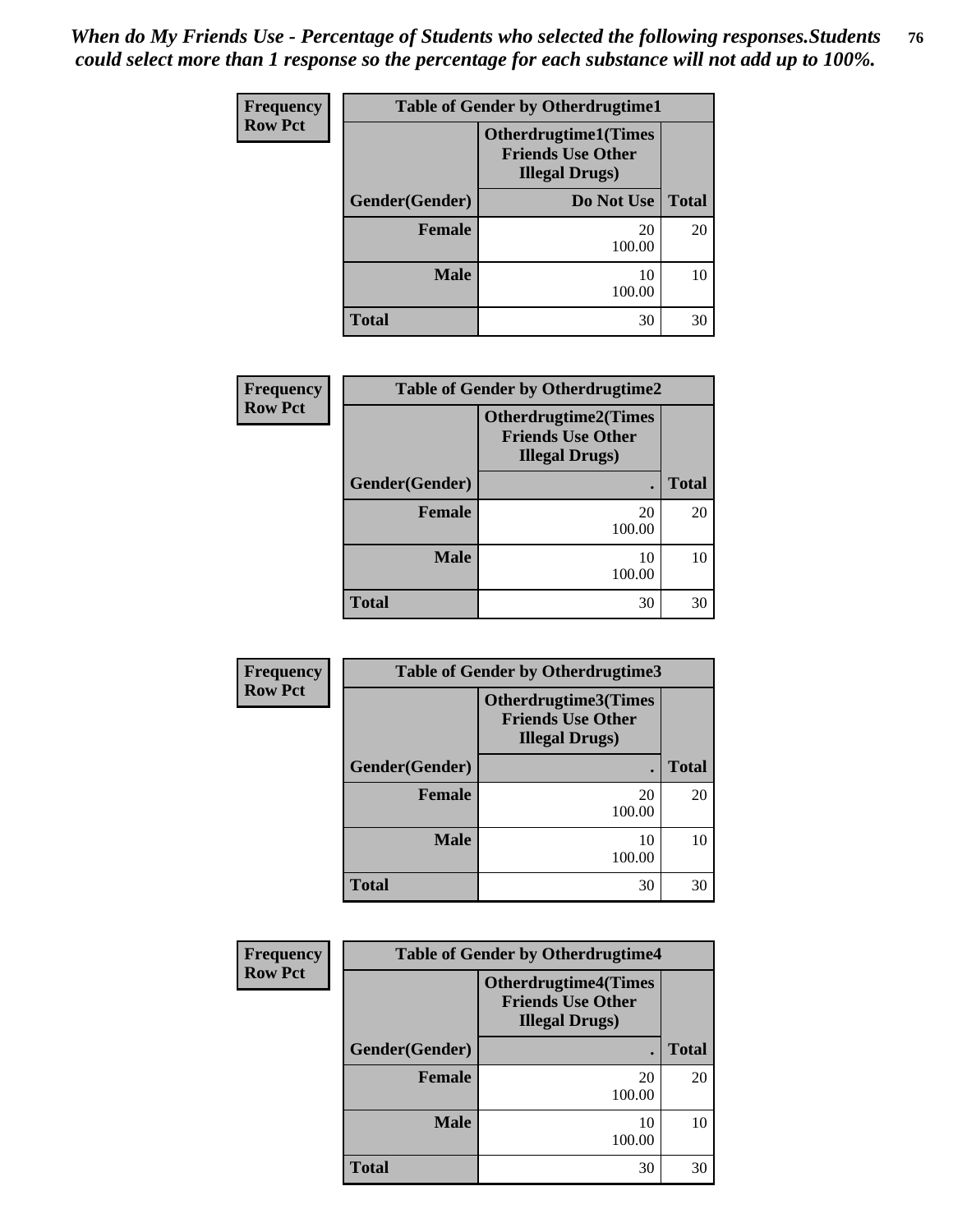*When do My Friends Use - Percentage of Students who selected the following responses.Students could select more than 1 response so the percentage for each substance will not add up to 100%.*

**Frequency**
**Row Pct**

| Table of Gender by Otherdrugtime1 | | |
|---|---|---|
| | Otherdrugtime1(Times Friends Use Other Illegal Drugs) | |
| Gender(Gender) | Do Not Use | Total |
| Female | 20<br>100.00 | 20 |
| Male | 10<br>100.00 | 10 |
| Total | 30 | 30 |

**Frequency**
**Row Pct**

| Table of Gender by Otherdrugtime2 | | |
|---|---|---|
| | Otherdrugtime2(Times Friends Use Other Illegal Drugs) | |
| Gender(Gender) | . | Total |
| Female | 20<br>100.00 | 20 |
| Male | 10<br>100.00 | 10 |
| Total | 30 | 30 |

**Frequency**
**Row Pct**

| Table of Gender by Otherdrugtime3 | | |
|---|---|---|
| | Otherdrugtime3(Times Friends Use Other Illegal Drugs) | |
| Gender(Gender) | . | Total |
| Female | 20<br>100.00 | 20 |
| Male | 10<br>100.00 | 10 |
| Total | 30 | 30 |

**Frequency**
**Row Pct**

| Table of Gender by Otherdrugtime4 | | |
|---|---|---|
| | Otherdrugtime4(Times Friends Use Other Illegal Drugs) | |
| Gender(Gender) | . | Total |
| Female | 20<br>100.00 | 20 |
| Male | 10<br>100.00 | 10 |
| Total | 30 | 30 |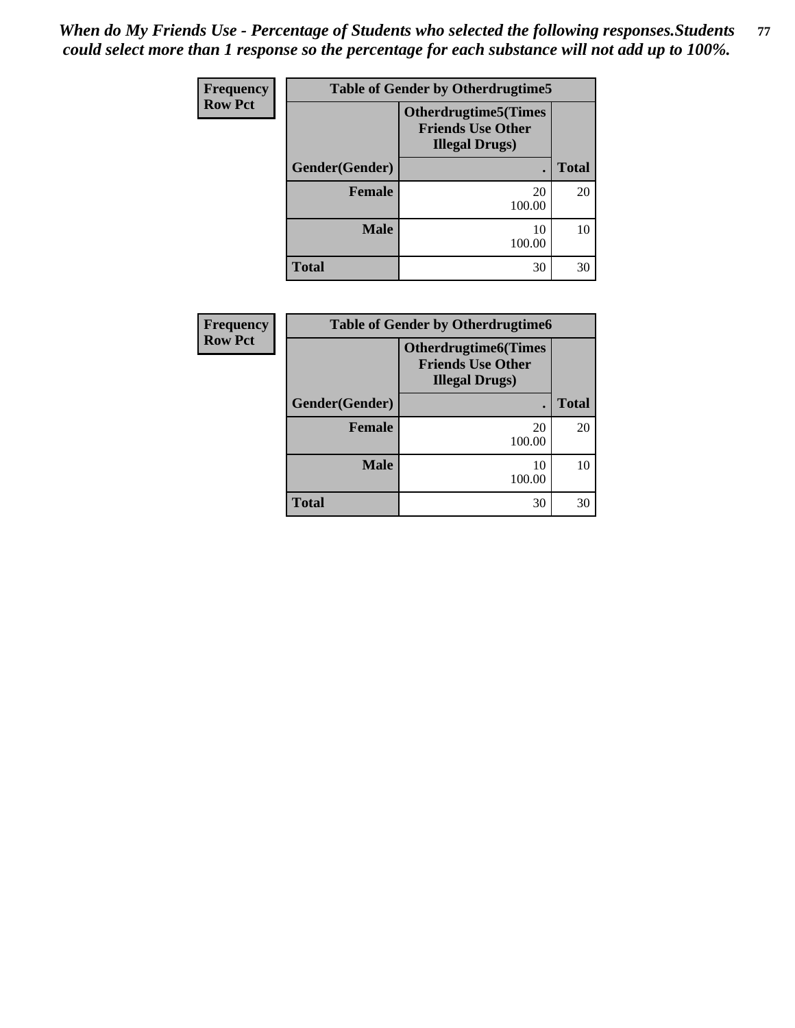*When do My Friends Use - Percentage of Students who selected the following responses.Students could select more than 1 response so the percentage for each substance will not add up to 100%.*

**Frequency**
**Row Pct**

| Table of Gender by Otherdrugtime5 | | |
|---|---|---|
| | **Otherdrugtime5(Times Friends Use Other Illegal Drugs)** | |
| **Gender(Gender)** | **.** | **Total** |
| **Female** | 20<br>100.00 | 20 |
| **Male** | 10<br>100.00 | 10 |
| **Total** | 30 | 30 |

**Frequency**
**Row Pct**

| Table of Gender by Otherdrugtime6 | | |
|---|---|---|
| | **Otherdrugtime6(Times Friends Use Other Illegal Drugs)** | |
| **Gender(Gender)** | **.** | **Total** |
| **Female** | 20<br>100.00 | 20 |
| **Male** | 10<br>100.00 | 10 |
| **Total** | 30 | 30 |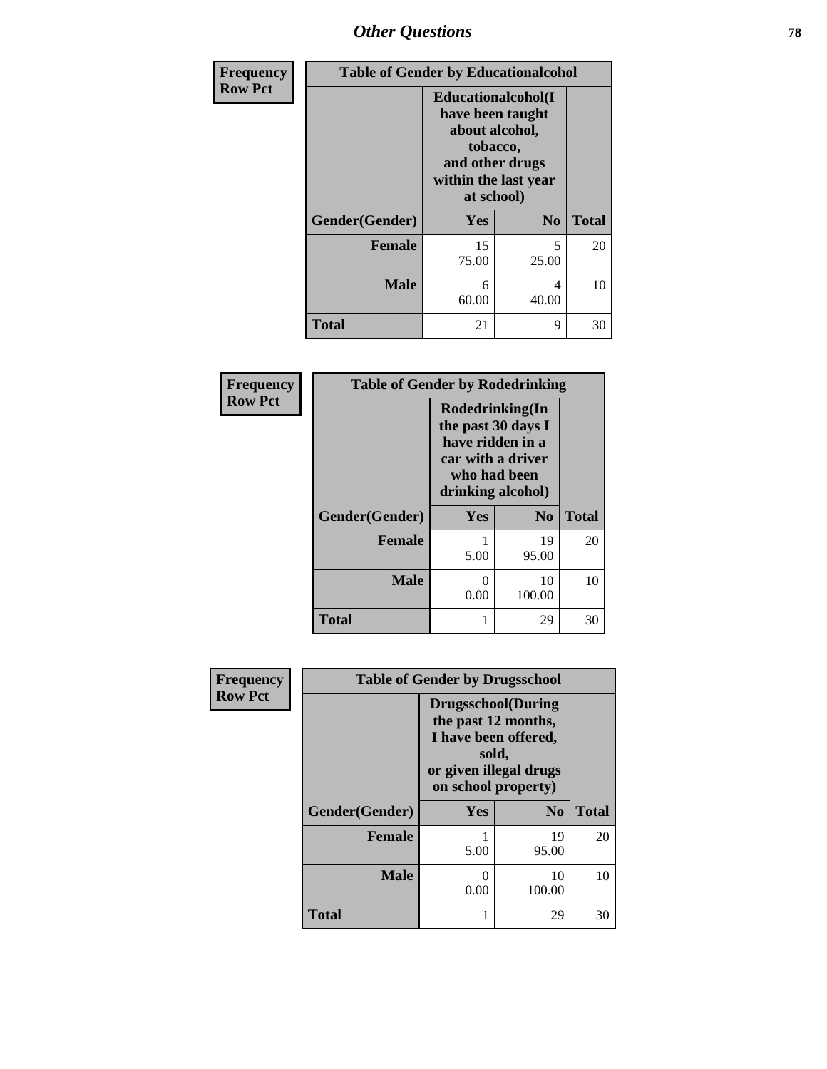## Other Questions

**Frequency Row Pct**

| Table of Gender by Educationalcohol | | | |
|---|---|---|---|
| | Educationalcohol(I have been taught about alcohol, tobacco, and other drugs within the last year at school) | | |
| Gender(Gender) | Yes | No | Total |
| Female | 15<br>75.00 | 5<br>25.00 | 20 |
| Male | 6<br>60.00 | 4<br>40.00 | 10 |
| Total | 21 | 9 | 30 |

**Frequency Row Pct**

| Table of Gender by Rodedrinking | | | |
|---|---|---|---|
| | Rodedrinking(In the past 30 days I have ridden in a car with a driver who had been drinking alcohol) | | |
| Gender(Gender) | Yes | No | Total |
| Female | 1<br>5.00 | 19<br>95.00 | 20 |
| Male | 0<br>0.00 | 10<br>100.00 | 10 |
| Total | 1 | 29 | 30 |

**Frequency Row Pct**

| Table of Gender by Drugsschool | | | |
|---|---|---|---|
| | Drugsschool(During the past 12 months, I have been offered, sold, or given illegal drugs on school property) | | |
| Gender(Gender) | Yes | No | Total |
| Female | 1<br>5.00 | 19<br>95.00 | 20 |
| Male | 0<br>0.00 | 10<br>100.00 | 10 |
| Total | 1 | 29 | 30 |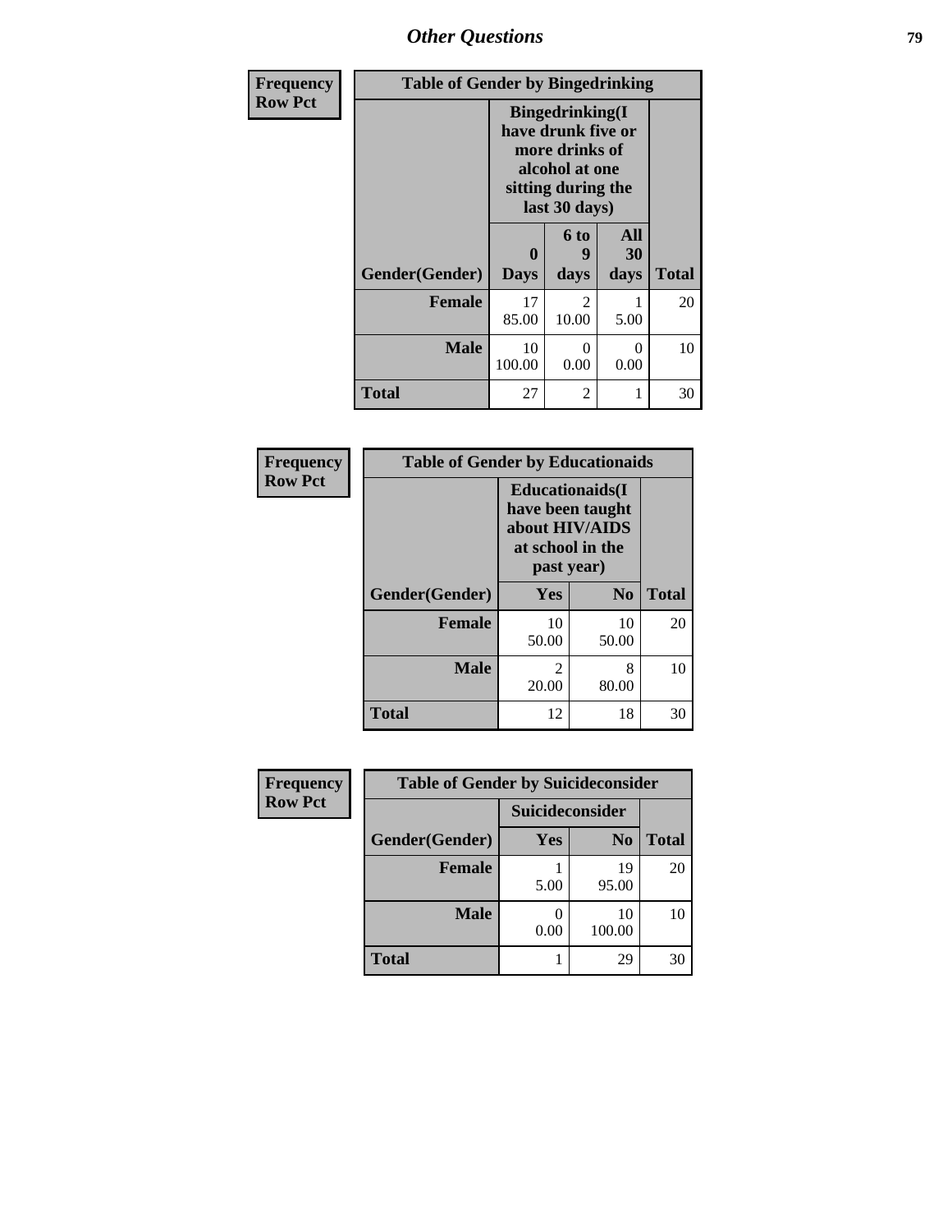## Other Questions

**Frequency**
**Row Pct**

**Table of Gender by Bingedrinking**

| Gender(Gender) | Bingedrinking(I have drunk five or more drinks of alcohol at one sitting during the last 30 days) | | | Total |
|---|---|---|---|---|
| | 0 Days | 6 to 9 days | All 30 days | |
| **Female** | 17<br>85.00 | 2<br>10.00 | 1<br>5.00 | 20 |
| **Male** | 10<br>100.00 | 0<br>0.00 | 0<br>0.00 | 10 |
| **Total** | 27 | 2 | 1 | 30 |

**Frequency**
**Row Pct**

**Table of Gender by Educationaids**

| Gender(Gender) | Educationaids(I have been taught about HIV/AIDS at school in the past year) | | Total |
|---|---|---|---|
| | Yes | No | |
| **Female** | 10<br>50.00 | 10<br>50.00 | 20 |
| **Male** | 2<br>20.00 | 8<br>80.00 | 10 |
| **Total** | 12 | 18 | 30 |

**Frequency**
**Row Pct**

**Table of Gender by Suicideconsider**

| Gender(Gender) | Suicideconsider | | Total |
|---|---|---|---|
| | Yes | No | |
| **Female** | 1<br>5.00 | 19<br>95.00 | 20 |
| **Male** | 0<br>0.00 | 10<br>100.00 | 10 |
| **Total** | 1 | 29 | 30 |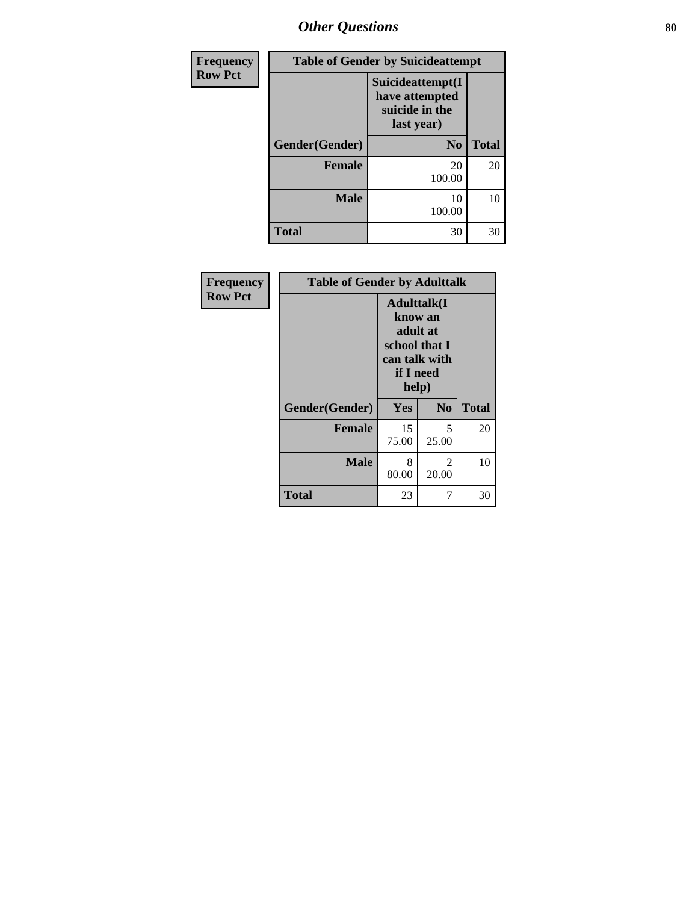## Other Questions

**Frequency**
**Row Pct**

**Table of Gender by Suicideattempt**

| Gender(Gender) | Suicideattempt(I have attempted suicide in the last year) No | Total |
|---|---|---|
| **Female** | 20<br>100.00 | 20 |
| **Male** | 10<br>100.00 | 10 |
| **Total** | 30 | 30 |

**Frequency**
**Row Pct**

**Table of Gender by Adulttalk**

| | Adulttalk(I know an adult at school that I can talk with if I need help) | | |
|---|---|---|---|
| **Gender(Gender)** | **Yes** | **No** | **Total** |
| **Female** | 15<br>75.00 | 5<br>25.00 | 20 |
| **Male** | 8<br>80.00 | 2<br>20.00 | 10 |
| **Total** | 23 | 7 | 30 |